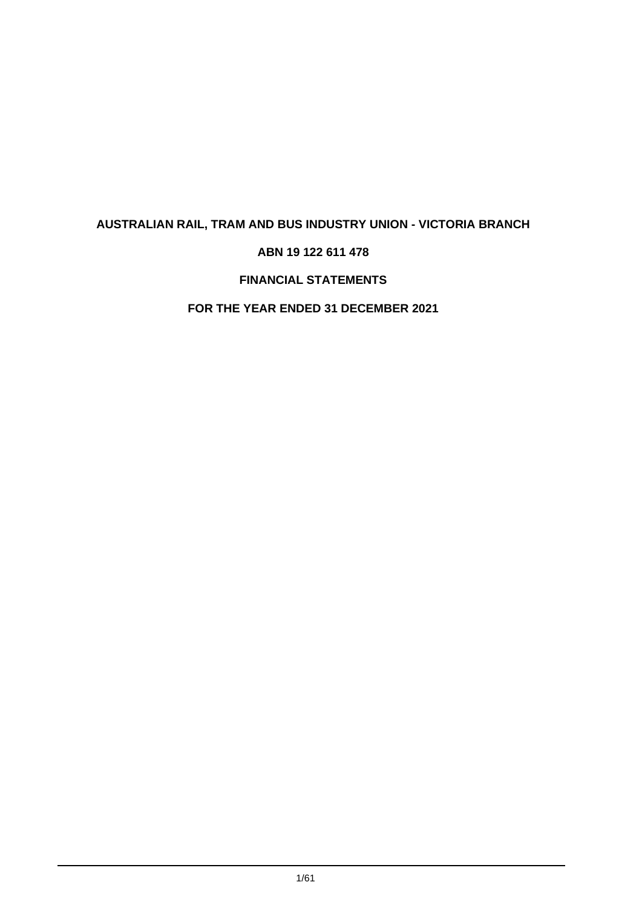# AUSTRALIAN RAIL, TRAM AND BUS INDUSTRY UNION - VICTORIA BRANCH

## ABN 19 122 611 478

## FINANCIAL STATEMENTS

## FOR THE YEAR ENDED 31 DECEMBER 2021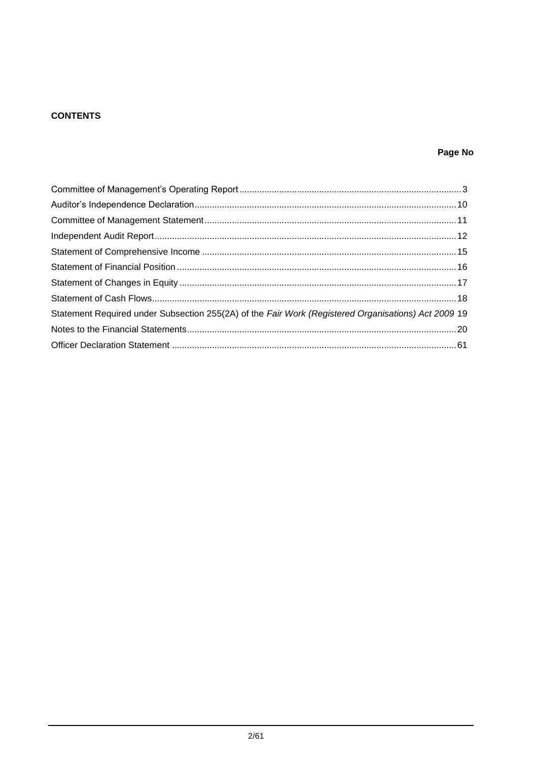**CONTENTS**

| | Page No |
|---|---|
| Committee of Management's Operating Report | 3 |
| Auditor's Independence Declaration | 10 |
| Committee of Management Statement | 11 |
| Independent Audit Report | 12 |
| Statement of Comprehensive Income | 15 |
| Statement of Financial Position | 16 |
| Statement of Changes in Equity | 17 |
| Statement of Cash Flows | 18 |
| Statement Required under Subsection 255(2A) of the *Fair Work (Registered Organisations) Act 2009* | 19 |
| Notes to the Financial Statements | 20 |
| Officer Declaration Statement | 61 |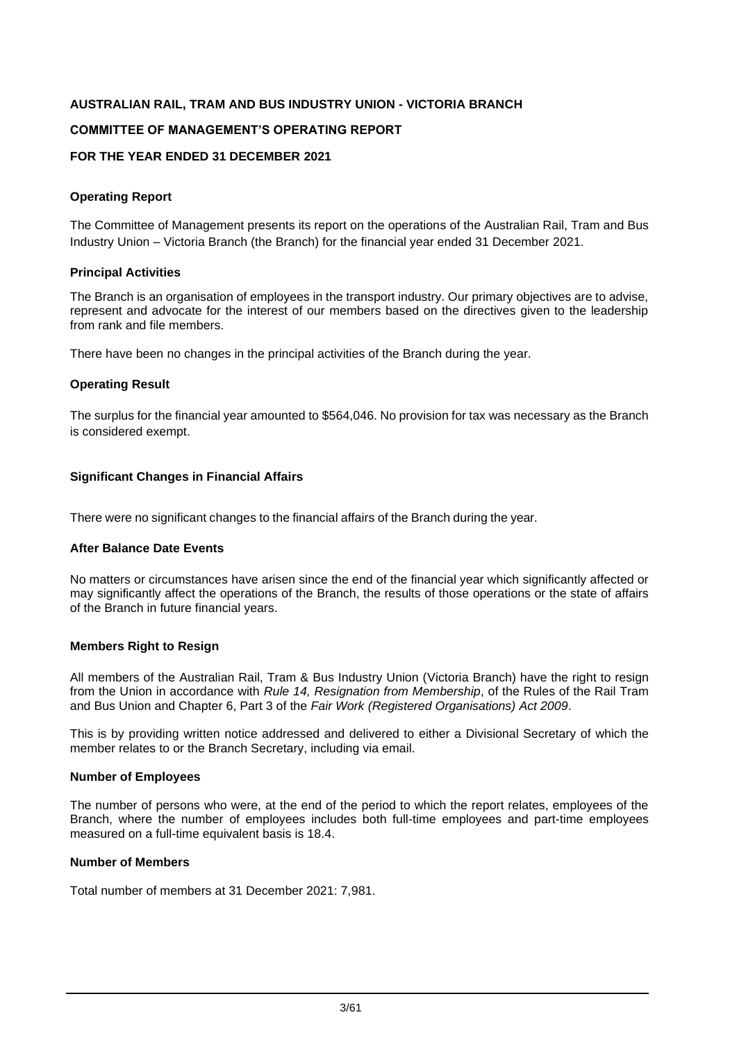**AUSTRALIAN RAIL, TRAM AND BUS INDUSTRY UNION - VICTORIA BRANCH**

**COMMITTEE OF MANAGEMENT'S OPERATING REPORT**

**FOR THE YEAR ENDED 31 DECEMBER 2021**

**Operating Report**

The Committee of Management presents its report on the operations of the Australian Rail, Tram and Bus Industry Union – Victoria Branch (the Branch) for the financial year ended 31 December 2021.

**Principal Activities**

The Branch is an organisation of employees in the transport industry. Our primary objectives are to advise, represent and advocate for the interest of our members based on the directives given to the leadership from rank and file members.

There have been no changes in the principal activities of the Branch during the year.

**Operating Result**

The surplus for the financial year amounted to $564,046. No provision for tax was necessary as the Branch is considered exempt.

**Significant Changes in Financial Affairs**

There were no significant changes to the financial affairs of the Branch during the year.

**After Balance Date Events**

No matters or circumstances have arisen since the end of the financial year which significantly affected or may significantly affect the operations of the Branch, the results of those operations or the state of affairs of the Branch in future financial years.

**Members Right to Resign**

All members of the Australian Rail, Tram & Bus Industry Union (Victoria Branch) have the right to resign from the Union in accordance with *Rule 14, Resignation from Membership*, of the Rules of the Rail Tram and Bus Union and Chapter 6, Part 3 of the *Fair Work (Registered Organisations) Act 2009*.

This is by providing written notice addressed and delivered to either a Divisional Secretary of which the member relates to or the Branch Secretary, including via email.

**Number of Employees**

The number of persons who were, at the end of the period to which the report relates, employees of the Branch, where the number of employees includes both full-time employees and part-time employees measured on a full-time equivalent basis is 18.4.

**Number of Members**

Total number of members at 31 December 2021: 7,981.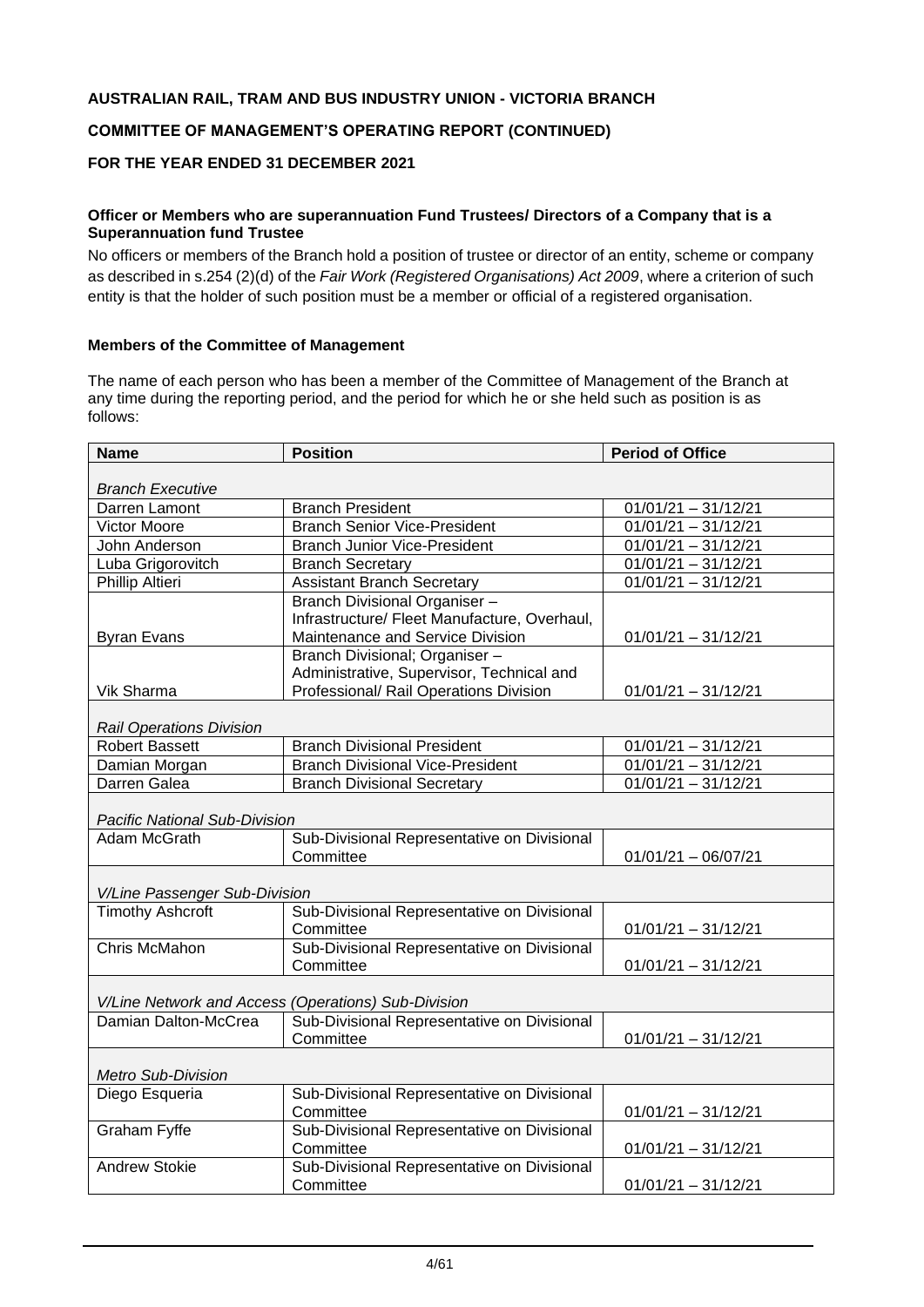**AUSTRALIAN RAIL, TRAM AND BUS INDUSTRY UNION - VICTORIA BRANCH**

**COMMITTEE OF MANAGEMENT'S OPERATING REPORT (CONTINUED)**

**FOR THE YEAR ENDED 31 DECEMBER 2021**

**Officer or Members who are superannuation Fund Trustees/ Directors of a Company that is a Superannuation fund Trustee**

No officers or members of the Branch hold a position of trustee or director of an entity, scheme or company as described in s.254 (2)(d) of the *Fair Work (Registered Organisations) Act 2009*, where a criterion of such entity is that the holder of such position must be a member or official of a registered organisation.

**Members of the Committee of Management**

The name of each person who has been a member of the Committee of Management of the Branch at any time during the reporting period, and the period for which he or she held such as position is as follows:

| Name | Position | Period of Office |
|---|---|---|
| *Branch Executive* | | |
| Darren Lamont | Branch President | 01/01/21 – 31/12/21 |
| Victor Moore | Branch Senior Vice-President | 01/01/21 – 31/12/21 |
| John Anderson | Branch Junior Vice-President | 01/01/21 – 31/12/21 |
| Luba Grigorovitch | Branch Secretary | 01/01/21 – 31/12/21 |
| Phillip Altieri | Assistant Branch Secretary | 01/01/21 – 31/12/21 |
| Byran Evans | Branch Divisional Organiser – Infrastructure/ Fleet Manufacture, Overhaul, Maintenance and Service Division | 01/01/21 – 31/12/21 |
| Vik Sharma | Branch Divisional; Organiser – Administrative, Supervisor, Technical and Professional/ Rail Operations Division | 01/01/21 – 31/12/21 |
| *Rail Operations Division* | | |
| Robert Bassett | Branch Divisional President | 01/01/21 – 31/12/21 |
| Damian Morgan | Branch Divisional Vice-President | 01/01/21 – 31/12/21 |
| Darren Galea | Branch Divisional Secretary | 01/01/21 – 31/12/21 |
| *Pacific National Sub-Division* | | |
| Adam McGrath | Sub-Divisional Representative on Divisional Committee | 01/01/21 – 06/07/21 |
| *V/Line Passenger Sub-Division* | | |
| Timothy Ashcroft | Sub-Divisional Representative on Divisional Committee | 01/01/21 – 31/12/21 |
| Chris McMahon | Sub-Divisional Representative on Divisional Committee | 01/01/21 – 31/12/21 |
| *V/Line Network and Access (Operations) Sub-Division* | | |
| Damian Dalton-McCrea | Sub-Divisional Representative on Divisional Committee | 01/01/21 – 31/12/21 |
| *Metro Sub-Division* | | |
| Diego Esqueria | Sub-Divisional Representative on Divisional Committee | 01/01/21 – 31/12/21 |
| Graham Fyffe | Sub-Divisional Representative on Divisional Committee | 01/01/21 – 31/12/21 |
| Andrew Stokie | Sub-Divisional Representative on Divisional Committee | 01/01/21 – 31/12/21 |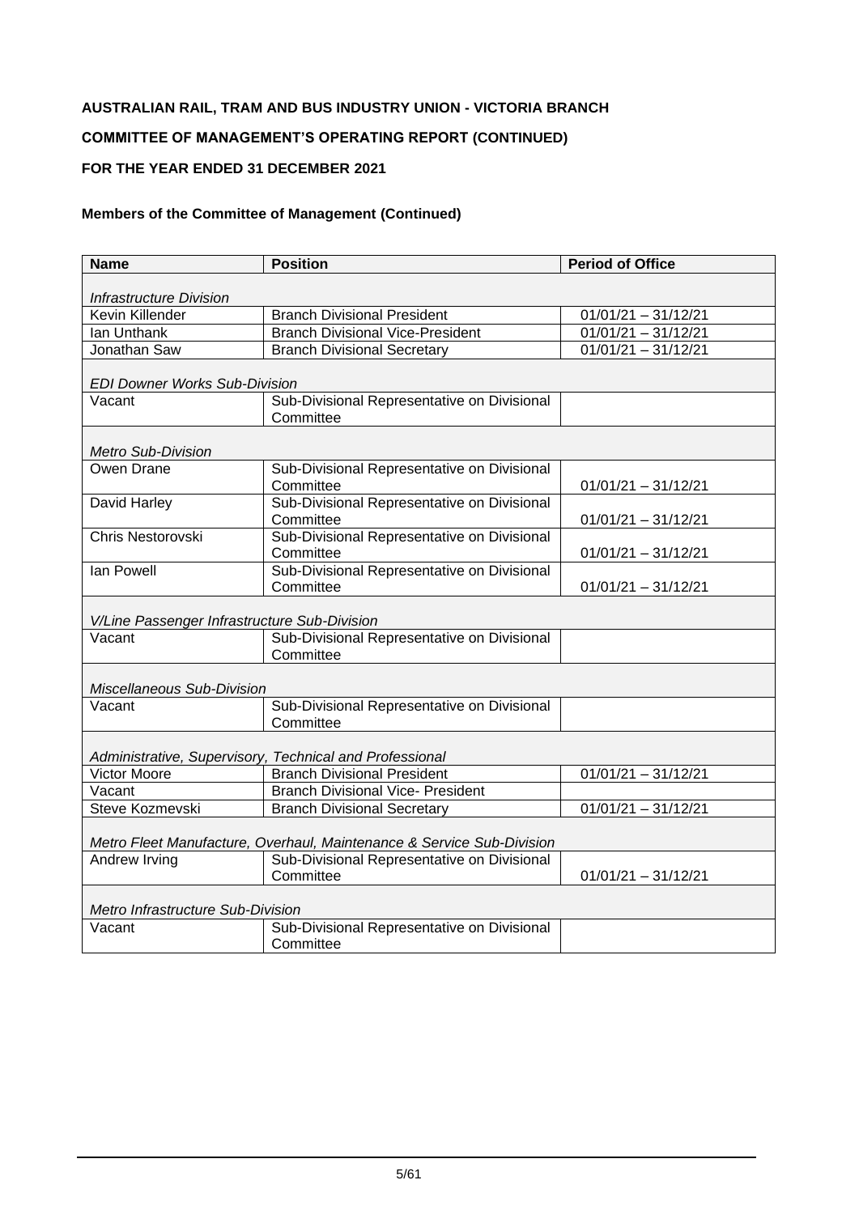**AUSTRALIAN RAIL, TRAM AND BUS INDUSTRY UNION - VICTORIA BRANCH**

**COMMITTEE OF MANAGEMENT'S OPERATING REPORT (CONTINUED)**

**FOR THE YEAR ENDED 31 DECEMBER 2021**

**Members of the Committee of Management (Continued)**

| Name | Position | Period of Office |
|---|---|---|
| *Infrastructure Division* | | |
| Kevin Killender | Branch Divisional President | 01/01/21 – 31/12/21 |
| Ian Unthank | Branch Divisional Vice-President | 01/01/21 – 31/12/21 |
| Jonathan Saw | Branch Divisional Secretary | 01/01/21 – 31/12/21 |
| *EDI Downer Works Sub-Division* | | |
| Vacant | Sub-Divisional Representative on Divisional Committee | |
| *Metro Sub-Division* | | |
| Owen Drane | Sub-Divisional Representative on Divisional Committee | 01/01/21 – 31/12/21 |
| David Harley | Sub-Divisional Representative on Divisional Committee | 01/01/21 – 31/12/21 |
| Chris Nestorovski | Sub-Divisional Representative on Divisional Committee | 01/01/21 – 31/12/21 |
| Ian Powell | Sub-Divisional Representative on Divisional Committee | 01/01/21 – 31/12/21 |
| *V/Line Passenger Infrastructure Sub-Division* | | |
| Vacant | Sub-Divisional Representative on Divisional Committee | |
| *Miscellaneous Sub-Division* | | |
| Vacant | Sub-Divisional Representative on Divisional Committee | |
| *Administrative, Supervisory, Technical and Professional* | | |
| Victor Moore | Branch Divisional President | 01/01/21 – 31/12/21 |
| Vacant | Branch Divisional Vice- President | |
| Steve Kozmevski | Branch Divisional Secretary | 01/01/21 – 31/12/21 |
| *Metro Fleet Manufacture, Overhaul, Maintenance & Service Sub-Division* | | |
| Andrew Irving | Sub-Divisional Representative on Divisional Committee | 01/01/21 – 31/12/21 |
| *Metro Infrastructure Sub-Division* | | |
| Vacant | Sub-Divisional Representative on Divisional Committee | |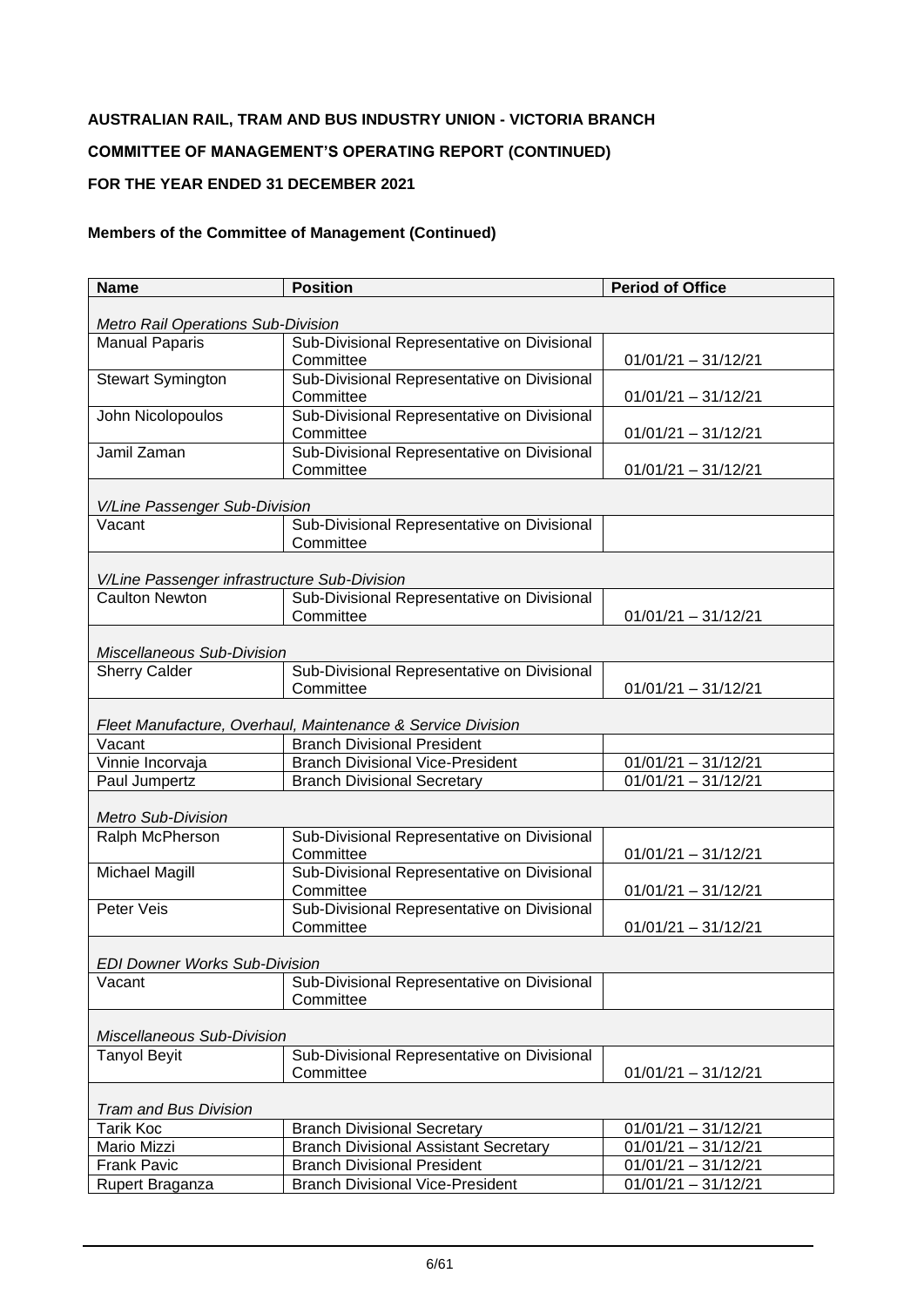**AUSTRALIAN RAIL, TRAM AND BUS INDUSTRY UNION - VICTORIA BRANCH**

**COMMITTEE OF MANAGEMENT'S OPERATING REPORT (CONTINUED)**

**FOR THE YEAR ENDED 31 DECEMBER 2021**

**Members of the Committee of Management (Continued)**

| Name | Position | Period of Office |
|---|---|---|
| *Metro Rail Operations Sub-Division* | | |
| Manual Paparis | Sub-Divisional Representative on Divisional Committee | 01/01/21 – 31/12/21 |
| Stewart Symington | Sub-Divisional Representative on Divisional Committee | 01/01/21 – 31/12/21 |
| John Nicolopoulos | Sub-Divisional Representative on Divisional Committee | 01/01/21 – 31/12/21 |
| Jamil Zaman | Sub-Divisional Representative on Divisional Committee | 01/01/21 – 31/12/21 |
| *V/Line Passenger Sub-Division* | | |
| Vacant | Sub-Divisional Representative on Divisional Committee | |
| *V/Line Passenger infrastructure Sub-Division* | | |
| Caulton Newton | Sub-Divisional Representative on Divisional Committee | 01/01/21 – 31/12/21 |
| *Miscellaneous Sub-Division* | | |
| Sherry Calder | Sub-Divisional Representative on Divisional Committee | 01/01/21 – 31/12/21 |
| *Fleet Manufacture, Overhaul, Maintenance & Service Division* | | |
| Vacant | Branch Divisional President | |
| Vinnie Incorvaja | Branch Divisional Vice-President | 01/01/21 – 31/12/21 |
| Paul Jumpertz | Branch Divisional Secretary | 01/01/21 – 31/12/21 |
| *Metro Sub-Division* | | |
| Ralph McPherson | Sub-Divisional Representative on Divisional Committee | 01/01/21 – 31/12/21 |
| Michael Magill | Sub-Divisional Representative on Divisional Committee | 01/01/21 – 31/12/21 |
| Peter Veis | Sub-Divisional Representative on Divisional Committee | 01/01/21 – 31/12/21 |
| *EDI Downer Works Sub-Division* | | |
| Vacant | Sub-Divisional Representative on Divisional Committee | |
| *Miscellaneous Sub-Division* | | |
| Tanyol Beyit | Sub-Divisional Representative on Divisional Committee | 01/01/21 – 31/12/21 |
| *Tram and Bus Division* | | |
| Tarik Koc | Branch Divisional Secretary | 01/01/21 – 31/12/21 |
| Mario Mizzi | Branch Divisional Assistant Secretary | 01/01/21 – 31/12/21 |
| Frank Pavic | Branch Divisional President | 01/01/21 – 31/12/21 |
| Rupert Braganza | Branch Divisional Vice-President | 01/01/21 – 31/12/21 |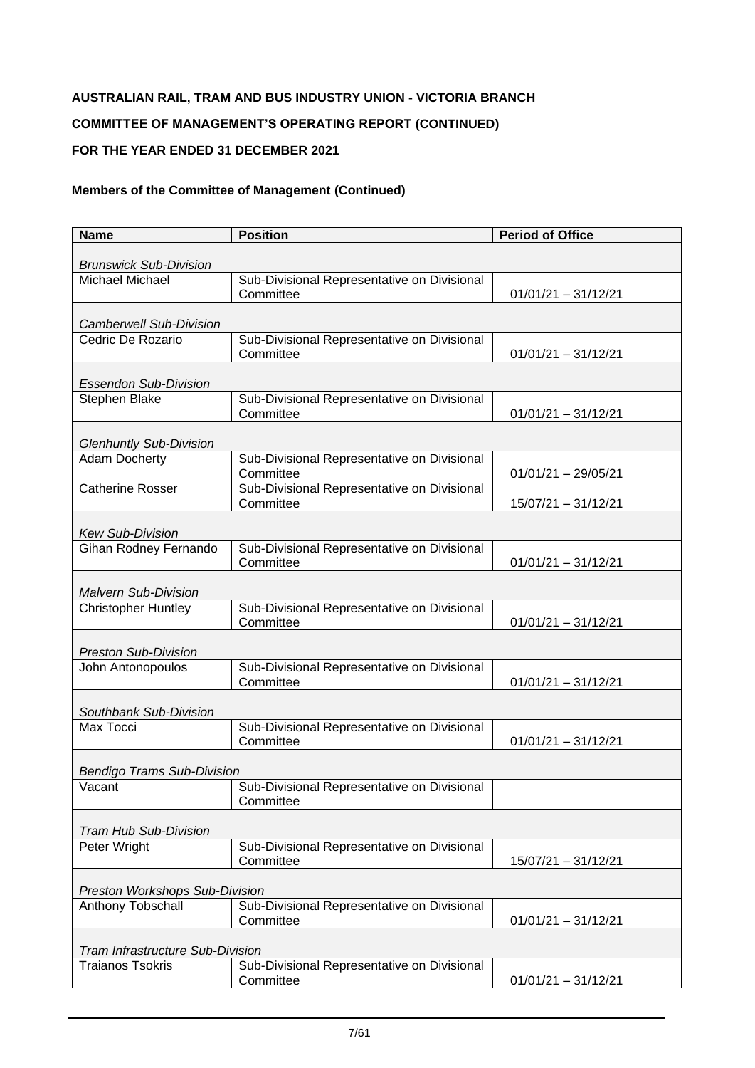**AUSTRALIAN RAIL, TRAM AND BUS INDUSTRY UNION - VICTORIA BRANCH**

**COMMITTEE OF MANAGEMENT'S OPERATING REPORT (CONTINUED)**

**FOR THE YEAR ENDED 31 DECEMBER 2021**

**Members of the Committee of Management (Continued)**

| Name | Position | Period of Office |
|---|---|---|
| *Brunswick Sub-Division* | | |
| Michael Michael | Sub-Divisional Representative on Divisional Committee | 01/01/21 – 31/12/21 |
| *Camberwell Sub-Division* | | |
| Cedric De Rozario | Sub-Divisional Representative on Divisional Committee | 01/01/21 – 31/12/21 |
| *Essendon Sub-Division* | | |
| Stephen Blake | Sub-Divisional Representative on Divisional Committee | 01/01/21 – 31/12/21 |
| *Glenhuntly Sub-Division* | | |
| Adam Docherty | Sub-Divisional Representative on Divisional Committee | 01/01/21 – 29/05/21 |
| Catherine Rosser | Sub-Divisional Representative on Divisional Committee | 15/07/21 – 31/12/21 |
| *Kew Sub-Division* | | |
| Gihan Rodney Fernando | Sub-Divisional Representative on Divisional Committee | 01/01/21 – 31/12/21 |
| *Malvern Sub-Division* | | |
| Christopher Huntley | Sub-Divisional Representative on Divisional Committee | 01/01/21 – 31/12/21 |
| *Preston Sub-Division* | | |
| John Antonopoulos | Sub-Divisional Representative on Divisional Committee | 01/01/21 – 31/12/21 |
| *Southbank Sub-Division* | | |
| Max Tocci | Sub-Divisional Representative on Divisional Committee | 01/01/21 – 31/12/21 |
| *Bendigo Trams Sub-Division* | | |
| Vacant | Sub-Divisional Representative on Divisional Committee | |
| *Tram Hub Sub-Division* | | |
| Peter Wright | Sub-Divisional Representative on Divisional Committee | 15/07/21 – 31/12/21 |
| *Preston Workshops Sub-Division* | | |
| Anthony Tobschall | Sub-Divisional Representative on Divisional Committee | 01/01/21 – 31/12/21 |
| *Tram Infrastructure Sub-Division* | | |
| Traianos Tsokris | Sub-Divisional Representative on Divisional Committee | 01/01/21 – 31/12/21 |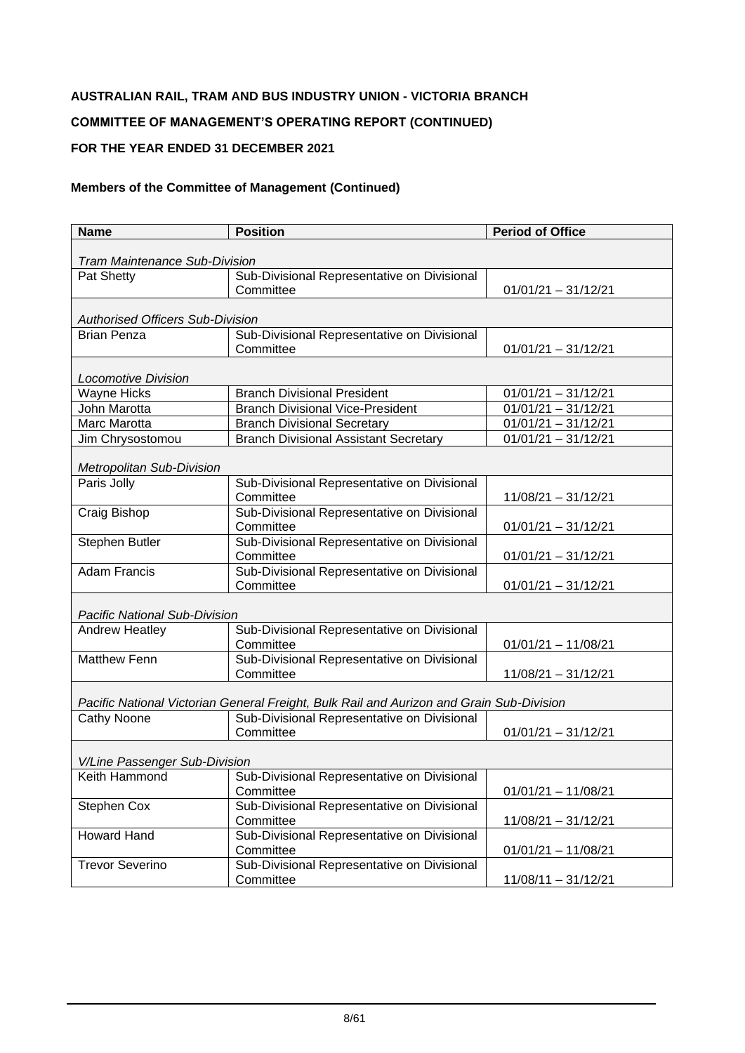**AUSTRALIAN RAIL, TRAM AND BUS INDUSTRY UNION - VICTORIA BRANCH**

**COMMITTEE OF MANAGEMENT'S OPERATING REPORT (CONTINUED)**

**FOR THE YEAR ENDED 31 DECEMBER 2021**

**Members of the Committee of Management (Continued)**

| Name | Position | Period of Office |
|---|---|---|
| *Tram Maintenance Sub-Division* | | |
| Pat Shetty | Sub-Divisional Representative on Divisional Committee | 01/01/21 – 31/12/21 |
| *Authorised Officers Sub-Division* | | |
| Brian Penza | Sub-Divisional Representative on Divisional Committee | 01/01/21 – 31/12/21 |
| *Locomotive Division* | | |
| Wayne Hicks | Branch Divisional President | 01/01/21 – 31/12/21 |
| John Marotta | Branch Divisional Vice-President | 01/01/21 – 31/12/21 |
| Marc Marotta | Branch Divisional Secretary | 01/01/21 – 31/12/21 |
| Jim Chrysostomou | Branch Divisional Assistant Secretary | 01/01/21 – 31/12/21 |
| *Metropolitan Sub-Division* | | |
| Paris Jolly | Sub-Divisional Representative on Divisional Committee | 11/08/21 – 31/12/21 |
| Craig Bishop | Sub-Divisional Representative on Divisional Committee | 01/01/21 – 31/12/21 |
| Stephen Butler | Sub-Divisional Representative on Divisional Committee | 01/01/21 – 31/12/21 |
| Adam Francis | Sub-Divisional Representative on Divisional Committee | 01/01/21 – 31/12/21 |
| *Pacific National Sub-Division* | | |
| Andrew Heatley | Sub-Divisional Representative on Divisional Committee | 01/01/21 – 11/08/21 |
| Matthew Fenn | Sub-Divisional Representative on Divisional Committee | 11/08/21 – 31/12/21 |
| *Pacific National Victorian General Freight, Bulk Rail and Aurizon and Grain Sub-Division* | | |
| Cathy Noone | Sub-Divisional Representative on Divisional Committee | 01/01/21 – 31/12/21 |
| *V/Line Passenger Sub-Division* | | |
| Keith Hammond | Sub-Divisional Representative on Divisional Committee | 01/01/21 – 11/08/21 |
| Stephen Cox | Sub-Divisional Representative on Divisional Committee | 11/08/21 – 31/12/21 |
| Howard Hand | Sub-Divisional Representative on Divisional Committee | 01/01/21 – 11/08/21 |
| Trevor Severino | Sub-Divisional Representative on Divisional Committee | 11/08/11 – 31/12/21 |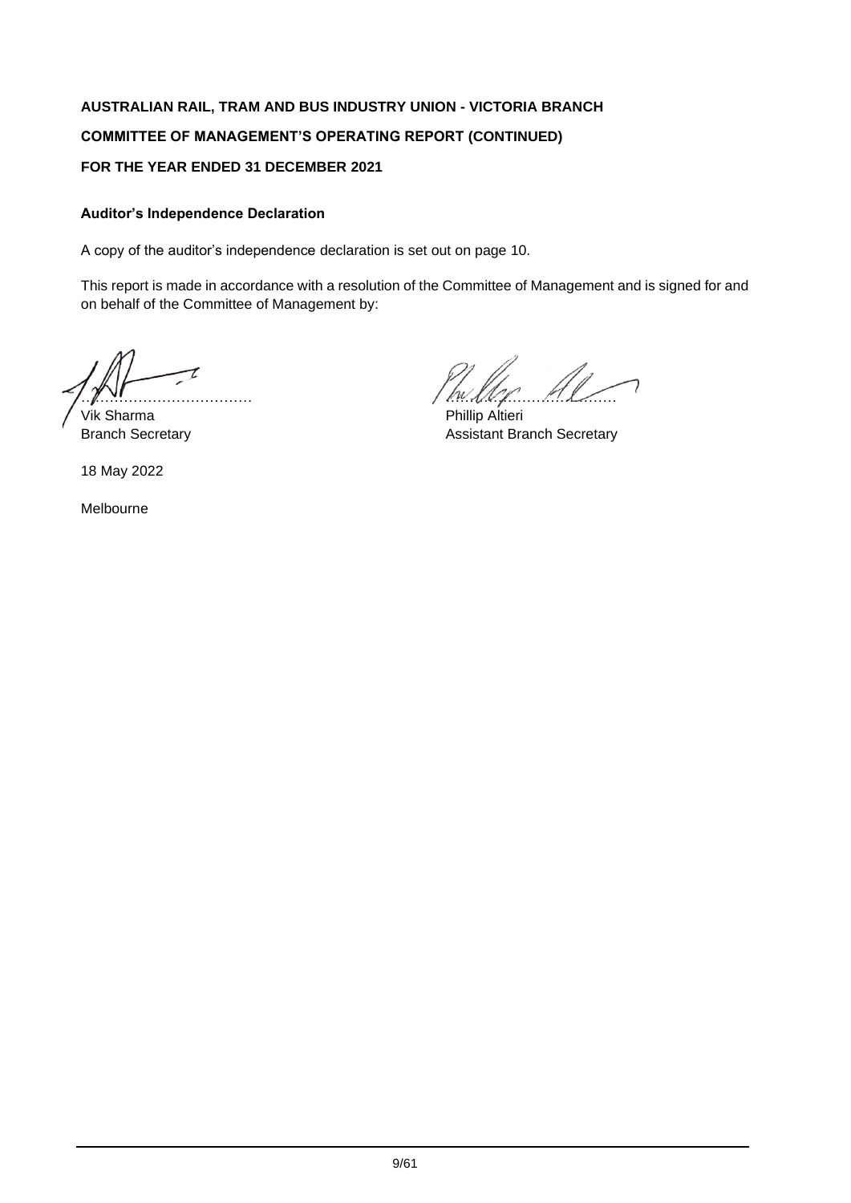**AUSTRALIAN RAIL, TRAM AND BUS INDUSTRY UNION - VICTORIA BRANCH**

**COMMITTEE OF MANAGEMENT'S OPERATING REPORT (CONTINUED)**

**FOR THE YEAR ENDED 31 DECEMBER 2021**

**Auditor's Independence Declaration**

A copy of the auditor's independence declaration is set out on page 10.

This report is made in accordance with a resolution of the Committee of Management and is signed for and on behalf of the Committee of Management by:

………………………………
Vik Sharma
Branch Secretary

………………………………
Phillip Altieri
Assistant Branch Secretary

18 May 2022

Melbourne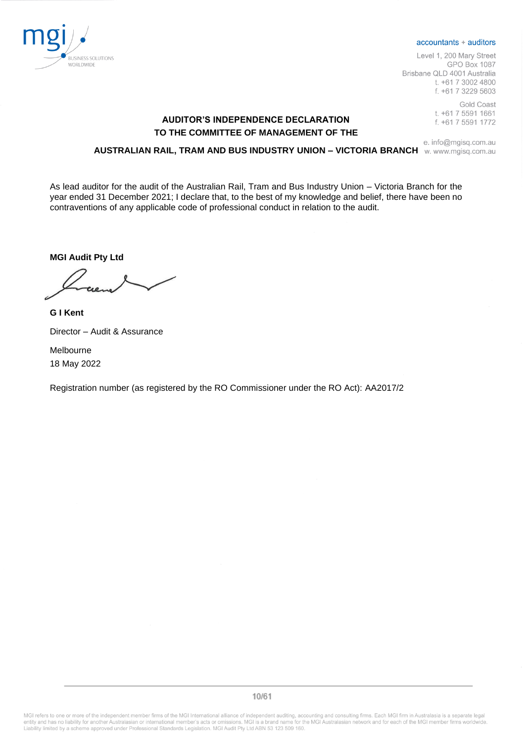accountants + auditors

Level 1, 200 Mary Street
GPO Box 1087
Brisbane QLD 4001 Australia
t. +61 7 3002 4800
f. +61 7 3229 5603

Gold Coast
t. +61 7 5591 1661
f. +61 7 5591 1772

e. info@mgisq.com.au
w. www.mgisq.com.au

## AUDITOR'S INDEPENDENCE DECLARATION TO THE COMMITTEE OF MANAGEMENT OF THE AUSTRALIAN RAIL, TRAM AND BUS INDUSTRY UNION – VICTORIA BRANCH

As lead auditor for the audit of the Australian Rail, Tram and Bus Industry Union – Victoria Branch for the year ended 31 December 2021; I declare that, to the best of my knowledge and belief, there have been no contraventions of any applicable code of professional conduct in relation to the audit.

**MGI Audit Pty Ltd**

**G I Kent**

Director – Audit & Assurance

Melbourne
18 May 2022

Registration number (as registered by the RO Commissioner under the RO Act): AA2017/2

MGI refers to one or more of the independent member firms of the MGI International alliance of independent auditing, accounting and consulting firms. Each MGI firm in Australasia is a separate legal entity and has no liability for another Australasian or international member's acts or omissions. MGI is a brand name for the MGI Australasian network and for each of the MGI member firms worldwide. Liability limited by a scheme approved under Professional Standards Legislation. MGI Audit Pty Ltd ABN 53 123 509 180.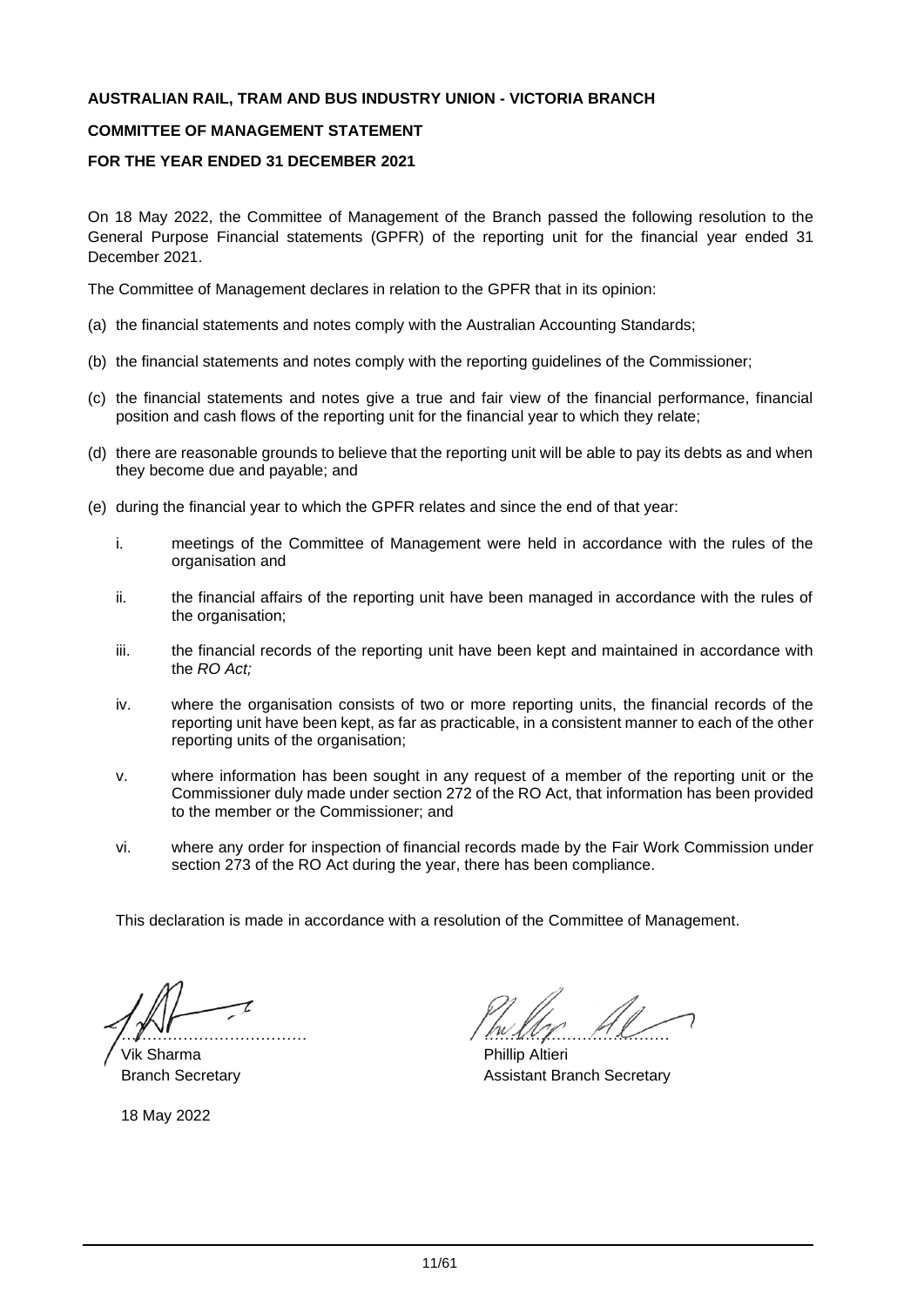**AUSTRALIAN RAIL, TRAM AND BUS INDUSTRY UNION - VICTORIA BRANCH**

**COMMITTEE OF MANAGEMENT STATEMENT**

**FOR THE YEAR ENDED 31 DECEMBER 2021**

On 18 May 2022, the Committee of Management of the Branch passed the following resolution to the General Purpose Financial statements (GPFR) of the reporting unit for the financial year ended 31 December 2021.

The Committee of Management declares in relation to the GPFR that in its opinion:

(a) the financial statements and notes comply with the Australian Accounting Standards;

(b) the financial statements and notes comply with the reporting guidelines of the Commissioner;

(c) the financial statements and notes give a true and fair view of the financial performance, financial position and cash flows of the reporting unit for the financial year to which they relate;

(d) there are reasonable grounds to believe that the reporting unit will be able to pay its debts as and when they become due and payable; and

(e) during the financial year to which the GPFR relates and since the end of that year:

i. meetings of the Committee of Management were held in accordance with the rules of the organisation and

ii. the financial affairs of the reporting unit have been managed in accordance with the rules of the organisation;

iii. the financial records of the reporting unit have been kept and maintained in accordance with the *RO Act;*

iv. where the organisation consists of two or more reporting units, the financial records of the reporting unit have been kept, as far as practicable, in a consistent manner to each of the other reporting units of the organisation;

v. where information has been sought in any request of a member of the reporting unit or the Commissioner duly made under section 272 of the RO Act, that information has been provided to the member or the Commissioner; and

vi. where any order for inspection of financial records made by the Fair Work Commission under section 273 of the RO Act during the year, there has been compliance.

This declaration is made in accordance with a resolution of the Committee of Management.

………………………………
Vik Sharma
Branch Secretary

………………………………
Phillip Altieri
Assistant Branch Secretary

18 May 2022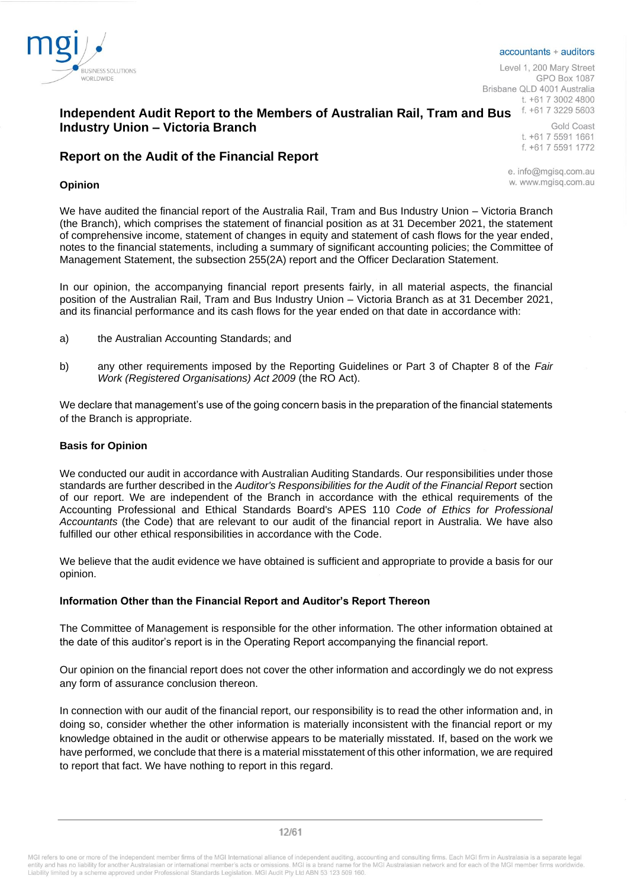accountants + auditors

Level 1, 200 Mary Street
GPO Box 1087
Brisbane QLD 4001 Australia
t. +61 7 3002 4800
f. +61 7 3229 5603

Gold Coast
t. +61 7 5591 1661
f. +61 7 5591 1772

e. info@mgisq.com.au
w. www.mgisq.com.au

# Independent Audit Report to the Members of Australian Rail, Tram and Bus Industry Union – Victoria Branch

## Report on the Audit of the Financial Report

### Opinion

We have audited the financial report of the Australia Rail, Tram and Bus Industry Union – Victoria Branch (the Branch), which comprises the statement of financial position as at 31 December 2021, the statement of comprehensive income, statement of changes in equity and statement of cash flows for the year ended, notes to the financial statements, including a summary of significant accounting policies; the Committee of Management Statement, the subsection 255(2A) report and the Officer Declaration Statement.

In our opinion, the accompanying financial report presents fairly, in all material aspects, the financial position of the Australian Rail, Tram and Bus Industry Union – Victoria Branch as at 31 December 2021, and its financial performance and its cash flows for the year ended on that date in accordance with:

a) the Australian Accounting Standards; and

b) any other requirements imposed by the Reporting Guidelines or Part 3 of Chapter 8 of the *Fair Work (Registered Organisations) Act 2009* (the RO Act).

We declare that management's use of the going concern basis in the preparation of the financial statements of the Branch is appropriate.

### Basis for Opinion

We conducted our audit in accordance with Australian Auditing Standards. Our responsibilities under those standards are further described in the *Auditor's Responsibilities for the Audit of the Financial Report* section of our report. We are independent of the Branch in accordance with the ethical requirements of the Accounting Professional and Ethical Standards Board's APES 110 *Code of Ethics for Professional Accountants* (the Code) that are relevant to our audit of the financial report in Australia. We have also fulfilled our other ethical responsibilities in accordance with the Code.

We believe that the audit evidence we have obtained is sufficient and appropriate to provide a basis for our opinion.

### Information Other than the Financial Report and Auditor's Report Thereon

The Committee of Management is responsible for the other information. The other information obtained at the date of this auditor's report is in the Operating Report accompanying the financial report.

Our opinion on the financial report does not cover the other information and accordingly we do not express any form of assurance conclusion thereon.

In connection with our audit of the financial report, our responsibility is to read the other information and, in doing so, consider whether the other information is materially inconsistent with the financial report or my knowledge obtained in the audit or otherwise appears to be materially misstated. If, based on the work we have performed, we conclude that there is a material misstatement of this other information, we are required to report that fact. We have nothing to report in this regard.

MGI refers to one or more of the independent member firms of the MGI International alliance of independent auditing, accounting and consulting firms. Each MGI firm in Australasia is a separate legal entity and has no liability for another Australasian or international member's acts or omissions. MGI is a brand name for the MGI Australasian network and for each of the MGI member firms worldwide. Liability limited by a scheme approved under Professional Standards Legislation. MGI Audit Pty Ltd ABN 53 123 509 160.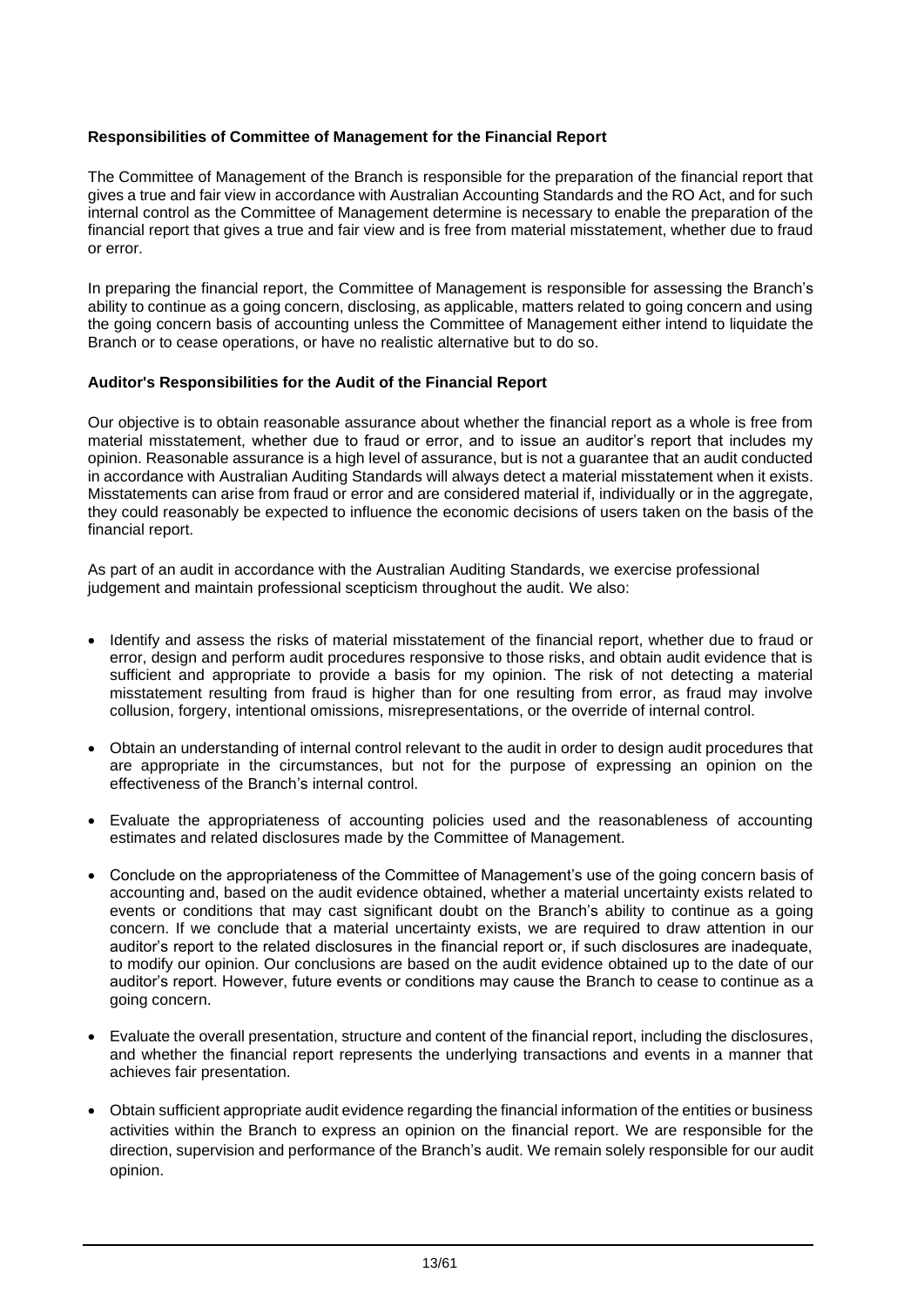**Responsibilities of Committee of Management for the Financial Report**

The Committee of Management of the Branch is responsible for the preparation of the financial report that gives a true and fair view in accordance with Australian Accounting Standards and the RO Act, and for such internal control as the Committee of Management determine is necessary to enable the preparation of the financial report that gives a true and fair view and is free from material misstatement, whether due to fraud or error.

In preparing the financial report, the Committee of Management is responsible for assessing the Branch's ability to continue as a going concern, disclosing, as applicable, matters related to going concern and using the going concern basis of accounting unless the Committee of Management either intend to liquidate the Branch or to cease operations, or have no realistic alternative but to do so.

**Auditor's Responsibilities for the Audit of the Financial Report**

Our objective is to obtain reasonable assurance about whether the financial report as a whole is free from material misstatement, whether due to fraud or error, and to issue an auditor's report that includes my opinion. Reasonable assurance is a high level of assurance, but is not a guarantee that an audit conducted in accordance with Australian Auditing Standards will always detect a material misstatement when it exists. Misstatements can arise from fraud or error and are considered material if, individually or in the aggregate, they could reasonably be expected to influence the economic decisions of users taken on the basis of the financial report.

As part of an audit in accordance with the Australian Auditing Standards, we exercise professional judgement and maintain professional scepticism throughout the audit. We also:

- Identify and assess the risks of material misstatement of the financial report, whether due to fraud or error, design and perform audit procedures responsive to those risks, and obtain audit evidence that is sufficient and appropriate to provide a basis for my opinion. The risk of not detecting a material misstatement resulting from fraud is higher than for one resulting from error, as fraud may involve collusion, forgery, intentional omissions, misrepresentations, or the override of internal control.
- Obtain an understanding of internal control relevant to the audit in order to design audit procedures that are appropriate in the circumstances, but not for the purpose of expressing an opinion on the effectiveness of the Branch's internal control.
- Evaluate the appropriateness of accounting policies used and the reasonableness of accounting estimates and related disclosures made by the Committee of Management.
- Conclude on the appropriateness of the Committee of Management's use of the going concern basis of accounting and, based on the audit evidence obtained, whether a material uncertainty exists related to events or conditions that may cast significant doubt on the Branch's ability to continue as a going concern. If we conclude that a material uncertainty exists, we are required to draw attention in our auditor's report to the related disclosures in the financial report or, if such disclosures are inadequate, to modify our opinion. Our conclusions are based on the audit evidence obtained up to the date of our auditor's report. However, future events or conditions may cause the Branch to cease to continue as a going concern.
- Evaluate the overall presentation, structure and content of the financial report, including the disclosures, and whether the financial report represents the underlying transactions and events in a manner that achieves fair presentation.
- Obtain sufficient appropriate audit evidence regarding the financial information of the entities or business activities within the Branch to express an opinion on the financial report. We are responsible for the direction, supervision and performance of the Branch's audit. We remain solely responsible for our audit opinion.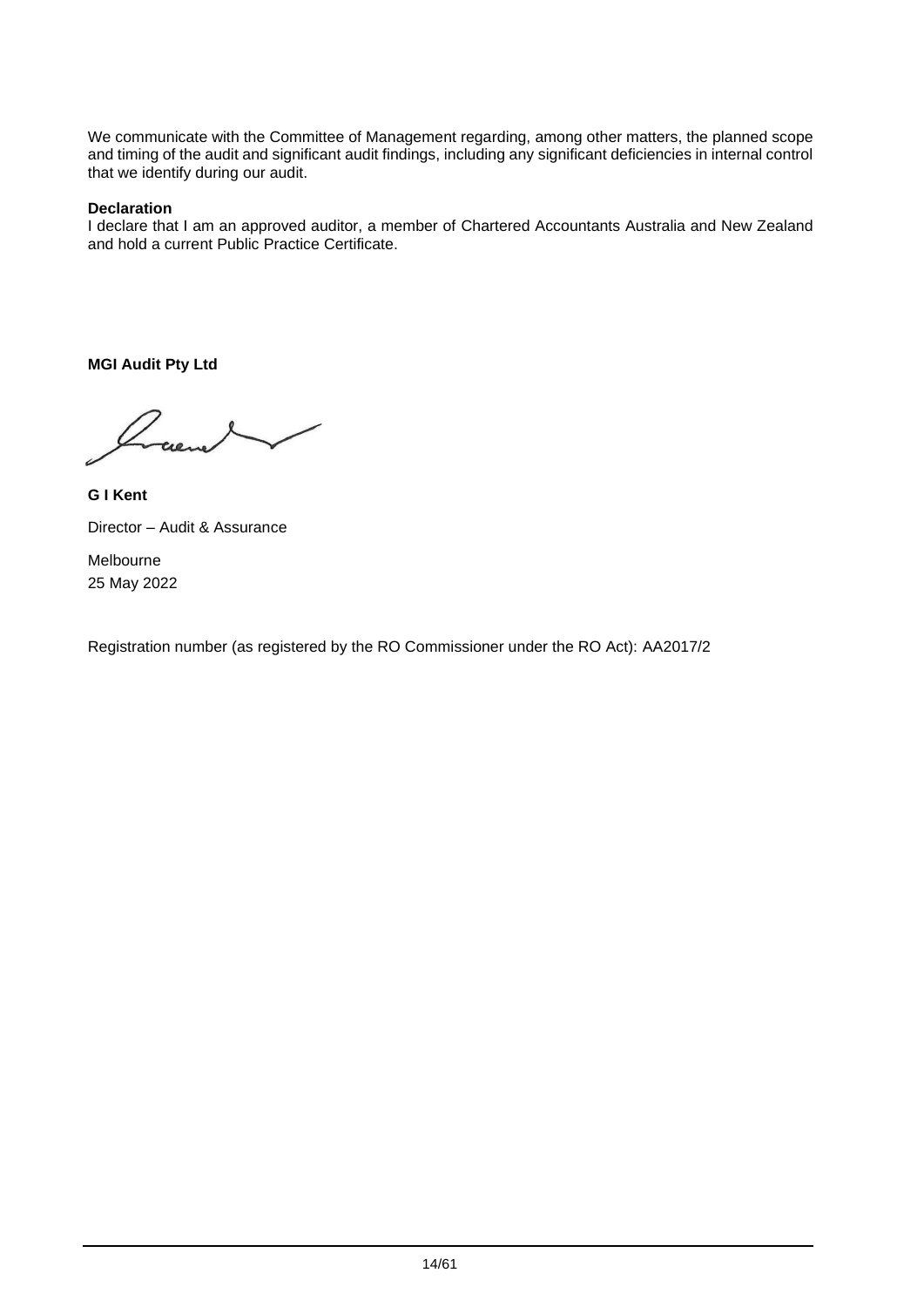We communicate with the Committee of Management regarding, among other matters, the planned scope and timing of the audit and significant audit findings, including any significant deficiencies in internal control that we identify during our audit.

**Declaration**

I declare that I am an approved auditor, a member of Chartered Accountants Australia and New Zealand and hold a current Public Practice Certificate.

**MGI Audit Pty Ltd**

**G I Kent**

Director – Audit & Assurance

Melbourne

25 May 2022

Registration number (as registered by the RO Commissioner under the RO Act): AA2017/2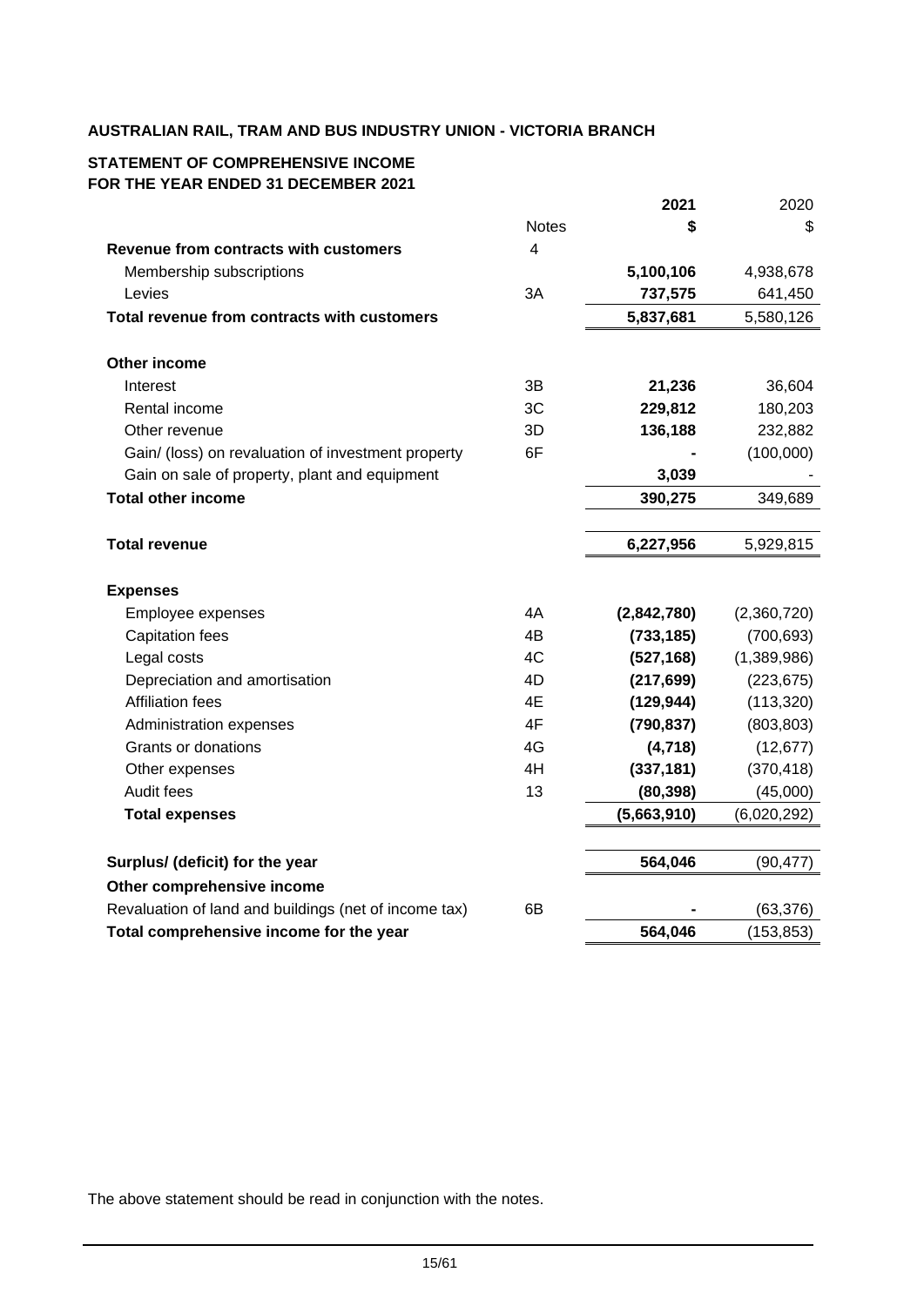**AUSTRALIAN RAIL, TRAM AND BUS INDUSTRY UNION - VICTORIA BRANCH**

**STATEMENT OF COMPREHENSIVE INCOME**
**FOR THE YEAR ENDED 31 DECEMBER 2021**

| | Notes | **2021** | 2020 |
|---|---|---|---|
| | | **\$** | \$ |
| **Revenue from contracts with customers** | 4 | | |
| Membership subscriptions | | **5,100,106** | 4,938,678 |
| Levies | 3A | **737,575** | 641,450 |
| **Total revenue from contracts with customers** | | **5,837,681** | 5,580,126 |
| | | | |
| **Other income** | | | |
| Interest | 3B | **21,236** | 36,604 |
| Rental income | 3C | **229,812** | 180,203 |
| Other revenue | 3D | **136,188** | 232,882 |
| Gain/ (loss) on revaluation of investment property | 6F | **-** | (100,000) |
| Gain on sale of property, plant and equipment | | **3,039** | - |
| **Total other income** | | **390,275** | 349,689 |
| | | | |
| **Total revenue** | | **6,227,956** | 5,929,815 |
| | | | |
| **Expenses** | | | |
| Employee expenses | 4A | **(2,842,780)** | (2,360,720) |
| Capitation fees | 4B | **(733,185)** | (700,693) |
| Legal costs | 4C | **(527,168)** | (1,389,986) |
| Depreciation and amortisation | 4D | **(217,699)** | (223,675) |
| Affiliation fees | 4E | **(129,944)** | (113,320) |
| Administration expenses | 4F | **(790,837)** | (803,803) |
| Grants or donations | 4G | **(4,718)** | (12,677) |
| Other expenses | 4H | **(337,181)** | (370,418) |
| Audit fees | 13 | **(80,398)** | (45,000) |
| **Total expenses** | | **(5,663,910)** | (6,020,292) |
| | | | |
| **Surplus/ (deficit) for the year** | | **564,046** | (90,477) |
| **Other comprehensive income** | | | |
| Revaluation of land and buildings (net of income tax) | 6B | **-** | (63,376) |
| **Total comprehensive income for the year** | | **564,046** | (153,853) |

The above statement should be read in conjunction with the notes.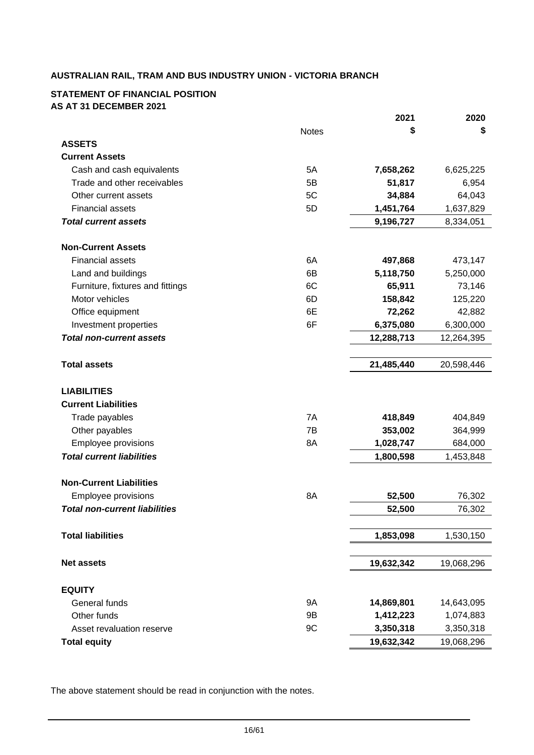**AUSTRALIAN RAIL, TRAM AND BUS INDUSTRY UNION - VICTORIA BRANCH**

**STATEMENT OF FINANCIAL POSITION**
**AS AT 31 DECEMBER 2021**

| | Notes | 2021 $ | 2020 $ |
|---|---|---|---|
| **ASSETS** | | | |
| **Current Assets** | | | |
| Cash and cash equivalents | 5A | **7,658,262** | 6,625,225 |
| Trade and other receivables | 5B | **51,817** | 6,954 |
| Other current assets | 5C | **34,884** | 64,043 |
| Financial assets | 5D | **1,451,764** | 1,637,829 |
| ***Total current assets*** | | **9,196,727** | 8,334,051 |
| | | | |
| **Non-Current Assets** | | | |
| Financial assets | 6A | **497,868** | 473,147 |
| Land and buildings | 6B | **5,118,750** | 5,250,000 |
| Furniture, fixtures and fittings | 6C | **65,911** | 73,146 |
| Motor vehicles | 6D | **158,842** | 125,220 |
| Office equipment | 6E | **72,262** | 42,882 |
| Investment properties | 6F | **6,375,080** | 6,300,000 |
| ***Total non-current assets*** | | **12,288,713** | 12,264,395 |
| | | | |
| **Total assets** | | **21,485,440** | 20,598,446 |
| | | | |
| **LIABILITIES** | | | |
| **Current Liabilities** | | | |
| Trade payables | 7A | **418,849** | 404,849 |
| Other payables | 7B | **353,002** | 364,999 |
| Employee provisions | 8A | **1,028,747** | 684,000 |
| ***Total current liabilities*** | | **1,800,598** | 1,453,848 |
| | | | |
| **Non-Current Liabilities** | | | |
| Employee provisions | 8A | **52,500** | 76,302 |
| ***Total non-current liabilities*** | | **52,500** | 76,302 |
| | | | |
| **Total liabilities** | | **1,853,098** | 1,530,150 |
| | | | |
| **Net assets** | | **19,632,342** | 19,068,296 |
| | | | |
| **EQUITY** | | | |
| General funds | 9A | **14,869,801** | 14,643,095 |
| Other funds | 9B | **1,412,223** | 1,074,883 |
| Asset revaluation reserve | 9C | **3,350,318** | 3,350,318 |
| **Total equity** | | **19,632,342** | 19,068,296 |

The above statement should be read in conjunction with the notes.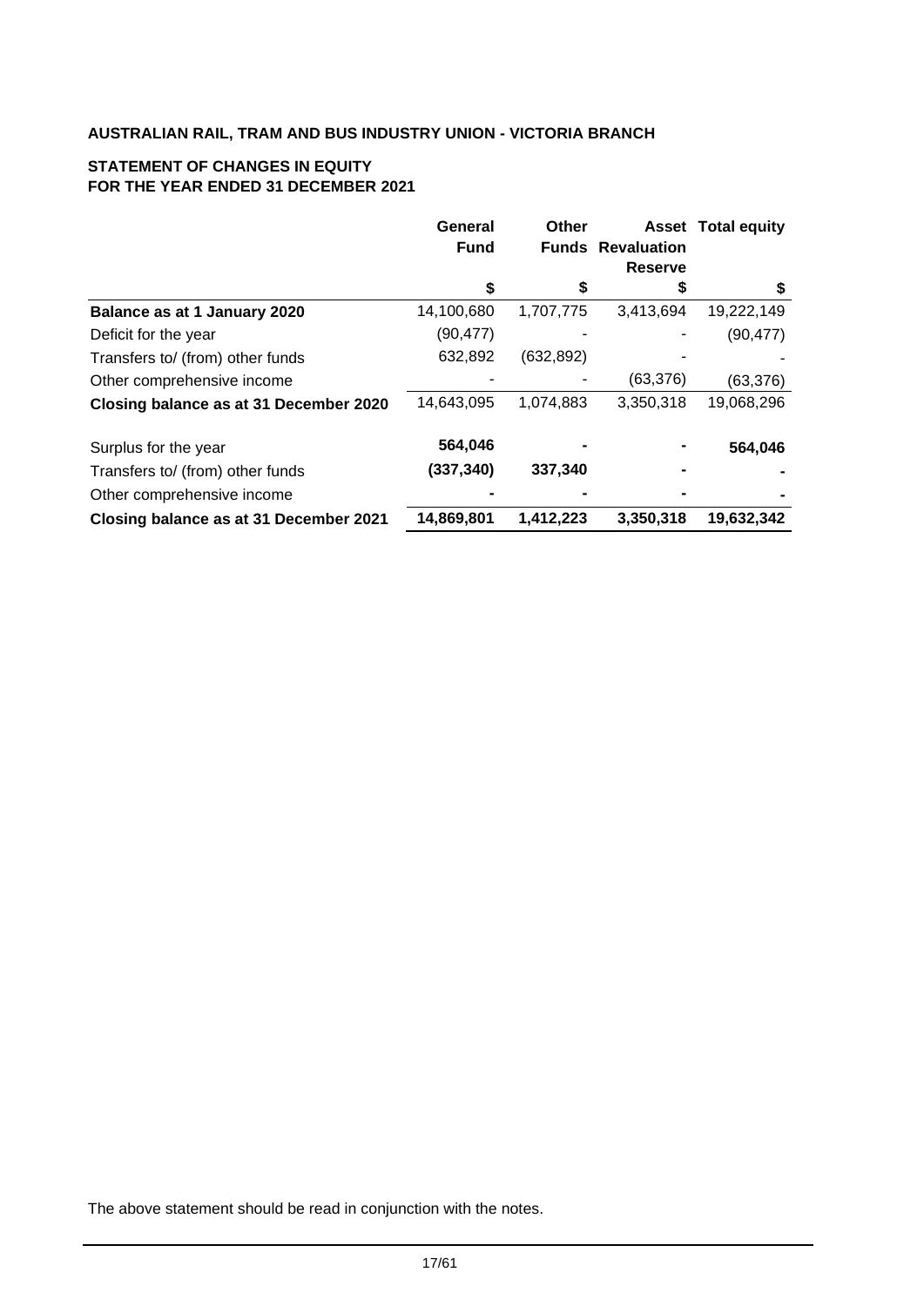**AUSTRALIAN RAIL, TRAM AND BUS INDUSTRY UNION - VICTORIA BRANCH**

**STATEMENT OF CHANGES IN EQUITY**
**FOR THE YEAR ENDED 31 DECEMBER 2021**

| | General Fund | Other Funds | Asset Revaluation Reserve | Total equity |
|---|---|---|---|---|
| | $ | $ | $ | $ |
| **Balance as at 1 January 2020** | 14,100,680 | 1,707,775 | 3,413,694 | 19,222,149 |
| Deficit for the year | (90,477) | - | - | (90,477) |
| Transfers to/ (from) other funds | 632,892 | (632,892) | - | - |
| Other comprehensive income | - | - | (63,376) | (63,376) |
| **Closing balance as at 31 December 2020** | 14,643,095 | 1,074,883 | 3,350,318 | 19,068,296 |
| Surplus for the year | **564,046** | **-** | **-** | **564,046** |
| Transfers to/ (from) other funds | **(337,340)** | **337,340** | **-** | **-** |
| Other comprehensive income | **-** | **-** | **-** | **-** |
| **Closing balance as at 31 December 2021** | **14,869,801** | **1,412,223** | **3,350,318** | **19,632,342** |

The above statement should be read in conjunction with the notes.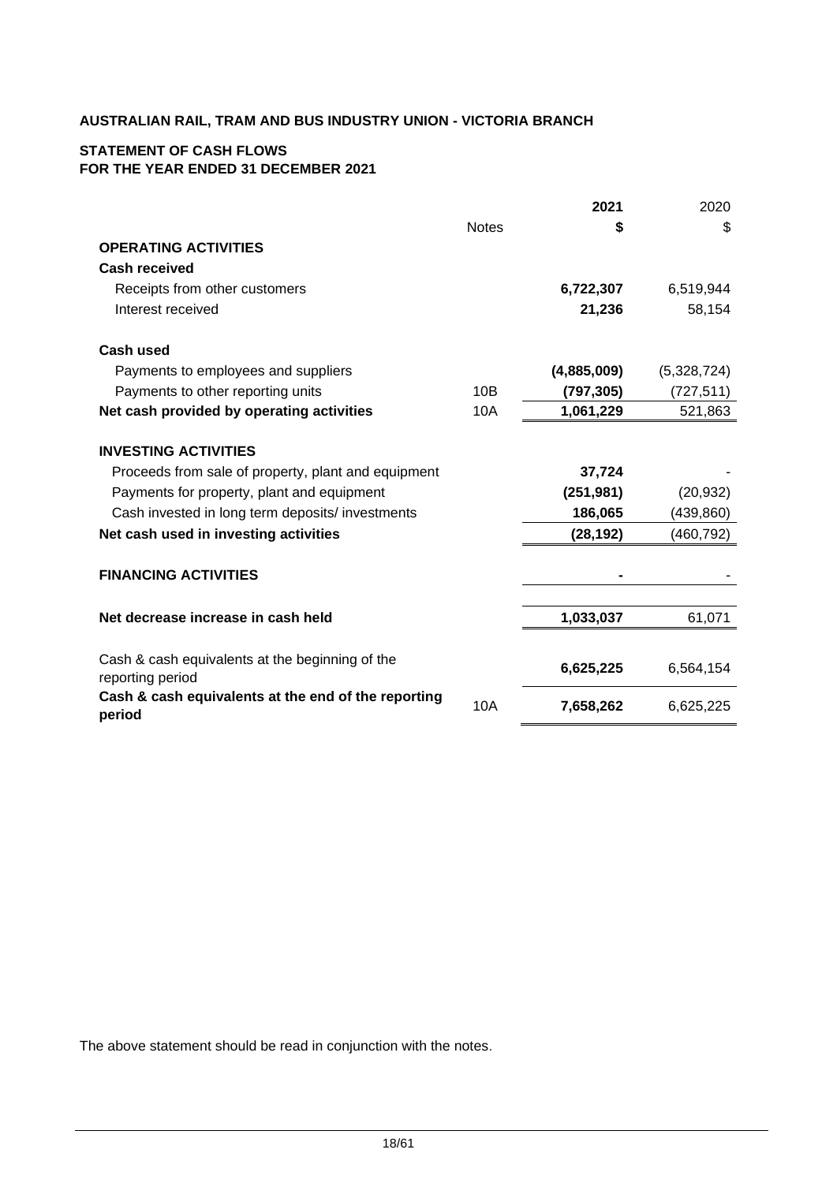**AUSTRALIAN RAIL, TRAM AND BUS INDUSTRY UNION - VICTORIA BRANCH**

**STATEMENT OF CASH FLOWS**
**FOR THE YEAR ENDED 31 DECEMBER 2021**

| | Notes | 2021<br>$ | 2020<br>$ |
|---|---|---|---|
| **OPERATING ACTIVITIES** | | | |
| **Cash received** | | | |
| Receipts from other customers | | **6,722,307** | 6,519,944 |
| Interest received | | **21,236** | 58,154 |
| | | | |
| **Cash used** | | | |
| Payments to employees and suppliers | | **(4,885,009)** | (5,328,724) |
| Payments to other reporting units | 10B | **(797,305)** | (727,511) |
| **Net cash provided by operating activities** | 10A | **1,061,229** | 521,863 |
| | | | |
| **INVESTING ACTIVITIES** | | | |
| Proceeds from sale of property, plant and equipment | | **37,724** | - |
| Payments for property, plant and equipment | | **(251,981)** | (20,932) |
| Cash invested in long term deposits/ investments | | **186,065** | (439,860) |
| **Net cash used in investing activities** | | **(28,192)** | (460,792) |
| | | | |
| **FINANCING ACTIVITIES** | | **-** | - |
| | | | |
| **Net decrease increase in cash held** | | **1,033,037** | 61,071 |
| | | | |
| Cash & cash equivalents at the beginning of the reporting period | | **6,625,225** | 6,564,154 |
| **Cash & cash equivalents at the end of the reporting period** | 10A | **7,658,262** | 6,625,225 |

The above statement should be read in conjunction with the notes.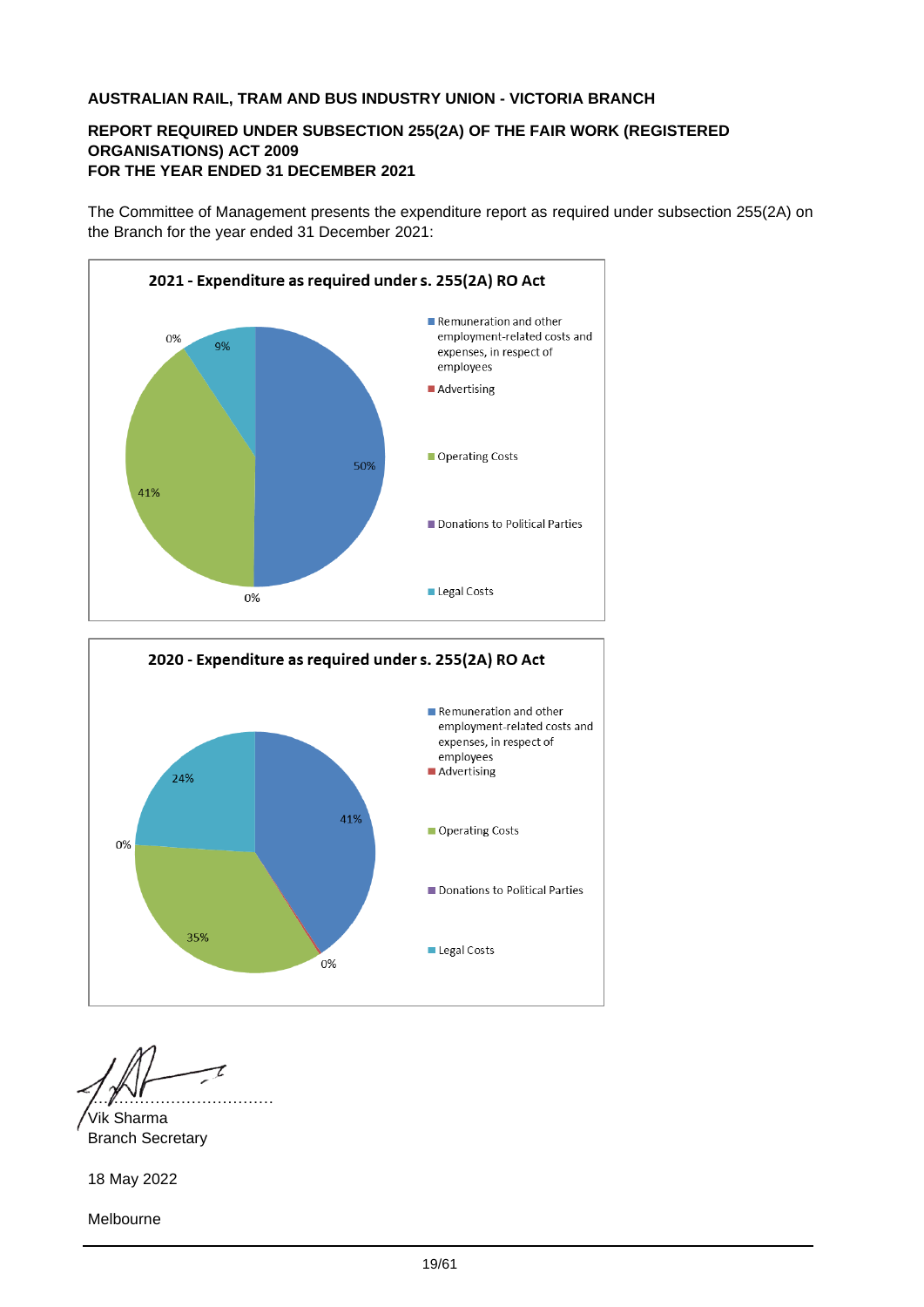**AUSTRALIAN RAIL, TRAM AND BUS INDUSTRY UNION - VICTORIA BRANCH**

**REPORT REQUIRED UNDER SUBSECTION 255(2A) OF THE FAIR WORK (REGISTERED ORGANISATIONS) ACT 2009**
**FOR THE YEAR ENDED 31 DECEMBER 2021**

The Committee of Management presents the expenditure report as required under subsection 255(2A) on the Branch for the year ended 31 December 2021:

**2021 - Expenditure as required under s. 255(2A) RO Act**

| Category | % |
|---|---|
| Remuneration and other employment-related costs and expenses, in respect of employees | 50% |
| Advertising | 0% |
| Operating Costs | 41% |
| Donations to Political Parties | 0% |
| Legal Costs | 9% |

**2020 - Expenditure as required under s. 255(2A) RO Act**

| Category | % |
|---|---|
| Remuneration and other employment-related costs and expenses, in respect of employees | 41% |
| Advertising | 0% |
| Operating Costs | 35% |
| Donations to Political Parties | 0% |
| Legal Costs | 24% |

……………………………………
Vik Sharma
Branch Secretary

18 May 2022

Melbourne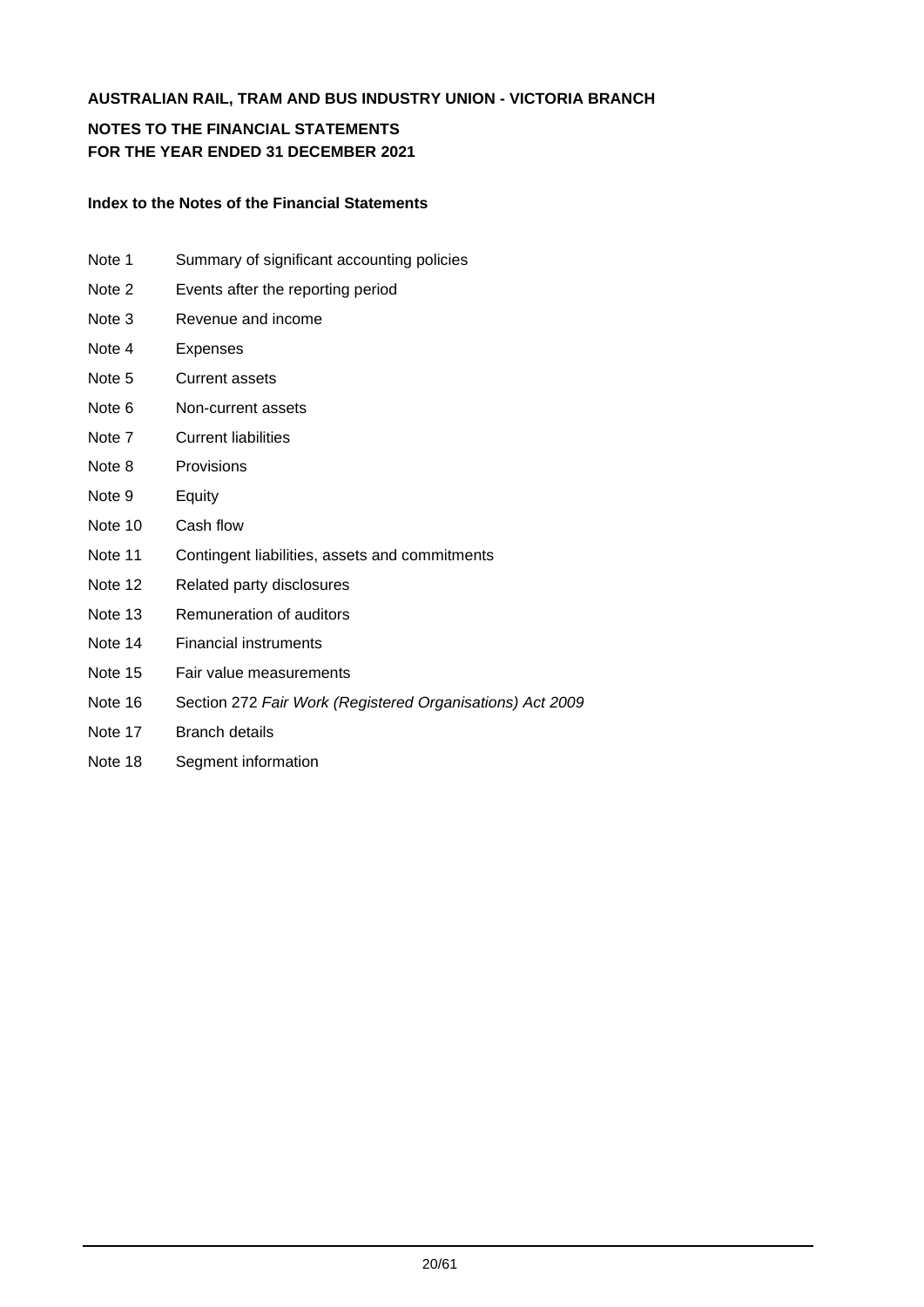**AUSTRALIAN RAIL, TRAM AND BUS INDUSTRY UNION - VICTORIA BRANCH**

**NOTES TO THE FINANCIAL STATEMENTS**
**FOR THE YEAR ENDED 31 DECEMBER 2021**

**Index to the Notes of the Financial Statements**

| | |
|---|---|
| Note 1 | Summary of significant accounting policies |
| Note 2 | Events after the reporting period |
| Note 3 | Revenue and income |
| Note 4 | Expenses |
| Note 5 | Current assets |
| Note 6 | Non-current assets |
| Note 7 | Current liabilities |
| Note 8 | Provisions |
| Note 9 | Equity |
| Note 10 | Cash flow |
| Note 11 | Contingent liabilities, assets and commitments |
| Note 12 | Related party disclosures |
| Note 13 | Remuneration of auditors |
| Note 14 | Financial instruments |
| Note 15 | Fair value measurements |
| Note 16 | Section 272 *Fair Work (Registered Organisations) Act 2009* |
| Note 17 | Branch details |
| Note 18 | Segment information |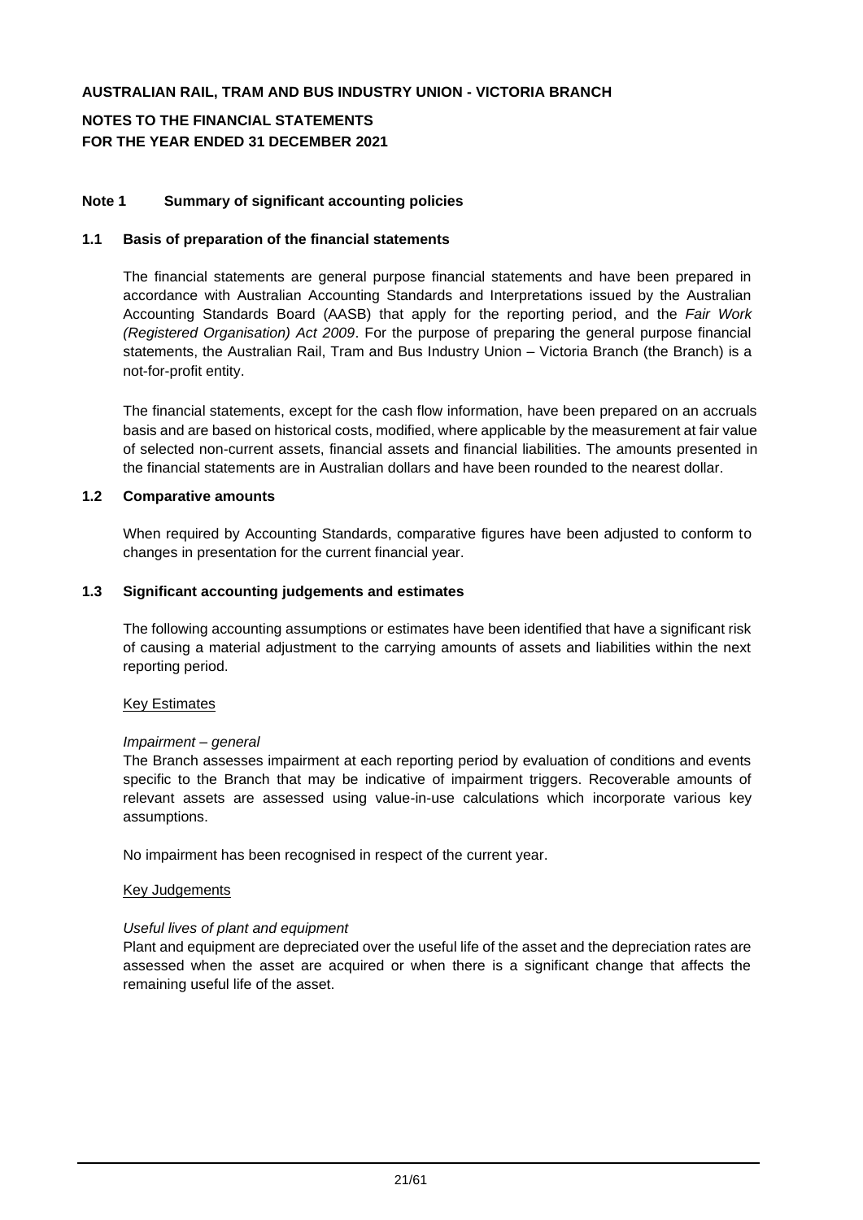**AUSTRALIAN RAIL, TRAM AND BUS INDUSTRY UNION - VICTORIA BRANCH**

**NOTES TO THE FINANCIAL STATEMENTS**
**FOR THE YEAR ENDED 31 DECEMBER 2021**

## Note 1 Summary of significant accounting policies

### 1.1 Basis of preparation of the financial statements

The financial statements are general purpose financial statements and have been prepared in accordance with Australian Accounting Standards and Interpretations issued by the Australian Accounting Standards Board (AASB) that apply for the reporting period, and the *Fair Work (Registered Organisation) Act 2009*. For the purpose of preparing the general purpose financial statements, the Australian Rail, Tram and Bus Industry Union – Victoria Branch (the Branch) is a not-for-profit entity.

The financial statements, except for the cash flow information, have been prepared on an accruals basis and are based on historical costs, modified, where applicable by the measurement at fair value of selected non-current assets, financial assets and financial liabilities. The amounts presented in the financial statements are in Australian dollars and have been rounded to the nearest dollar.

### 1.2 Comparative amounts

When required by Accounting Standards, comparative figures have been adjusted to conform to changes in presentation for the current financial year.

### 1.3 Significant accounting judgements and estimates

The following accounting assumptions or estimates have been identified that have a significant risk of causing a material adjustment to the carrying amounts of assets and liabilities within the next reporting period.

Key Estimates

*Impairment – general*
The Branch assesses impairment at each reporting period by evaluation of conditions and events specific to the Branch that may be indicative of impairment triggers. Recoverable amounts of relevant assets are assessed using value-in-use calculations which incorporate various key assumptions.

No impairment has been recognised in respect of the current year.

Key Judgements

*Useful lives of plant and equipment*
Plant and equipment are depreciated over the useful life of the asset and the depreciation rates are assessed when the asset are acquired or when there is a significant change that affects the remaining useful life of the asset.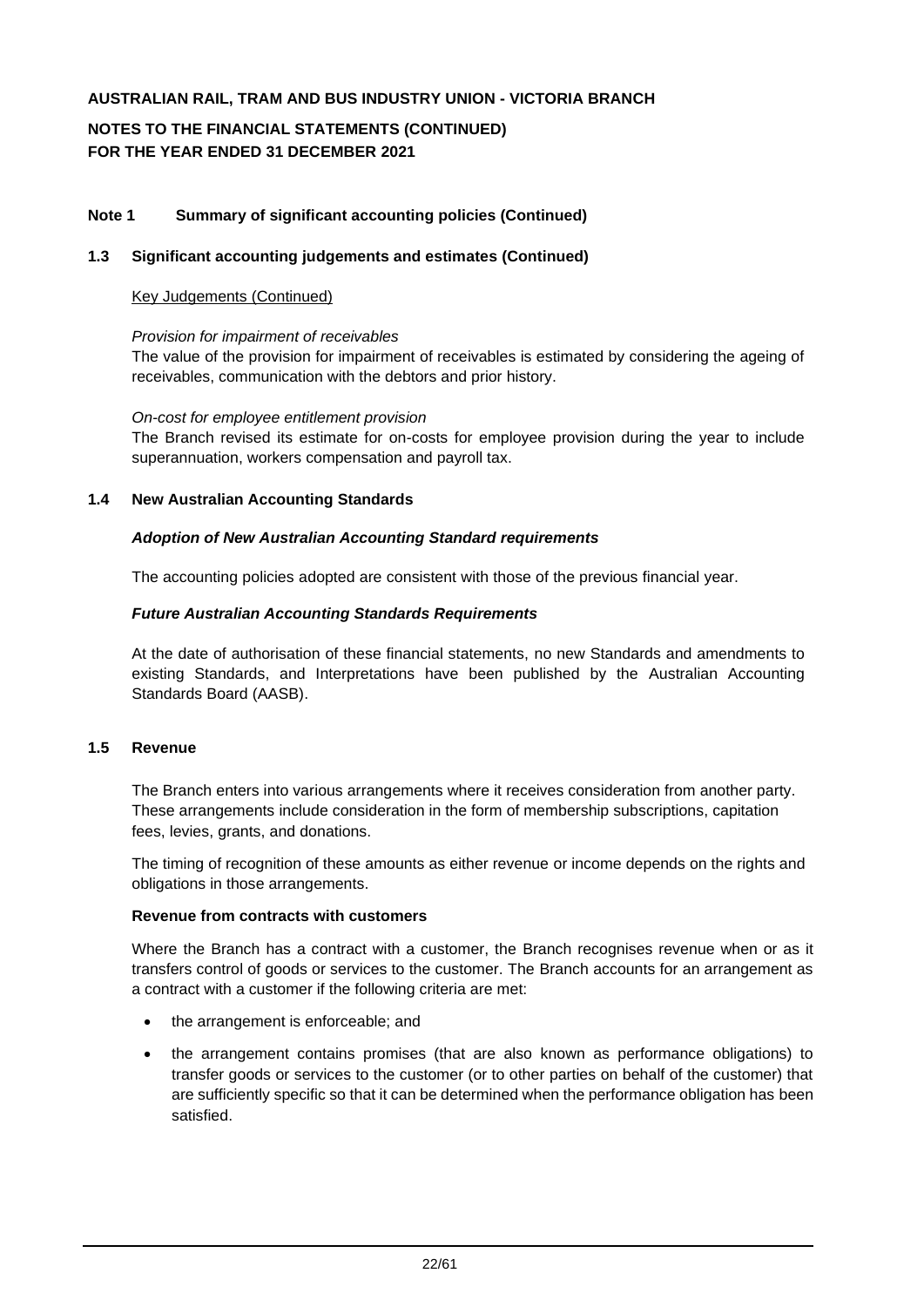# AUSTRALIAN RAIL, TRAM AND BUS INDUSTRY UNION - VICTORIA BRANCH

## NOTES TO THE FINANCIAL STATEMENTS (CONTINUED)
## FOR THE YEAR ENDED 31 DECEMBER 2021

### Note 1 Summary of significant accounting policies (Continued)

### 1.3 Significant accounting judgements and estimates (Continued)

Key Judgements (Continued)

*Provision for impairment of receivables*

The value of the provision for impairment of receivables is estimated by considering the ageing of receivables, communication with the debtors and prior history.

*On-cost for employee entitlement provision*

The Branch revised its estimate for on-costs for employee provision during the year to include superannuation, workers compensation and payroll tax.

### 1.4 New Australian Accounting Standards

***Adoption of New Australian Accounting Standard requirements***

The accounting policies adopted are consistent with those of the previous financial year.

***Future Australian Accounting Standards Requirements***

At the date of authorisation of these financial statements, no new Standards and amendments to existing Standards, and Interpretations have been published by the Australian Accounting Standards Board (AASB).

### 1.5 Revenue

The Branch enters into various arrangements where it receives consideration from another party. These arrangements include consideration in the form of membership subscriptions, capitation fees, levies, grants, and donations.

The timing of recognition of these amounts as either revenue or income depends on the rights and obligations in those arrangements.

**Revenue from contracts with customers**

Where the Branch has a contract with a customer, the Branch recognises revenue when or as it transfers control of goods or services to the customer. The Branch accounts for an arrangement as a contract with a customer if the following criteria are met:

- the arrangement is enforceable; and
- the arrangement contains promises (that are also known as performance obligations) to transfer goods or services to the customer (or to other parties on behalf of the customer) that are sufficiently specific so that it can be determined when the performance obligation has been satisfied.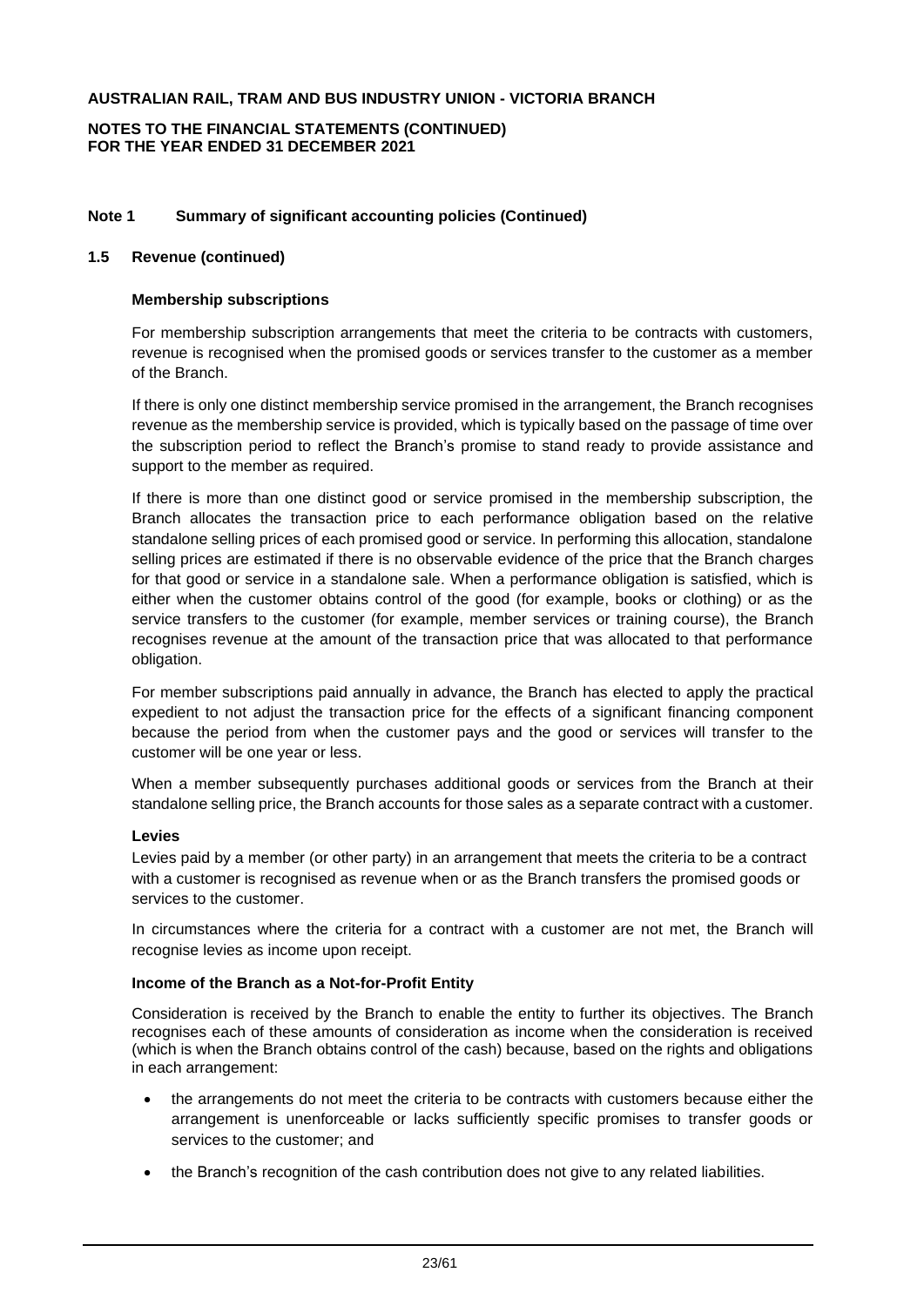**AUSTRALIAN RAIL, TRAM AND BUS INDUSTRY UNION - VICTORIA BRANCH**

**NOTES TO THE FINANCIAL STATEMENTS (CONTINUED)**
**FOR THE YEAR ENDED 31 DECEMBER 2021**

## Note 1 Summary of significant accounting policies (Continued)

### 1.5 Revenue (continued)

**Membership subscriptions**

For membership subscription arrangements that meet the criteria to be contracts with customers, revenue is recognised when the promised goods or services transfer to the customer as a member of the Branch.

If there is only one distinct membership service promised in the arrangement, the Branch recognises revenue as the membership service is provided, which is typically based on the passage of time over the subscription period to reflect the Branch's promise to stand ready to provide assistance and support to the member as required.

If there is more than one distinct good or service promised in the membership subscription, the Branch allocates the transaction price to each performance obligation based on the relative standalone selling prices of each promised good or service. In performing this allocation, standalone selling prices are estimated if there is no observable evidence of the price that the Branch charges for that good or service in a standalone sale. When a performance obligation is satisfied, which is either when the customer obtains control of the good (for example, books or clothing) or as the service transfers to the customer (for example, member services or training course), the Branch recognises revenue at the amount of the transaction price that was allocated to that performance obligation.

For member subscriptions paid annually in advance, the Branch has elected to apply the practical expedient to not adjust the transaction price for the effects of a significant financing component because the period from when the customer pays and the good or services will transfer to the customer will be one year or less.

When a member subsequently purchases additional goods or services from the Branch at their standalone selling price, the Branch accounts for those sales as a separate contract with a customer.

**Levies**

Levies paid by a member (or other party) in an arrangement that meets the criteria to be a contract with a customer is recognised as revenue when or as the Branch transfers the promised goods or services to the customer.

In circumstances where the criteria for a contract with a customer are not met, the Branch will recognise levies as income upon receipt.

**Income of the Branch as a Not-for-Profit Entity**

Consideration is received by the Branch to enable the entity to further its objectives. The Branch recognises each of these amounts of consideration as income when the consideration is received (which is when the Branch obtains control of the cash) because, based on the rights and obligations in each arrangement:

- the arrangements do not meet the criteria to be contracts with customers because either the arrangement is unenforceable or lacks sufficiently specific promises to transfer goods or services to the customer; and
- the Branch's recognition of the cash contribution does not give to any related liabilities.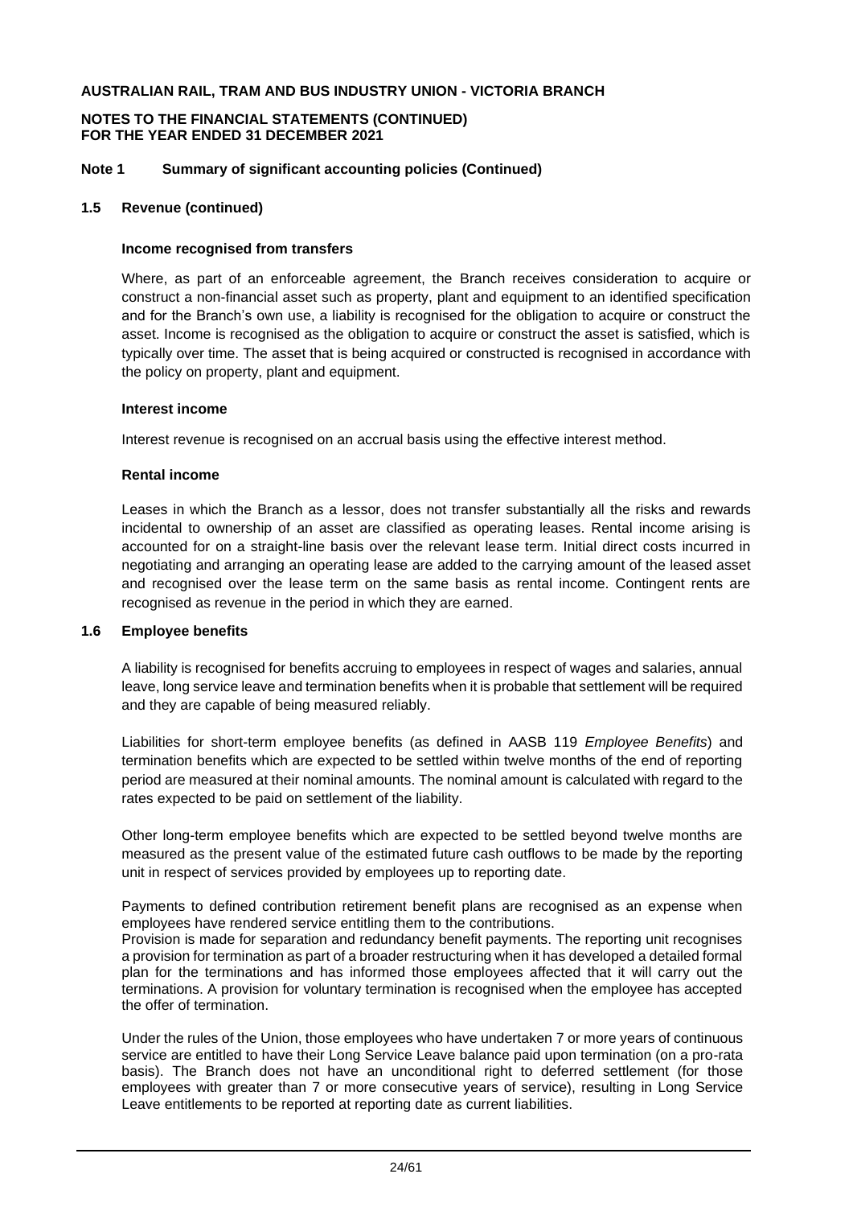**AUSTRALIAN RAIL, TRAM AND BUS INDUSTRY UNION - VICTORIA BRANCH**

**NOTES TO THE FINANCIAL STATEMENTS (CONTINUED)**
**FOR THE YEAR ENDED 31 DECEMBER 2021**

**Note 1 Summary of significant accounting policies (Continued)**

**1.5 Revenue (continued)**

**Income recognised from transfers**

Where, as part of an enforceable agreement, the Branch receives consideration to acquire or construct a non-financial asset such as property, plant and equipment to an identified specification and for the Branch's own use, a liability is recognised for the obligation to acquire or construct the asset. Income is recognised as the obligation to acquire or construct the asset is satisfied, which is typically over time. The asset that is being acquired or constructed is recognised in accordance with the policy on property, plant and equipment.

**Interest income**

Interest revenue is recognised on an accrual basis using the effective interest method.

**Rental income**

Leases in which the Branch as a lessor, does not transfer substantially all the risks and rewards incidental to ownership of an asset are classified as operating leases. Rental income arising is accounted for on a straight-line basis over the relevant lease term. Initial direct costs incurred in negotiating and arranging an operating lease are added to the carrying amount of the leased asset and recognised over the lease term on the same basis as rental income. Contingent rents are recognised as revenue in the period in which they are earned.

**1.6 Employee benefits**

A liability is recognised for benefits accruing to employees in respect of wages and salaries, annual leave, long service leave and termination benefits when it is probable that settlement will be required and they are capable of being measured reliably.

Liabilities for short-term employee benefits (as defined in AASB 119 *Employee Benefits*) and termination benefits which are expected to be settled within twelve months of the end of reporting period are measured at their nominal amounts. The nominal amount is calculated with regard to the rates expected to be paid on settlement of the liability.

Other long-term employee benefits which are expected to be settled beyond twelve months are measured as the present value of the estimated future cash outflows to be made by the reporting unit in respect of services provided by employees up to reporting date.

Payments to defined contribution retirement benefit plans are recognised as an expense when employees have rendered service entitling them to the contributions.
Provision is made for separation and redundancy benefit payments. The reporting unit recognises a provision for termination as part of a broader restructuring when it has developed a detailed formal plan for the terminations and has informed those employees affected that it will carry out the terminations. A provision for voluntary termination is recognised when the employee has accepted the offer of termination.

Under the rules of the Union, those employees who have undertaken 7 or more years of continuous service are entitled to have their Long Service Leave balance paid upon termination (on a pro-rata basis). The Branch does not have an unconditional right to deferred settlement (for those employees with greater than 7 or more consecutive years of service), resulting in Long Service Leave entitlements to be reported at reporting date as current liabilities.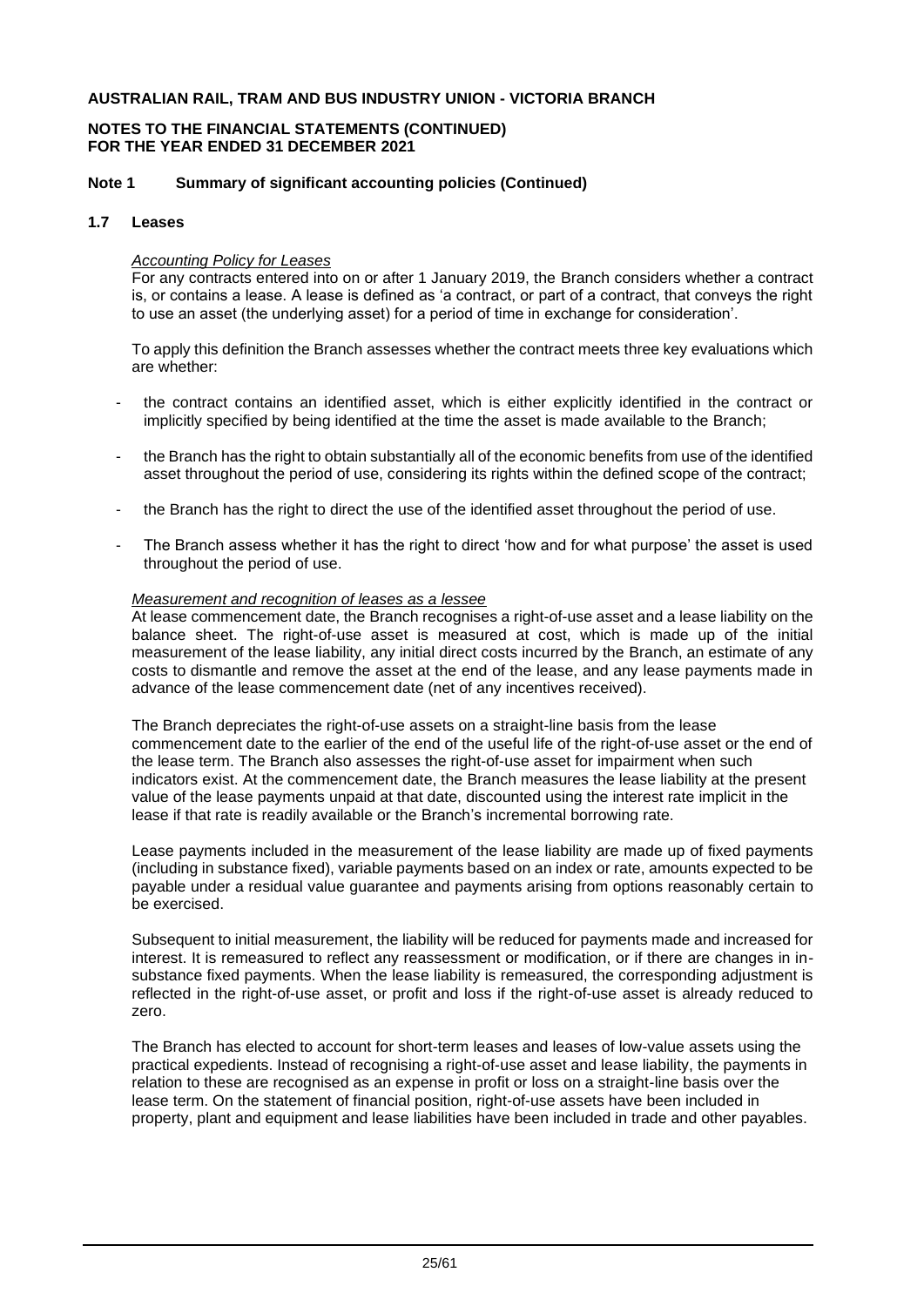**AUSTRALIAN RAIL, TRAM AND BUS INDUSTRY UNION - VICTORIA BRANCH**

**NOTES TO THE FINANCIAL STATEMENTS (CONTINUED)**
**FOR THE YEAR ENDED 31 DECEMBER 2021**

## Note 1 Summary of significant accounting policies (Continued)

### 1.7 Leases

*Accounting Policy for Leases*

For any contracts entered into on or after 1 January 2019, the Branch considers whether a contract is, or contains a lease. A lease is defined as 'a contract, or part of a contract, that conveys the right to use an asset (the underlying asset) for a period of time in exchange for consideration'.

To apply this definition the Branch assesses whether the contract meets three key evaluations which are whether:

- the contract contains an identified asset, which is either explicitly identified in the contract or implicitly specified by being identified at the time the asset is made available to the Branch;
- the Branch has the right to obtain substantially all of the economic benefits from use of the identified asset throughout the period of use, considering its rights within the defined scope of the contract;
- the Branch has the right to direct the use of the identified asset throughout the period of use.
- The Branch assess whether it has the right to direct 'how and for what purpose' the asset is used throughout the period of use.

*Measurement and recognition of leases as a lessee*

At lease commencement date, the Branch recognises a right-of-use asset and a lease liability on the balance sheet. The right-of-use asset is measured at cost, which is made up of the initial measurement of the lease liability, any initial direct costs incurred by the Branch, an estimate of any costs to dismantle and remove the asset at the end of the lease, and any lease payments made in advance of the lease commencement date (net of any incentives received).

The Branch depreciates the right-of-use assets on a straight-line basis from the lease commencement date to the earlier of the end of the useful life of the right-of-use asset or the end of the lease term. The Branch also assesses the right-of-use asset for impairment when such indicators exist. At the commencement date, the Branch measures the lease liability at the present value of the lease payments unpaid at that date, discounted using the interest rate implicit in the lease if that rate is readily available or the Branch's incremental borrowing rate.

Lease payments included in the measurement of the lease liability are made up of fixed payments (including in substance fixed), variable payments based on an index or rate, amounts expected to be payable under a residual value guarantee and payments arising from options reasonably certain to be exercised.

Subsequent to initial measurement, the liability will be reduced for payments made and increased for interest. It is remeasured to reflect any reassessment or modification, or if there are changes in in-substance fixed payments. When the lease liability is remeasured, the corresponding adjustment is reflected in the right-of-use asset, or profit and loss if the right-of-use asset is already reduced to zero.

The Branch has elected to account for short-term leases and leases of low-value assets using the practical expedients. Instead of recognising a right-of-use asset and lease liability, the payments in relation to these are recognised as an expense in profit or loss on a straight-line basis over the lease term. On the statement of financial position, right-of-use assets have been included in property, plant and equipment and lease liabilities have been included in trade and other payables.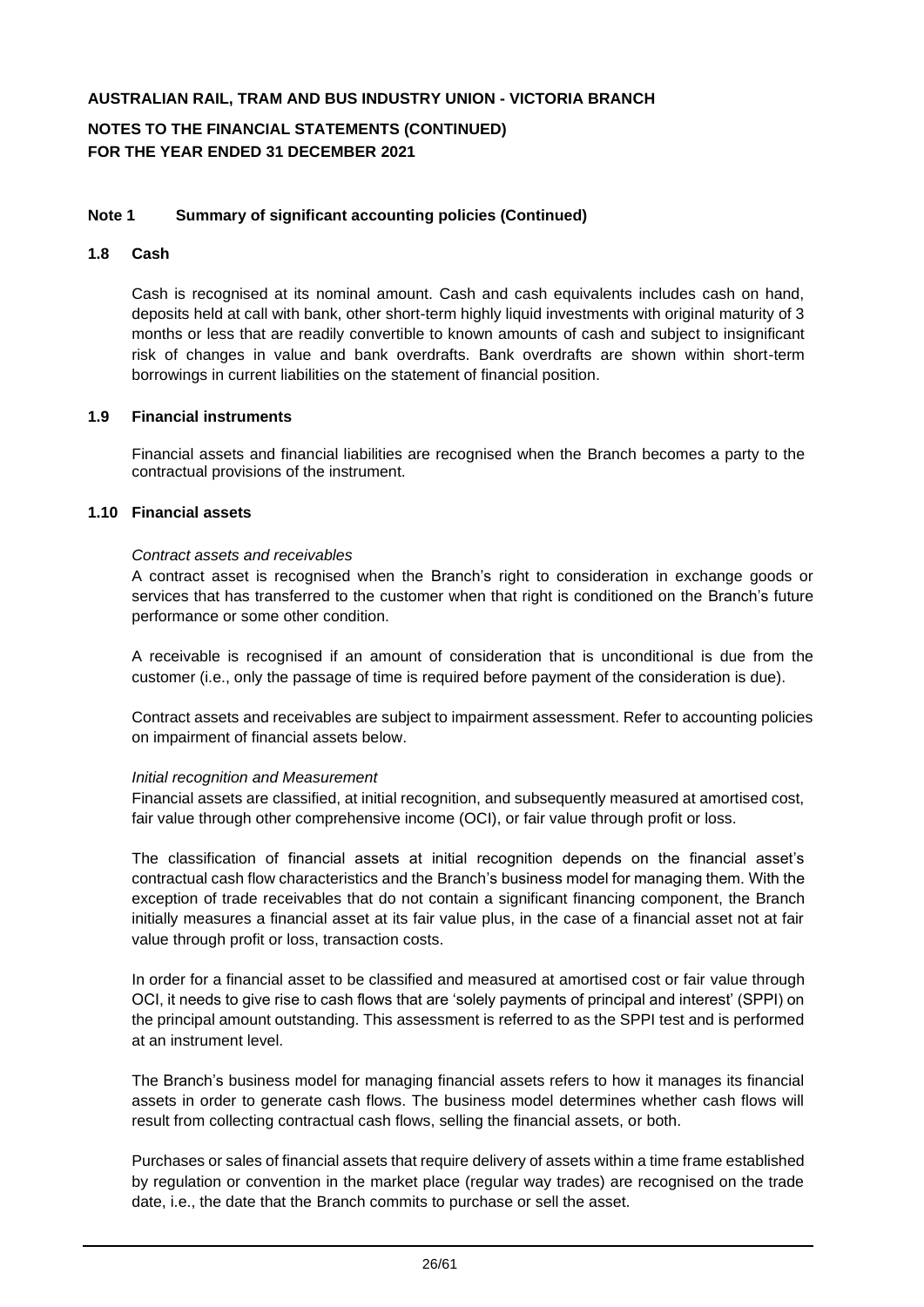**AUSTRALIAN RAIL, TRAM AND BUS INDUSTRY UNION - VICTORIA BRANCH**

**NOTES TO THE FINANCIAL STATEMENTS (CONTINUED)**
**FOR THE YEAR ENDED 31 DECEMBER 2021**

**Note 1 Summary of significant accounting policies (Continued)**

**1.8 Cash**

Cash is recognised at its nominal amount. Cash and cash equivalents includes cash on hand, deposits held at call with bank, other short-term highly liquid investments with original maturity of 3 months or less that are readily convertible to known amounts of cash and subject to insignificant risk of changes in value and bank overdrafts. Bank overdrafts are shown within short-term borrowings in current liabilities on the statement of financial position.

**1.9 Financial instruments**

Financial assets and financial liabilities are recognised when the Branch becomes a party to the contractual provisions of the instrument.

**1.10 Financial assets**

*Contract assets and receivables*

A contract asset is recognised when the Branch's right to consideration in exchange goods or services that has transferred to the customer when that right is conditioned on the Branch's future performance or some other condition.

A receivable is recognised if an amount of consideration that is unconditional is due from the customer (i.e., only the passage of time is required before payment of the consideration is due).

Contract assets and receivables are subject to impairment assessment. Refer to accounting policies on impairment of financial assets below.

*Initial recognition and Measurement*

Financial assets are classified, at initial recognition, and subsequently measured at amortised cost, fair value through other comprehensive income (OCI), or fair value through profit or loss.

The classification of financial assets at initial recognition depends on the financial asset's contractual cash flow characteristics and the Branch's business model for managing them. With the exception of trade receivables that do not contain a significant financing component, the Branch initially measures a financial asset at its fair value plus, in the case of a financial asset not at fair value through profit or loss, transaction costs.

In order for a financial asset to be classified and measured at amortised cost or fair value through OCI, it needs to give rise to cash flows that are 'solely payments of principal and interest' (SPPI) on the principal amount outstanding. This assessment is referred to as the SPPI test and is performed at an instrument level.

The Branch's business model for managing financial assets refers to how it manages its financial assets in order to generate cash flows. The business model determines whether cash flows will result from collecting contractual cash flows, selling the financial assets, or both.

Purchases or sales of financial assets that require delivery of assets within a time frame established by regulation or convention in the market place (regular way trades) are recognised on the trade date, i.e., the date that the Branch commits to purchase or sell the asset.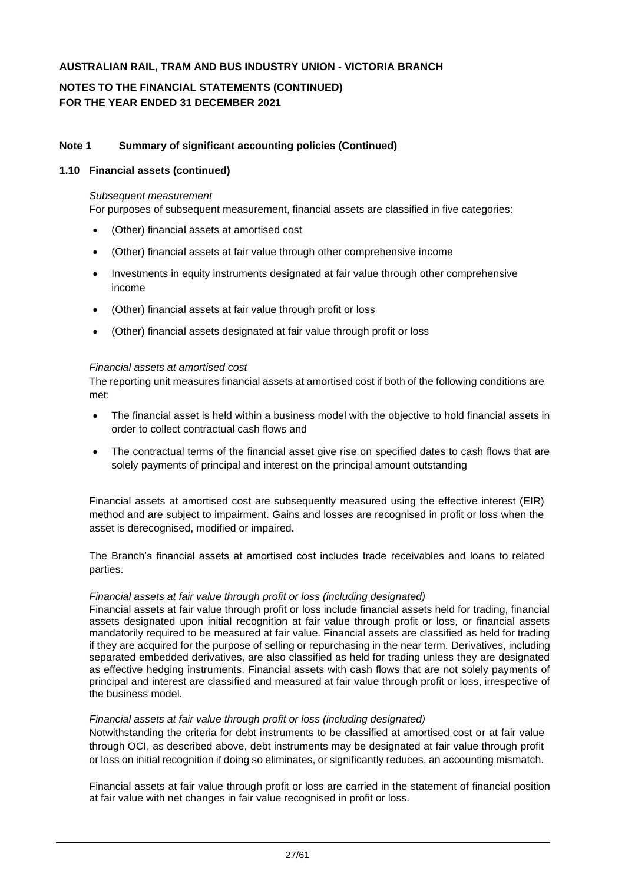**AUSTRALIAN RAIL, TRAM AND BUS INDUSTRY UNION - VICTORIA BRANCH**

**NOTES TO THE FINANCIAL STATEMENTS (CONTINUED)**
**FOR THE YEAR ENDED 31 DECEMBER 2021**

**Note 1 Summary of significant accounting policies (Continued)**

**1.10 Financial assets (continued)**

*Subsequent measurement*
For purposes of subsequent measurement, financial assets are classified in five categories:

- (Other) financial assets at amortised cost
- (Other) financial assets at fair value through other comprehensive income
- Investments in equity instruments designated at fair value through other comprehensive income
- (Other) financial assets at fair value through profit or loss
- (Other) financial assets designated at fair value through profit or loss

*Financial assets at amortised cost*
The reporting unit measures financial assets at amortised cost if both of the following conditions are met:

- The financial asset is held within a business model with the objective to hold financial assets in order to collect contractual cash flows and
- The contractual terms of the financial asset give rise on specified dates to cash flows that are solely payments of principal and interest on the principal amount outstanding

Financial assets at amortised cost are subsequently measured using the effective interest (EIR) method and are subject to impairment. Gains and losses are recognised in profit or loss when the asset is derecognised, modified or impaired.

The Branch's financial assets at amortised cost includes trade receivables and loans to related parties.

*Financial assets at fair value through profit or loss (including designated)*
Financial assets at fair value through profit or loss include financial assets held for trading, financial assets designated upon initial recognition at fair value through profit or loss, or financial assets mandatorily required to be measured at fair value. Financial assets are classified as held for trading if they are acquired for the purpose of selling or repurchasing in the near term. Derivatives, including separated embedded derivatives, are also classified as held for trading unless they are designated as effective hedging instruments. Financial assets with cash flows that are not solely payments of principal and interest are classified and measured at fair value through profit or loss, irrespective of the business model.

*Financial assets at fair value through profit or loss (including designated)*
Notwithstanding the criteria for debt instruments to be classified at amortised cost or at fair value through OCI, as described above, debt instruments may be designated at fair value through profit or loss on initial recognition if doing so eliminates, or significantly reduces, an accounting mismatch.

Financial assets at fair value through profit or loss are carried in the statement of financial position at fair value with net changes in fair value recognised in profit or loss.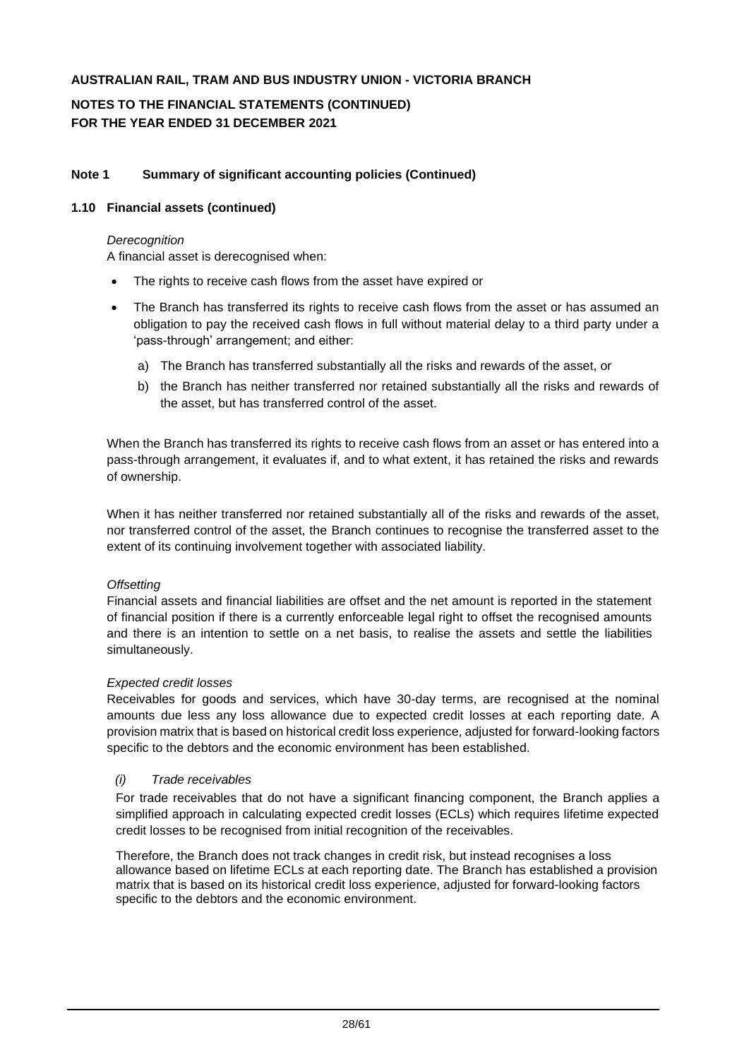**AUSTRALIAN RAIL, TRAM AND BUS INDUSTRY UNION - VICTORIA BRANCH**

**NOTES TO THE FINANCIAL STATEMENTS (CONTINUED)**
**FOR THE YEAR ENDED 31 DECEMBER 2021**

**Note 1 Summary of significant accounting policies (Continued)**

**1.10 Financial assets (continued)**

*Derecognition*
A financial asset is derecognised when:

- The rights to receive cash flows from the asset have expired or
- The Branch has transferred its rights to receive cash flows from the asset or has assumed an obligation to pay the received cash flows in full without material delay to a third party under a 'pass-through' arrangement; and either:
    a) The Branch has transferred substantially all the risks and rewards of the asset, or
    b) the Branch has neither transferred nor retained substantially all the risks and rewards of the asset, but has transferred control of the asset.

When the Branch has transferred its rights to receive cash flows from an asset or has entered into a pass-through arrangement, it evaluates if, and to what extent, it has retained the risks and rewards of ownership.

When it has neither transferred nor retained substantially all of the risks and rewards of the asset, nor transferred control of the asset, the Branch continues to recognise the transferred asset to the extent of its continuing involvement together with associated liability.

*Offsetting*
Financial assets and financial liabilities are offset and the net amount is reported in the statement of financial position if there is a currently enforceable legal right to offset the recognised amounts and there is an intention to settle on a net basis, to realise the assets and settle the liabilities simultaneously.

*Expected credit losses*
Receivables for goods and services, which have 30-day terms, are recognised at the nominal amounts due less any loss allowance due to expected credit losses at each reporting date. A provision matrix that is based on historical credit loss experience, adjusted for forward-looking factors specific to the debtors and the economic environment has been established.

*(i) Trade receivables*

For trade receivables that do not have a significant financing component, the Branch applies a simplified approach in calculating expected credit losses (ECLs) which requires lifetime expected credit losses to be recognised from initial recognition of the receivables.

Therefore, the Branch does not track changes in credit risk, but instead recognises a loss allowance based on lifetime ECLs at each reporting date. The Branch has established a provision matrix that is based on its historical credit loss experience, adjusted for forward-looking factors specific to the debtors and the economic environment.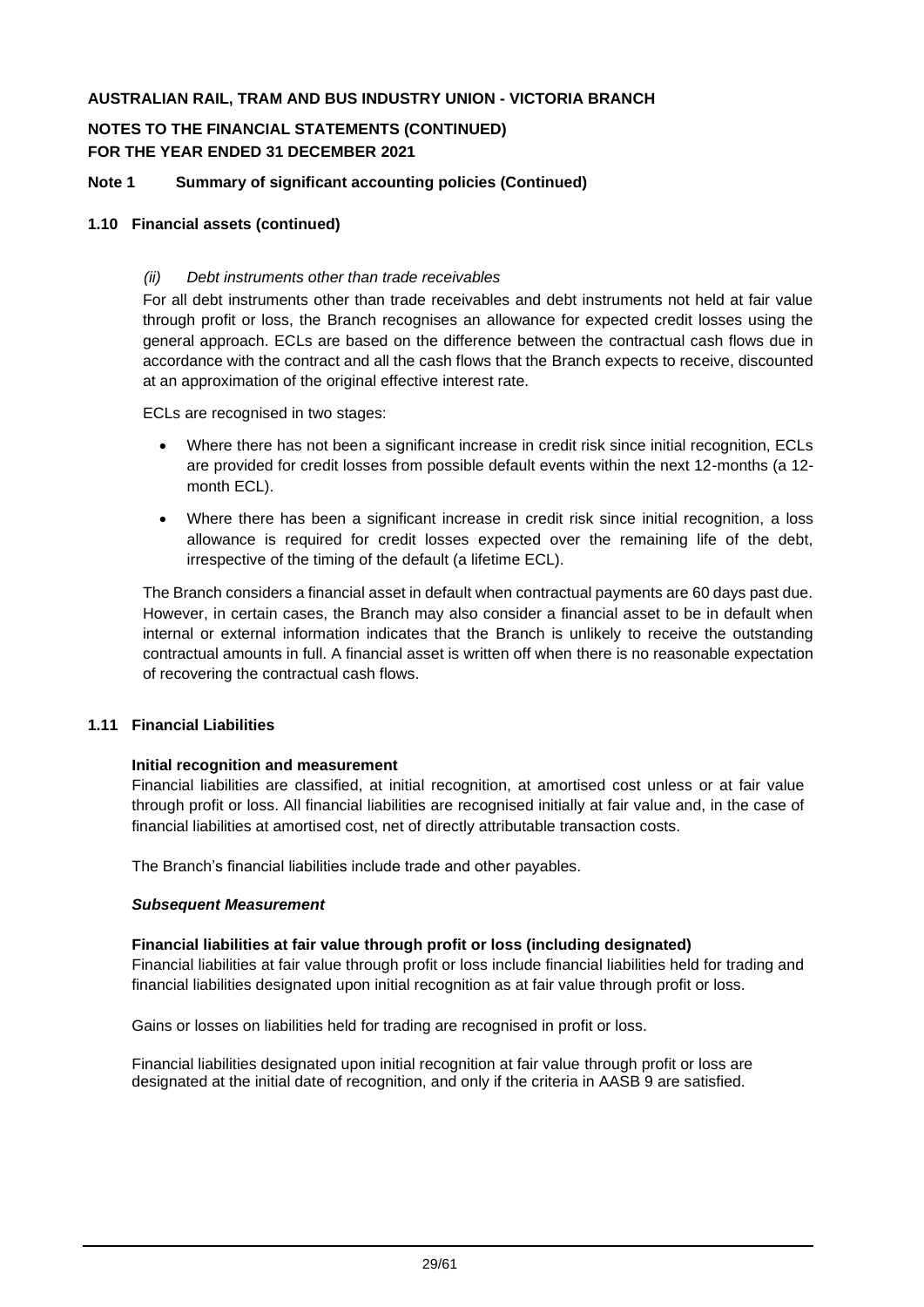**AUSTRALIAN RAIL, TRAM AND BUS INDUSTRY UNION - VICTORIA BRANCH**

**NOTES TO THE FINANCIAL STATEMENTS (CONTINUED)**
**FOR THE YEAR ENDED 31 DECEMBER 2021**

**Note 1 Summary of significant accounting policies (Continued)**

**1.10 Financial assets (continued)**

*(ii) Debt instruments other than trade receivables*

For all debt instruments other than trade receivables and debt instruments not held at fair value through profit or loss, the Branch recognises an allowance for expected credit losses using the general approach. ECLs are based on the difference between the contractual cash flows due in accordance with the contract and all the cash flows that the Branch expects to receive, discounted at an approximation of the original effective interest rate.

ECLs are recognised in two stages:

- Where there has not been a significant increase in credit risk since initial recognition, ECLs are provided for credit losses from possible default events within the next 12-months (a 12-month ECL).
- Where there has been a significant increase in credit risk since initial recognition, a loss allowance is required for credit losses expected over the remaining life of the debt, irrespective of the timing of the default (a lifetime ECL).

The Branch considers a financial asset in default when contractual payments are 60 days past due. However, in certain cases, the Branch may also consider a financial asset to be in default when internal or external information indicates that the Branch is unlikely to receive the outstanding contractual amounts in full. A financial asset is written off when there is no reasonable expectation of recovering the contractual cash flows.

**1.11 Financial Liabilities**

**Initial recognition and measurement**

Financial liabilities are classified, at initial recognition, at amortised cost unless or at fair value through profit or loss. All financial liabilities are recognised initially at fair value and, in the case of financial liabilities at amortised cost, net of directly attributable transaction costs.

The Branch's financial liabilities include trade and other payables.

***Subsequent Measurement***

**Financial liabilities at fair value through profit or loss (including designated)**

Financial liabilities at fair value through profit or loss include financial liabilities held for trading and financial liabilities designated upon initial recognition as at fair value through profit or loss.

Gains or losses on liabilities held for trading are recognised in profit or loss.

Financial liabilities designated upon initial recognition at fair value through profit or loss are designated at the initial date of recognition, and only if the criteria in AASB 9 are satisfied.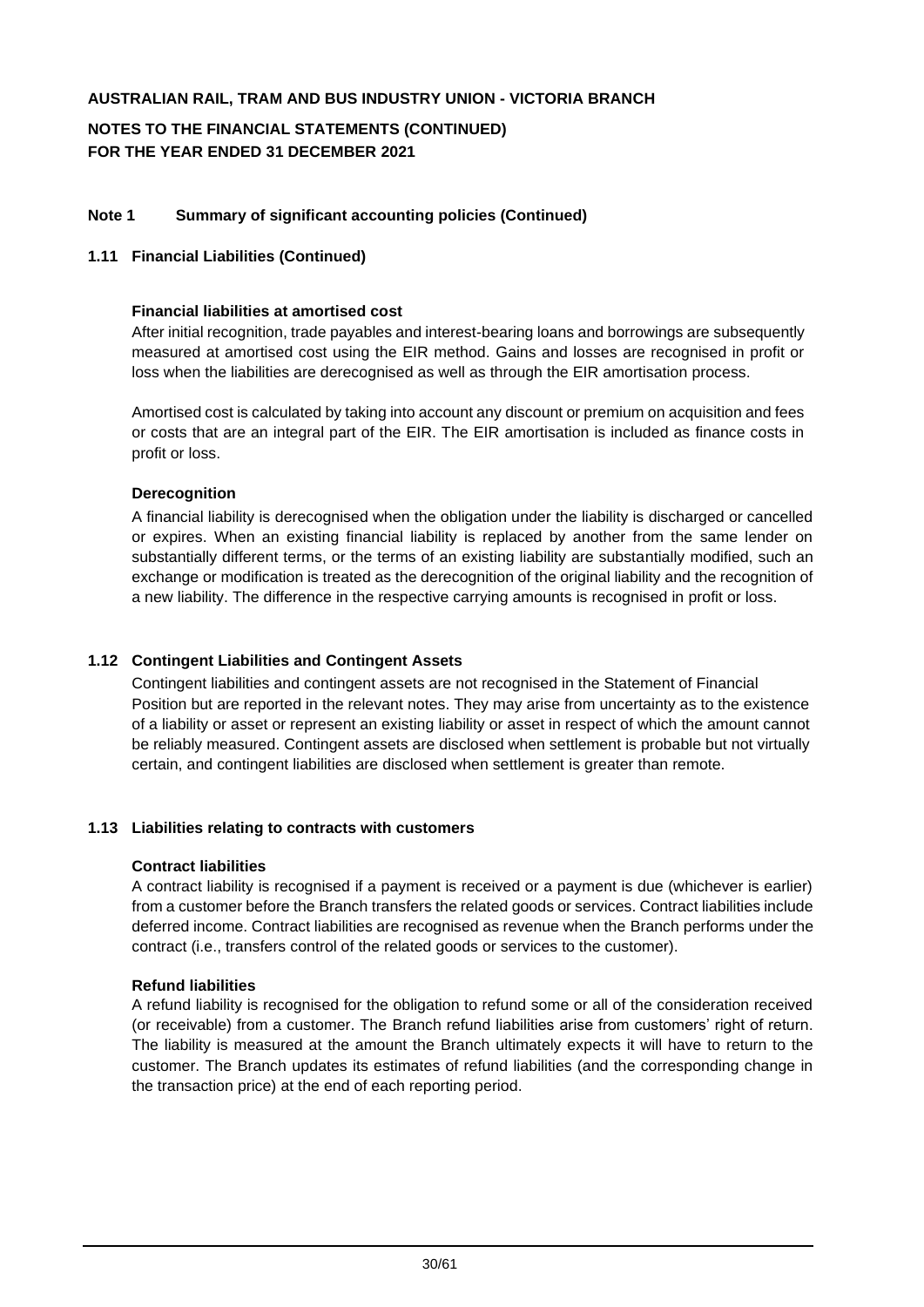**AUSTRALIAN RAIL, TRAM AND BUS INDUSTRY UNION - VICTORIA BRANCH**

**NOTES TO THE FINANCIAL STATEMENTS (CONTINUED)**
**FOR THE YEAR ENDED 31 DECEMBER 2021**

## Note 1 Summary of significant accounting policies (Continued)

### 1.11 Financial Liabilities (Continued)

**Financial liabilities at amortised cost**

After initial recognition, trade payables and interest-bearing loans and borrowings are subsequently measured at amortised cost using the EIR method. Gains and losses are recognised in profit or loss when the liabilities are derecognised as well as through the EIR amortisation process.

Amortised cost is calculated by taking into account any discount or premium on acquisition and fees or costs that are an integral part of the EIR. The EIR amortisation is included as finance costs in profit or loss.

**Derecognition**

A financial liability is derecognised when the obligation under the liability is discharged or cancelled or expires. When an existing financial liability is replaced by another from the same lender on substantially different terms, or the terms of an existing liability are substantially modified, such an exchange or modification is treated as the derecognition of the original liability and the recognition of a new liability. The difference in the respective carrying amounts is recognised in profit or loss.

### 1.12 Contingent Liabilities and Contingent Assets

Contingent liabilities and contingent assets are not recognised in the Statement of Financial Position but are reported in the relevant notes. They may arise from uncertainty as to the existence of a liability or asset or represent an existing liability or asset in respect of which the amount cannot be reliably measured. Contingent assets are disclosed when settlement is probable but not virtually certain, and contingent liabilities are disclosed when settlement is greater than remote.

### 1.13 Liabilities relating to contracts with customers

**Contract liabilities**

A contract liability is recognised if a payment is received or a payment is due (whichever is earlier) from a customer before the Branch transfers the related goods or services. Contract liabilities include deferred income. Contract liabilities are recognised as revenue when the Branch performs under the contract (i.e., transfers control of the related goods or services to the customer).

**Refund liabilities**

A refund liability is recognised for the obligation to refund some or all of the consideration received (or receivable) from a customer. The Branch refund liabilities arise from customers' right of return. The liability is measured at the amount the Branch ultimately expects it will have to return to the customer. The Branch updates its estimates of refund liabilities (and the corresponding change in the transaction price) at the end of each reporting period.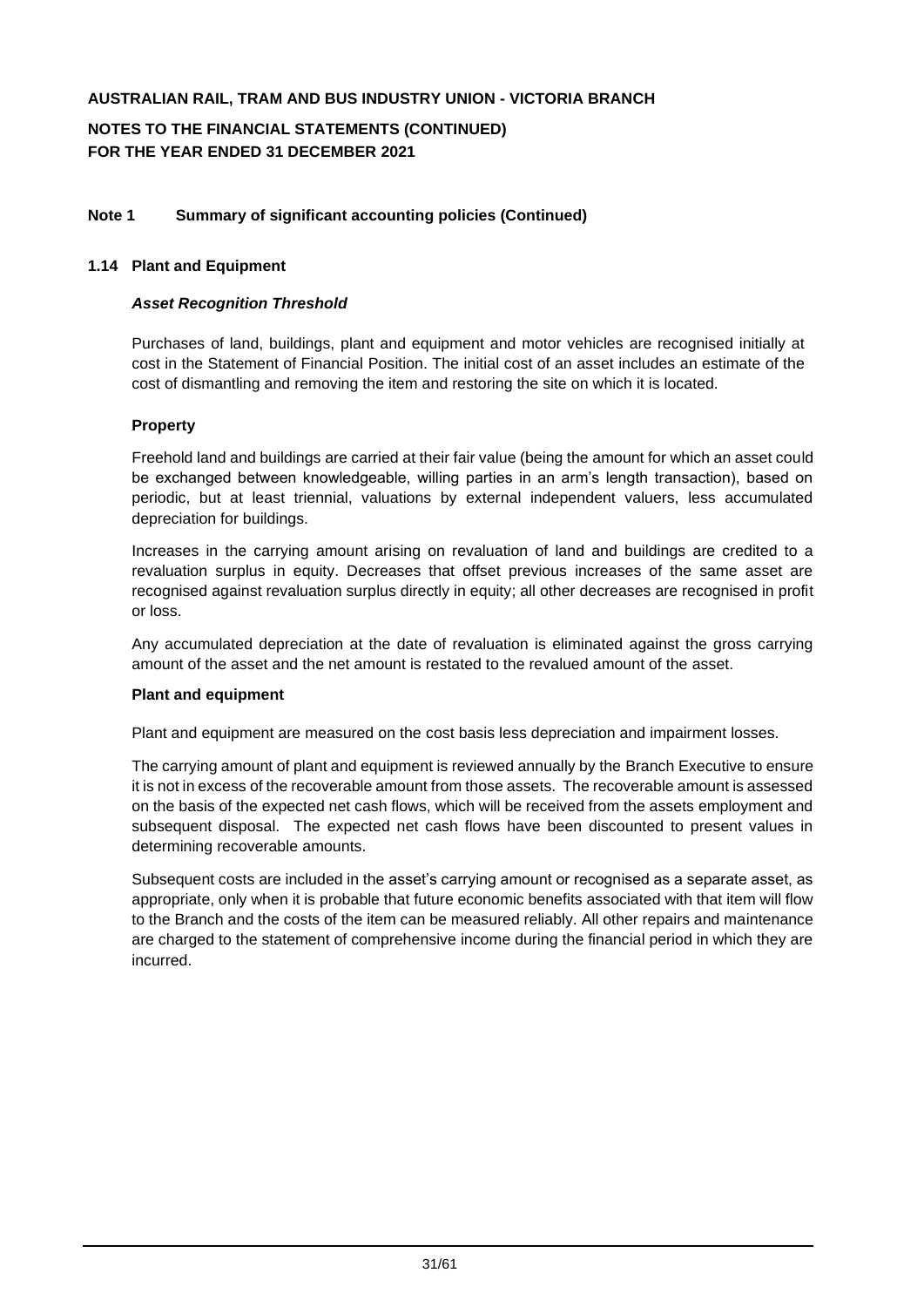**AUSTRALIAN RAIL, TRAM AND BUS INDUSTRY UNION - VICTORIA BRANCH**

**NOTES TO THE FINANCIAL STATEMENTS (CONTINUED)**
**FOR THE YEAR ENDED 31 DECEMBER 2021**

## Note 1 Summary of significant accounting policies (Continued)

### 1.14 Plant and Equipment

***Asset Recognition Threshold***

Purchases of land, buildings, plant and equipment and motor vehicles are recognised initially at cost in the Statement of Financial Position. The initial cost of an asset includes an estimate of the cost of dismantling and removing the item and restoring the site on which it is located.

**Property**

Freehold land and buildings are carried at their fair value (being the amount for which an asset could be exchanged between knowledgeable, willing parties in an arm's length transaction), based on periodic, but at least triennial, valuations by external independent valuers, less accumulated depreciation for buildings.

Increases in the carrying amount arising on revaluation of land and buildings are credited to a revaluation surplus in equity. Decreases that offset previous increases of the same asset are recognised against revaluation surplus directly in equity; all other decreases are recognised in profit or loss.

Any accumulated depreciation at the date of revaluation is eliminated against the gross carrying amount of the asset and the net amount is restated to the revalued amount of the asset.

**Plant and equipment**

Plant and equipment are measured on the cost basis less depreciation and impairment losses.

The carrying amount of plant and equipment is reviewed annually by the Branch Executive to ensure it is not in excess of the recoverable amount from those assets. The recoverable amount is assessed on the basis of the expected net cash flows, which will be received from the assets employment and subsequent disposal. The expected net cash flows have been discounted to present values in determining recoverable amounts.

Subsequent costs are included in the asset's carrying amount or recognised as a separate asset, as appropriate, only when it is probable that future economic benefits associated with that item will flow to the Branch and the costs of the item can be measured reliably. All other repairs and maintenance are charged to the statement of comprehensive income during the financial period in which they are incurred.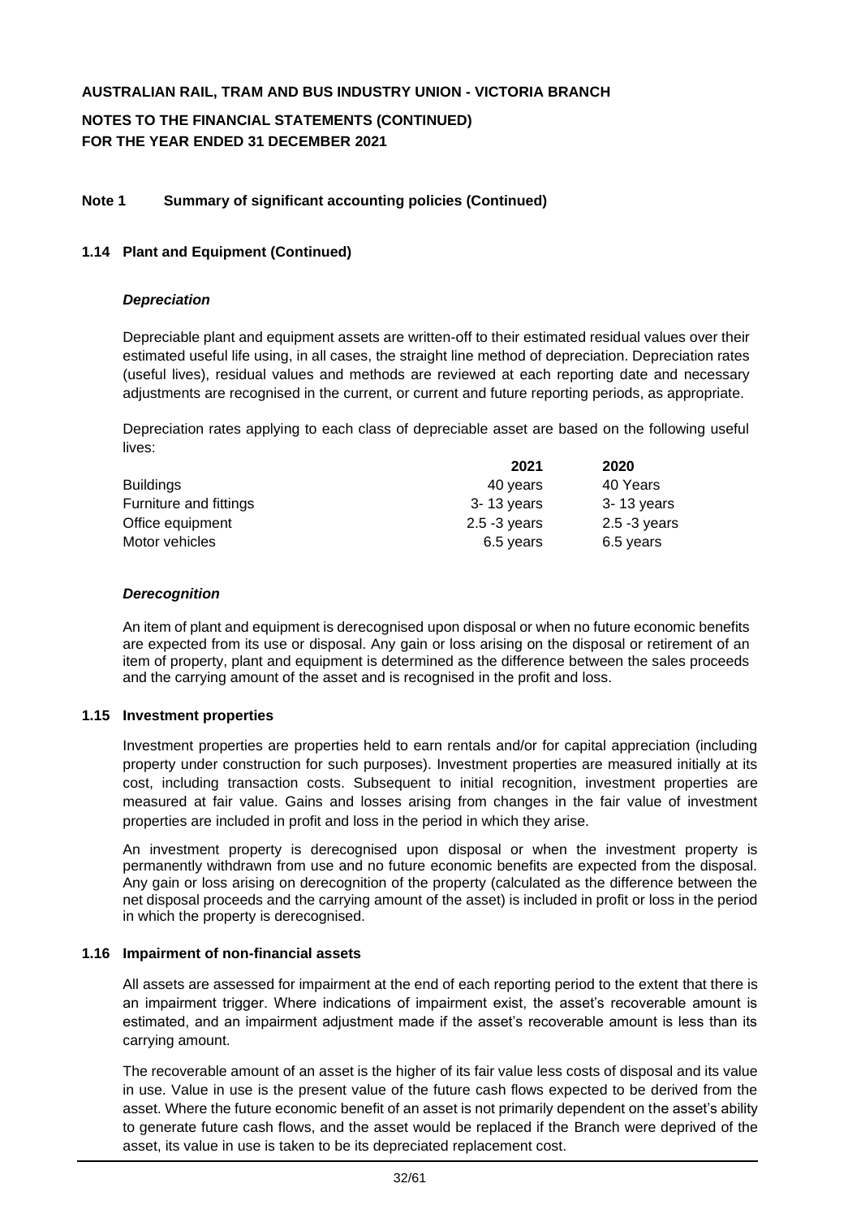**AUSTRALIAN RAIL, TRAM AND BUS INDUSTRY UNION - VICTORIA BRANCH**

**NOTES TO THE FINANCIAL STATEMENTS (CONTINUED)**
**FOR THE YEAR ENDED 31 DECEMBER 2021**

**Note 1 Summary of significant accounting policies (Continued)**

**1.14 Plant and Equipment (Continued)**

***Depreciation***

Depreciable plant and equipment assets are written-off to their estimated residual values over their estimated useful life using, in all cases, the straight line method of depreciation. Depreciation rates (useful lives), residual values and methods are reviewed at each reporting date and necessary adjustments are recognised in the current, or current and future reporting periods, as appropriate.

Depreciation rates applying to each class of depreciable asset are based on the following useful lives:

| | 2021 | 2020 |
|---|---|---|
| Buildings | 40 years | 40 Years |
| Furniture and fittings | 3- 13 years | 3- 13 years |
| Office equipment | 2.5 -3 years | 2.5 -3 years |
| Motor vehicles | 6.5 years | 6.5 years |

***Derecognition***

An item of plant and equipment is derecognised upon disposal or when no future economic benefits are expected from its use or disposal. Any gain or loss arising on the disposal or retirement of an item of property, plant and equipment is determined as the difference between the sales proceeds and the carrying amount of the asset and is recognised in the profit and loss.

**1.15 Investment properties**

Investment properties are properties held to earn rentals and/or for capital appreciation (including property under construction for such purposes). Investment properties are measured initially at its cost, including transaction costs. Subsequent to initial recognition, investment properties are measured at fair value. Gains and losses arising from changes in the fair value of investment properties are included in profit and loss in the period in which they arise.

An investment property is derecognised upon disposal or when the investment property is permanently withdrawn from use and no future economic benefits are expected from the disposal. Any gain or loss arising on derecognition of the property (calculated as the difference between the net disposal proceeds and the carrying amount of the asset) is included in profit or loss in the period in which the property is derecognised.

**1.16 Impairment of non-financial assets**

All assets are assessed for impairment at the end of each reporting period to the extent that there is an impairment trigger. Where indications of impairment exist, the asset's recoverable amount is estimated, and an impairment adjustment made if the asset's recoverable amount is less than its carrying amount.

The recoverable amount of an asset is the higher of its fair value less costs of disposal and its value in use. Value in use is the present value of the future cash flows expected to be derived from the asset. Where the future economic benefit of an asset is not primarily dependent on the asset's ability to generate future cash flows, and the asset would be replaced if the Branch were deprived of the asset, its value in use is taken to be its depreciated replacement cost.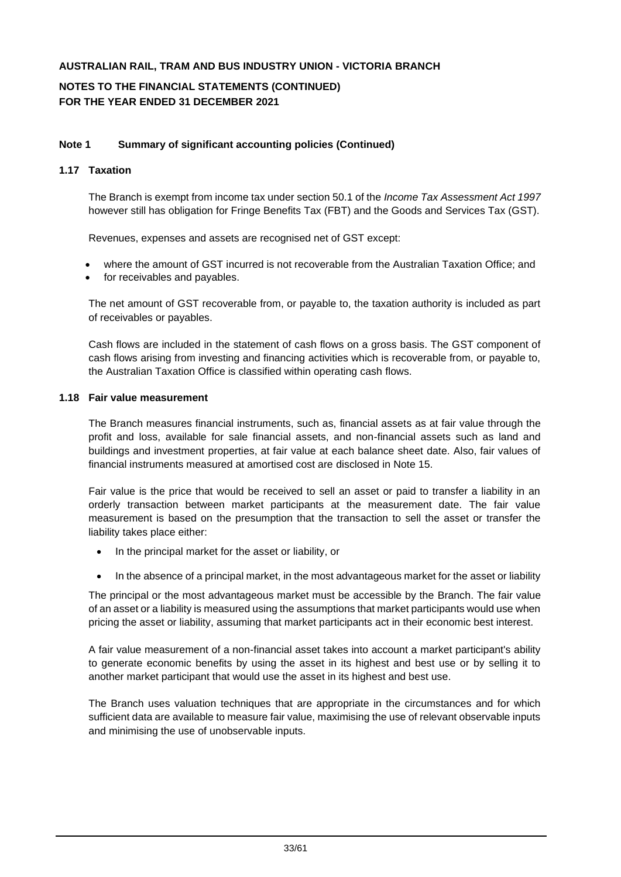**AUSTRALIAN RAIL, TRAM AND BUS INDUSTRY UNION - VICTORIA BRANCH**

**NOTES TO THE FINANCIAL STATEMENTS (CONTINUED)**
**FOR THE YEAR ENDED 31 DECEMBER 2021**

## Note 1 Summary of significant accounting policies (Continued)

### 1.17 Taxation

The Branch is exempt from income tax under section 50.1 of the *Income Tax Assessment Act 1997* however still has obligation for Fringe Benefits Tax (FBT) and the Goods and Services Tax (GST).

Revenues, expenses and assets are recognised net of GST except:

- where the amount of GST incurred is not recoverable from the Australian Taxation Office; and
- for receivables and payables.

The net amount of GST recoverable from, or payable to, the taxation authority is included as part of receivables or payables.

Cash flows are included in the statement of cash flows on a gross basis. The GST component of cash flows arising from investing and financing activities which is recoverable from, or payable to, the Australian Taxation Office is classified within operating cash flows.

### 1.18 Fair value measurement

The Branch measures financial instruments, such as, financial assets as at fair value through the profit and loss, available for sale financial assets, and non-financial assets such as land and buildings and investment properties, at fair value at each balance sheet date. Also, fair values of financial instruments measured at amortised cost are disclosed in Note 15.

Fair value is the price that would be received to sell an asset or paid to transfer a liability in an orderly transaction between market participants at the measurement date. The fair value measurement is based on the presumption that the transaction to sell the asset or transfer the liability takes place either:

- In the principal market for the asset or liability, or
- In the absence of a principal market, in the most advantageous market for the asset or liability

The principal or the most advantageous market must be accessible by the Branch. The fair value of an asset or a liability is measured using the assumptions that market participants would use when pricing the asset or liability, assuming that market participants act in their economic best interest.

A fair value measurement of a non-financial asset takes into account a market participant's ability to generate economic benefits by using the asset in its highest and best use or by selling it to another market participant that would use the asset in its highest and best use.

The Branch uses valuation techniques that are appropriate in the circumstances and for which sufficient data are available to measure fair value, maximising the use of relevant observable inputs and minimising the use of unobservable inputs.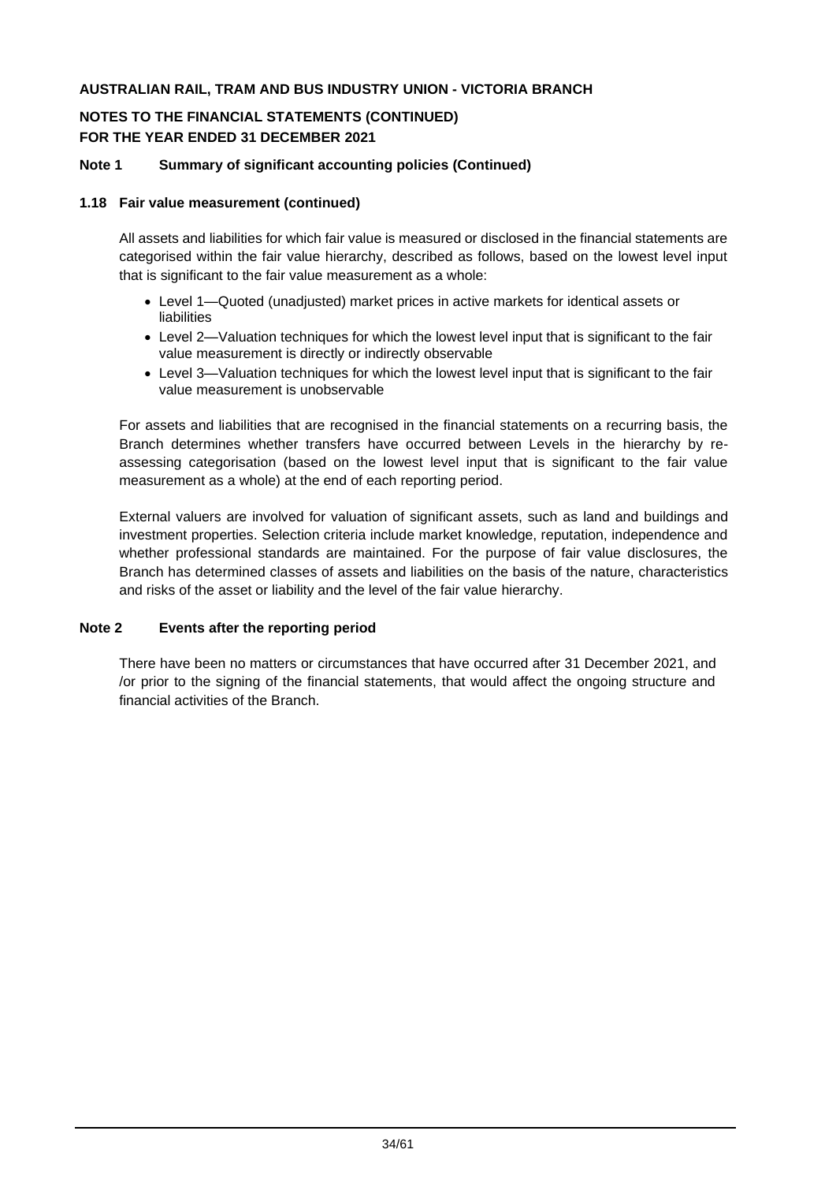**AUSTRALIAN RAIL, TRAM AND BUS INDUSTRY UNION - VICTORIA BRANCH**

**NOTES TO THE FINANCIAL STATEMENTS (CONTINUED)**
**FOR THE YEAR ENDED 31 DECEMBER 2021**

## Note 1 Summary of significant accounting policies (Continued)

### 1.18 Fair value measurement (continued)

All assets and liabilities for which fair value is measured or disclosed in the financial statements are categorised within the fair value hierarchy, described as follows, based on the lowest level input that is significant to the fair value measurement as a whole:

- Level 1—Quoted (unadjusted) market prices in active markets for identical assets or liabilities
- Level 2—Valuation techniques for which the lowest level input that is significant to the fair value measurement is directly or indirectly observable
- Level 3—Valuation techniques for which the lowest level input that is significant to the fair value measurement is unobservable

For assets and liabilities that are recognised in the financial statements on a recurring basis, the Branch determines whether transfers have occurred between Levels in the hierarchy by re-assessing categorisation (based on the lowest level input that is significant to the fair value measurement as a whole) at the end of each reporting period.

External valuers are involved for valuation of significant assets, such as land and buildings and investment properties. Selection criteria include market knowledge, reputation, independence and whether professional standards are maintained. For the purpose of fair value disclosures, the Branch has determined classes of assets and liabilities on the basis of the nature, characteristics and risks of the asset or liability and the level of the fair value hierarchy.

## Note 2 Events after the reporting period

There have been no matters or circumstances that have occurred after 31 December 2021, and /or prior to the signing of the financial statements, that would affect the ongoing structure and financial activities of the Branch.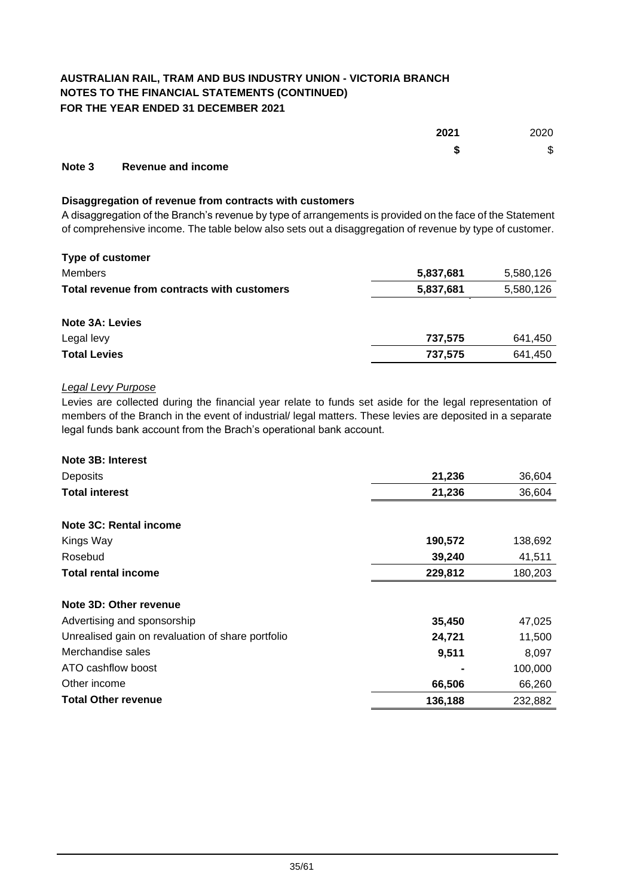**AUSTRALIAN RAIL, TRAM AND BUS INDUSTRY UNION - VICTORIA BRANCH**
**NOTES TO THE FINANCIAL STATEMENTS (CONTINUED)**
**FOR THE YEAR ENDED 31 DECEMBER 2021**

| | **2021** | 2020 |
|---|---|---|
| | **$** | $ |

## Note 3 Revenue and income

**Disaggregation of revenue from contracts with customers**

A disaggregation of the Branch's revenue by type of arrangements is provided on the face of the Statement of comprehensive income. The table below also sets out a disaggregation of revenue by type of customer.

| | **2021** | 2020 |
|---|---|---|
| **Type of customer** | | |
| Members | **5,837,681** | 5,580,126 |
| **Total revenue from contracts with customers** | **5,837,681** | 5,580,126 |

| | **2021** | 2020 |
|---|---|---|
| **Note 3A: Levies** | | |
| Legal levy | **737,575** | 641,450 |
| **Total Levies** | **737,575** | 641,450 |

*Legal Levy Purpose*

Levies are collected during the financial year relate to funds set aside for the legal representation of members of the Branch in the event of industrial/ legal matters. These levies are deposited in a separate legal funds bank account from the Brach's operational bank account.

| | **2021** | 2020 |
|---|---|---|
| **Note 3B: Interest** | | |
| Deposits | **21,236** | 36,604 |
| **Total interest** | **21,236** | 36,604 |

| | **2021** | 2020 |
|---|---|---|
| **Note 3C: Rental income** | | |
| Kings Way | **190,572** | 138,692 |
| Rosebud | **39,240** | 41,511 |
| **Total rental income** | **229,812** | 180,203 |

| | **2021** | 2020 |
|---|---|---|
| **Note 3D: Other revenue** | | |
| Advertising and sponsorship | **35,450** | 47,025 |
| Unrealised gain on revaluation of share portfolio | **24,721** | 11,500 |
| Merchandise sales | **9,511** | 8,097 |
| ATO cashflow boost | **-** | 100,000 |
| Other income | **66,506** | 66,260 |
| **Total Other revenue** | **136,188** | 232,882 |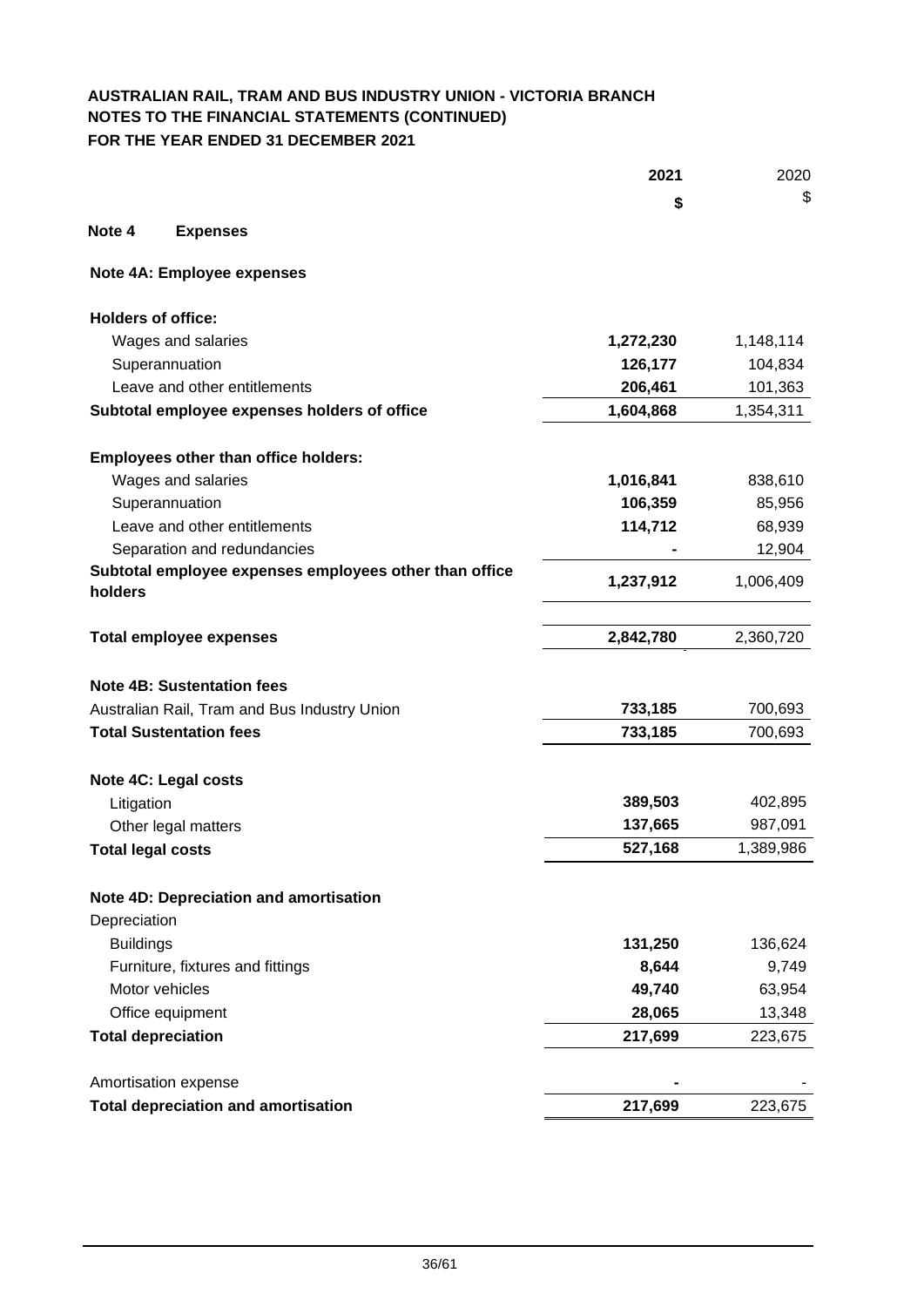**AUSTRALIAN RAIL, TRAM AND BUS INDUSTRY UNION - VICTORIA BRANCH**
**NOTES TO THE FINANCIAL STATEMENTS (CONTINUED)**
**FOR THE YEAR ENDED 31 DECEMBER 2021**

| | 2021 | 2020 |
|---|---|---|
| | $ | $ |

## Note 4 Expenses

### Note 4A: Employee expenses

| | 2021 $ | 2020 $ |
|---|---|---|
| **Holders of office:** | | |
| Wages and salaries | **1,272,230** | 1,148,114 |
| Superannuation | **126,177** | 104,834 |
| Leave and other entitlements | **206,461** | 101,363 |
| **Subtotal employee expenses holders of office** | **1,604,868** | 1,354,311 |
| **Employees other than office holders:** | | |
| Wages and salaries | **1,016,841** | 838,610 |
| Superannuation | **106,359** | 85,956 |
| Leave and other entitlements | **114,712** | 68,939 |
| Separation and redundancies | **-** | 12,904 |
| **Subtotal employee expenses employees other than office holders** | **1,237,912** | 1,006,409 |
| **Total employee expenses** | **2,842,780** | 2,360,720 |

### Note 4B: Sustentation fees

| | 2021 $ | 2020 $ |
|---|---|---|
| Australian Rail, Tram and Bus Industry Union | **733,185** | 700,693 |
| **Total Sustentation fees** | **733,185** | 700,693 |

### Note 4C: Legal costs

| | 2021 $ | 2020 $ |
|---|---|---|
| Litigation | **389,503** | 402,895 |
| Other legal matters | **137,665** | 987,091 |
| **Total legal costs** | **527,168** | 1,389,986 |

### Note 4D: Depreciation and amortisation

| | 2021 $ | 2020 $ |
|---|---|---|
| Depreciation | | |
| Buildings | **131,250** | 136,624 |
| Furniture, fixtures and fittings | **8,644** | 9,749 |
| Motor vehicles | **49,740** | 63,954 |
| Office equipment | **28,065** | 13,348 |
| **Total depreciation** | **217,699** | 223,675 |
| Amortisation expense | **-** | - |
| **Total depreciation and amortisation** | **217,699** | 223,675 |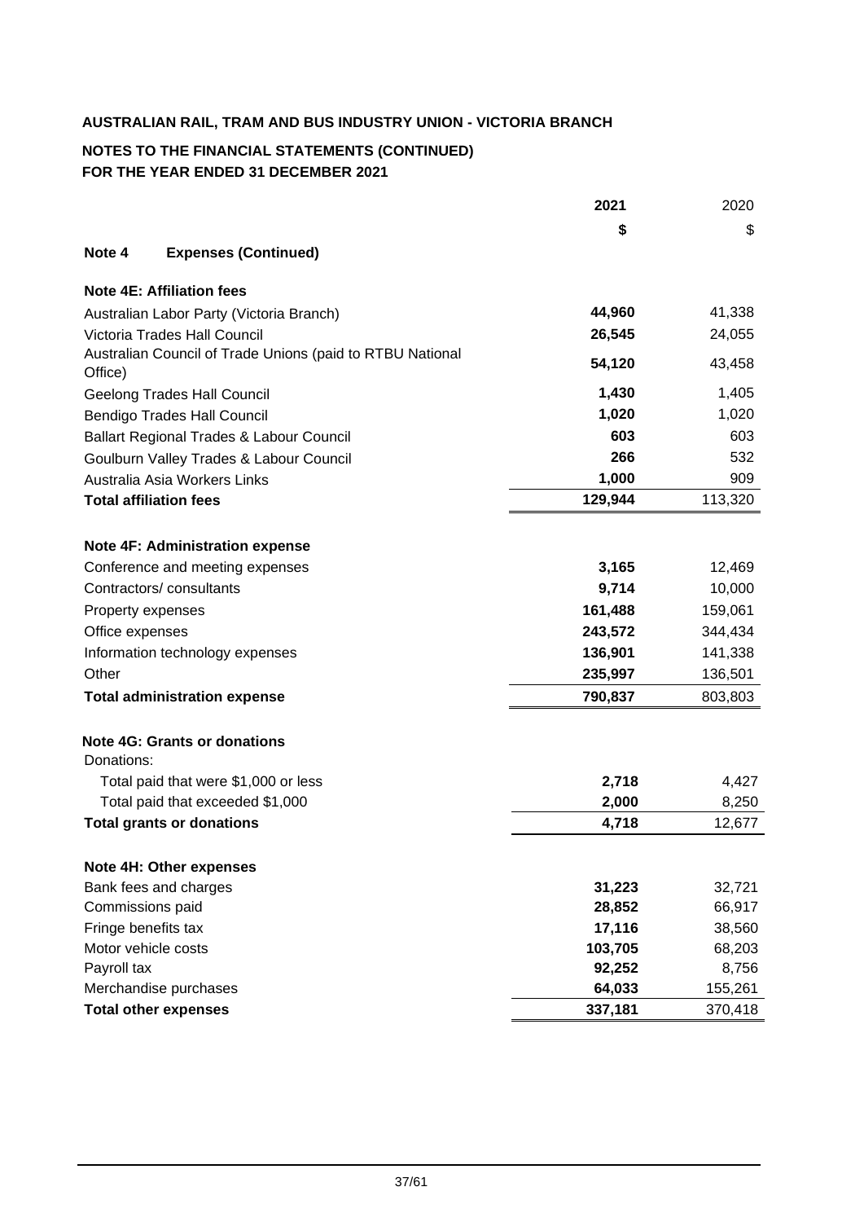**AUSTRALIAN RAIL, TRAM AND BUS INDUSTRY UNION - VICTORIA BRANCH**

**NOTES TO THE FINANCIAL STATEMENTS (CONTINUED)**
**FOR THE YEAR ENDED 31 DECEMBER 2021**

| | **2021** | 2020 |
|---|---|---|
| | **$** | $ |
| **Note 4 Expenses (Continued)** | | |
| **Note 4E: Affiliation fees** | | |
| Australian Labor Party (Victoria Branch) | **44,960** | 41,338 |
| Victoria Trades Hall Council | **26,545** | 24,055 |
| Australian Council of Trade Unions (paid to RTBU National Office) | **54,120** | 43,458 |
| Geelong Trades Hall Council | **1,430** | 1,405 |
| Bendigo Trades Hall Council | **1,020** | 1,020 |
| Ballart Regional Trades & Labour Council | **603** | 603 |
| Goulburn Valley Trades & Labour Council | **266** | 532 |
| Australia Asia Workers Links | **1,000** | 909 |
| **Total affiliation fees** | **129,944** | 113,320 |
| | | |
| **Note 4F: Administration expense** | | |
| Conference and meeting expenses | **3,165** | 12,469 |
| Contractors/ consultants | **9,714** | 10,000 |
| Property expenses | **161,488** | 159,061 |
| Office expenses | **243,572** | 344,434 |
| Information technology expenses | **136,901** | 141,338 |
| Other | **235,997** | 136,501 |
| **Total administration expense** | **790,837** | 803,803 |
| | | |
| **Note 4G: Grants or donations** | | |
| Donations: | | |
| Total paid that were $1,000 or less | **2,718** | 4,427 |
| Total paid that exceeded $1,000 | **2,000** | 8,250 |
| **Total grants or donations** | **4,718** | 12,677 |
| | | |
| **Note 4H: Other expenses** | | |
| Bank fees and charges | **31,223** | 32,721 |
| Commissions paid | **28,852** | 66,917 |
| Fringe benefits tax | **17,116** | 38,560 |
| Motor vehicle costs | **103,705** | 68,203 |
| Payroll tax | **92,252** | 8,756 |
| Merchandise purchases | **64,033** | 155,261 |
| **Total other expenses** | **337,181** | 370,418 |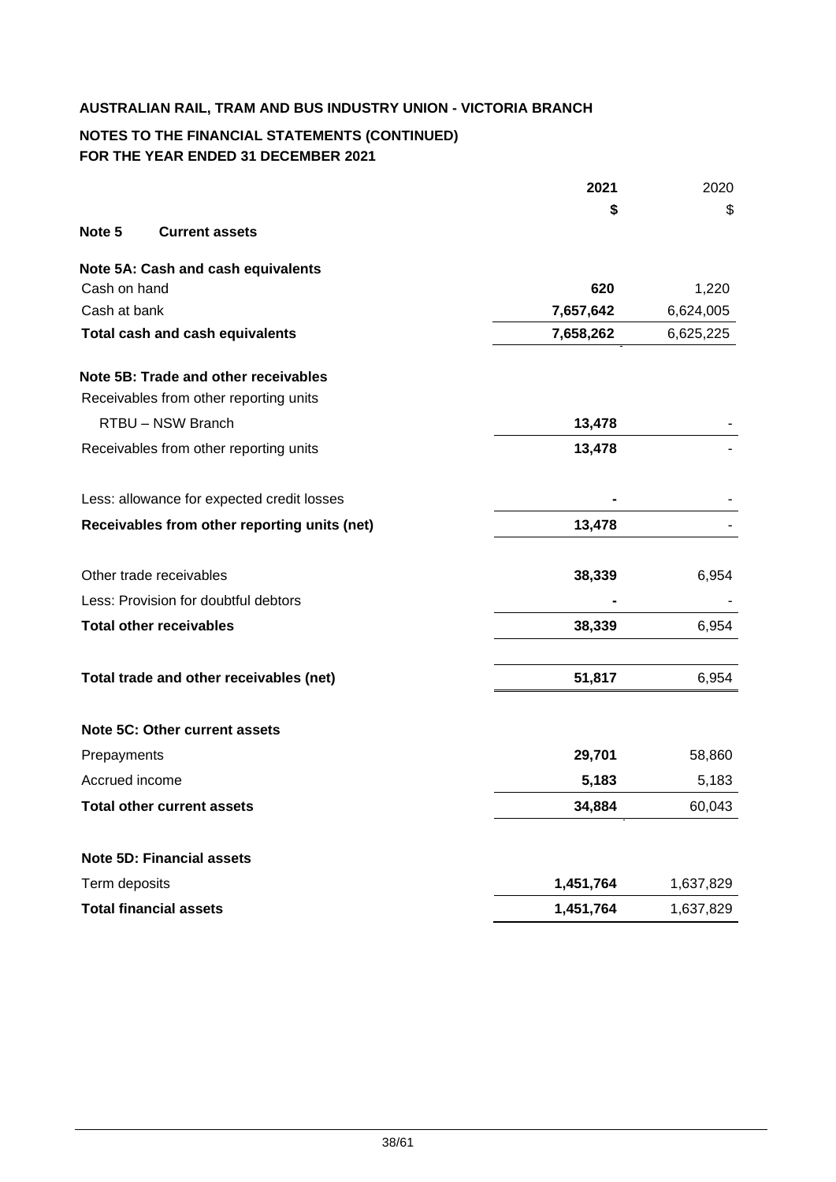**AUSTRALIAN RAIL, TRAM AND BUS INDUSTRY UNION - VICTORIA BRANCH**

**NOTES TO THE FINANCIAL STATEMENTS (CONTINUED)**
**FOR THE YEAR ENDED 31 DECEMBER 2021**

| | 2021 | 2020 |
|---|---|---|
| | $ | $ |
| **Note 5 Current assets** | | |
| **Note 5A: Cash and cash equivalents** | | |
| Cash on hand | **620** | 1,220 |
| Cash at bank | **7,657,642** | 6,624,005 |
| **Total cash and cash equivalents** | **7,658,262** | 6,625,225 |
| **Note 5B: Trade and other receivables** | | |
| Receivables from other reporting units | | |
| RTBU – NSW Branch | **13,478** | - |
| Receivables from other reporting units | **13,478** | - |
| Less: allowance for expected credit losses | **-** | - |
| **Receivables from other reporting units (net)** | **13,478** | - |
| Other trade receivables | **38,339** | 6,954 |
| Less: Provision for doubtful debtors | **-** | - |
| **Total other receivables** | **38,339** | 6,954 |
| **Total trade and other receivables (net)** | **51,817** | 6,954 |
| **Note 5C: Other current assets** | | |
| Prepayments | **29,701** | 58,860 |
| Accrued income | **5,183** | 5,183 |
| **Total other current assets** | **34,884** | 60,043 |
| **Note 5D: Financial assets** | | |
| Term deposits | **1,451,764** | 1,637,829 |
| **Total financial assets** | **1,451,764** | 1,637,829 |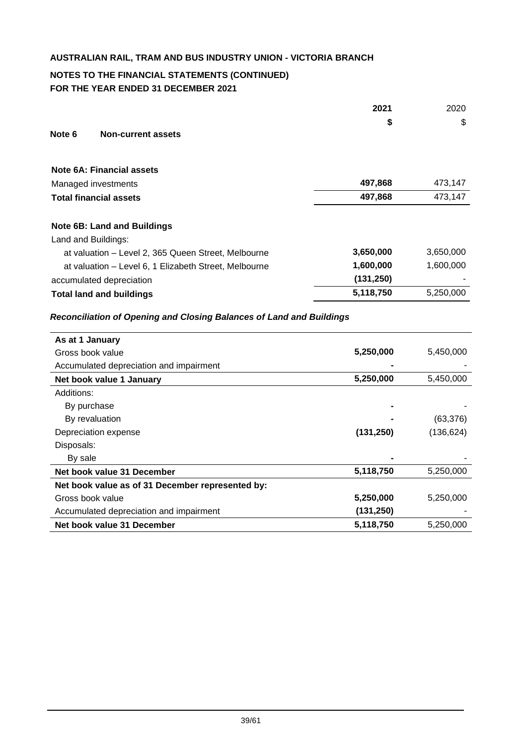**AUSTRALIAN RAIL, TRAM AND BUS INDUSTRY UNION - VICTORIA BRANCH**

**NOTES TO THE FINANCIAL STATEMENTS (CONTINUED)**
**FOR THE YEAR ENDED 31 DECEMBER 2021**

## Note 6 Non-current assets

| | 2021 | 2020 |
|---|---|---|
| | $ | $ |
| **Note 6A: Financial assets** | | |
| Managed investments | **497,868** | 473,147 |
| **Total financial assets** | **497,868** | 473,147 |
| | | |
| **Note 6B: Land and Buildings** | | |
| Land and Buildings: | | |
| at valuation – Level 2, 365 Queen Street, Melbourne | **3,650,000** | 3,650,000 |
| at valuation – Level 6, 1 Elizabeth Street, Melbourne | **1,600,000** | 1,600,000 |
| accumulated depreciation | **(131,250)** | - |
| **Total land and buildings** | **5,118,750** | 5,250,000 |

***Reconciliation of Opening and Closing Balances of Land and Buildings***

| | 2021 | 2020 |
|---|---|---|
| **As at 1 January** | | |
| Gross book value | **5,250,000** | 5,450,000 |
| Accumulated depreciation and impairment | **-** | - |
| **Net book value 1 January** | **5,250,000** | 5,450,000 |
| Additions: | | |
| By purchase | **-** | - |
| By revaluation | **-** | (63,376) |
| Depreciation expense | **(131,250)** | (136,624) |
| Disposals: | | |
| By sale | **-** | - |
| **Net book value 31 December** | **5,118,750** | 5,250,000 |
| **Net book value as of 31 December represented by:** | | |
| Gross book value | **5,250,000** | 5,250,000 |
| Accumulated depreciation and impairment | **(131,250)** | - |
| **Net book value 31 December** | **5,118,750** | 5,250,000 |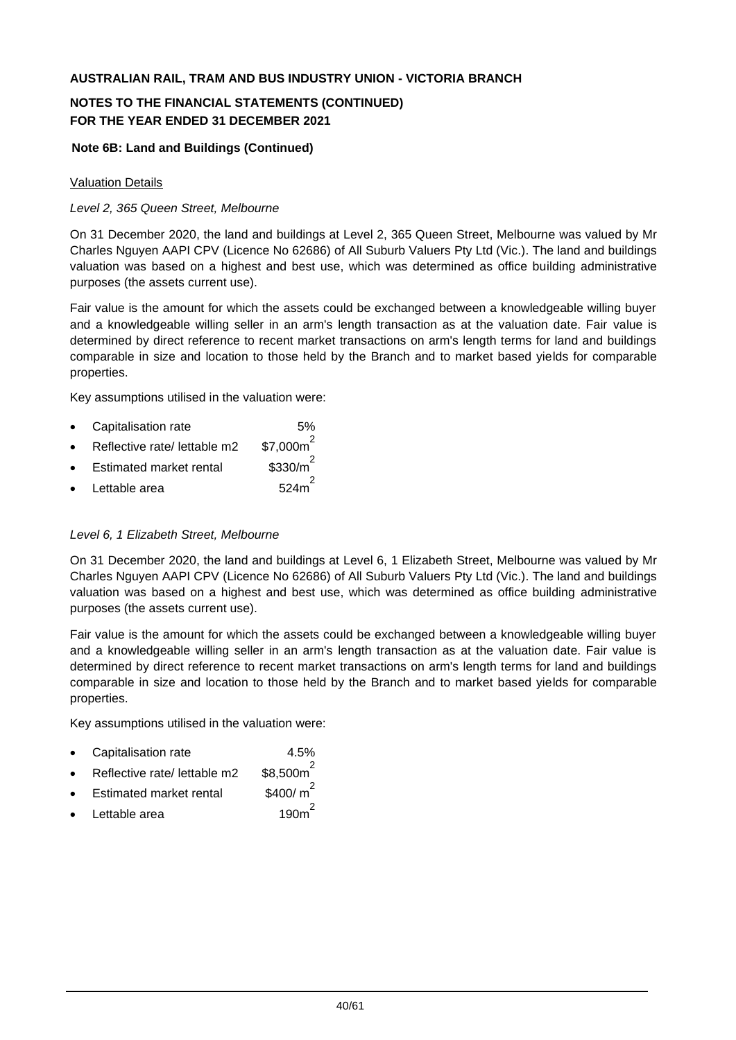**AUSTRALIAN RAIL, TRAM AND BUS INDUSTRY UNION - VICTORIA BRANCH**

**NOTES TO THE FINANCIAL STATEMENTS (CONTINUED)**
**FOR THE YEAR ENDED 31 DECEMBER 2021**

**Note 6B: Land and Buildings (Continued)**

Valuation Details

*Level 2, 365 Queen Street, Melbourne*

On 31 December 2020, the land and buildings at Level 2, 365 Queen Street, Melbourne was valued by Mr Charles Nguyen AAPI CPV (Licence No 62686) of All Suburb Valuers Pty Ltd (Vic.). The land and buildings valuation was based on a highest and best use, which was determined as office building administrative purposes (the assets current use).

Fair value is the amount for which the assets could be exchanged between a knowledgeable willing buyer and a knowledgeable willing seller in an arm's length transaction as at the valuation date. Fair value is determined by direct reference to recent market transactions on arm's length terms for land and buildings comparable in size and location to those held by the Branch and to market based yields for comparable properties.

Key assumptions utilised in the valuation were:

- Capitalisation rate 5%
- Reflective rate/ lettable m2 $\$7,000m^2$
- Estimated market rental $\$330/m^2$
- Lettable area $524m^2$

*Level 6, 1 Elizabeth Street, Melbourne*

On 31 December 2020, the land and buildings at Level 6, 1 Elizabeth Street, Melbourne was valued by Mr Charles Nguyen AAPI CPV (Licence No 62686) of All Suburb Valuers Pty Ltd (Vic.). The land and buildings valuation was based on a highest and best use, which was determined as office building administrative purposes (the assets current use).

Fair value is the amount for which the assets could be exchanged between a knowledgeable willing buyer and a knowledgeable willing seller in an arm's length transaction as at the valuation date. Fair value is determined by direct reference to recent market transactions on arm's length terms for land and buildings comparable in size and location to those held by the Branch and to market based yields for comparable properties.

Key assumptions utilised in the valuation were:

- Capitalisation rate 4.5%
- Reflective rate/ lettable m2 $\$8,500m^2$
- Estimated market rental $\$400/\ m^2$
- Lettable area $190m^2$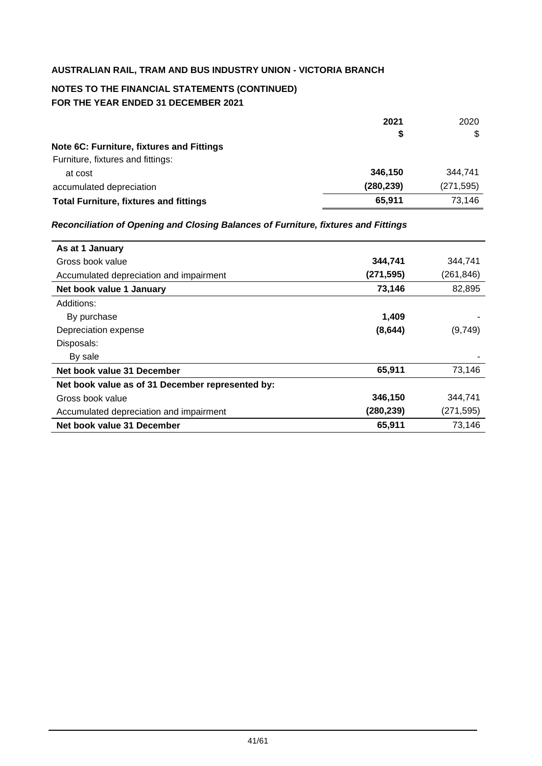**AUSTRALIAN RAIL, TRAM AND BUS INDUSTRY UNION - VICTORIA BRANCH**

**NOTES TO THE FINANCIAL STATEMENTS (CONTINUED)**
**FOR THE YEAR ENDED 31 DECEMBER 2021**

| | 2021 | 2020 |
|---|---|---|
| | $ | $ |
| **Note 6C: Furniture, fixtures and Fittings** | | |
| Furniture, fixtures and fittings: | | |
| at cost | **346,150** | 344,741 |
| accumulated depreciation | **(280,239)** | (271,595) |
| **Total Furniture, fixtures and fittings** | **65,911** | 73,146 |

***Reconciliation of Opening and Closing Balances of Furniture, fixtures and Fittings***

| | 2021 | 2020 |
|---|---|---|
| **As at 1 January** | | |
| Gross book value | **344,741** | 344,741 |
| Accumulated depreciation and impairment | **(271,595)** | (261,846) |
| **Net book value 1 January** | **73,146** | 82,895 |
| Additions: | | |
| By purchase | **1,409** | - |
| Depreciation expense | **(8,644)** | (9,749) |
| Disposals: | | |
| By sale | | - |
| **Net book value 31 December** | **65,911** | 73,146 |
| **Net book value as of 31 December represented by:** | | |
| Gross book value | **346,150** | 344,741 |
| Accumulated depreciation and impairment | **(280,239)** | (271,595) |
| **Net book value 31 December** | **65,911** | 73,146 |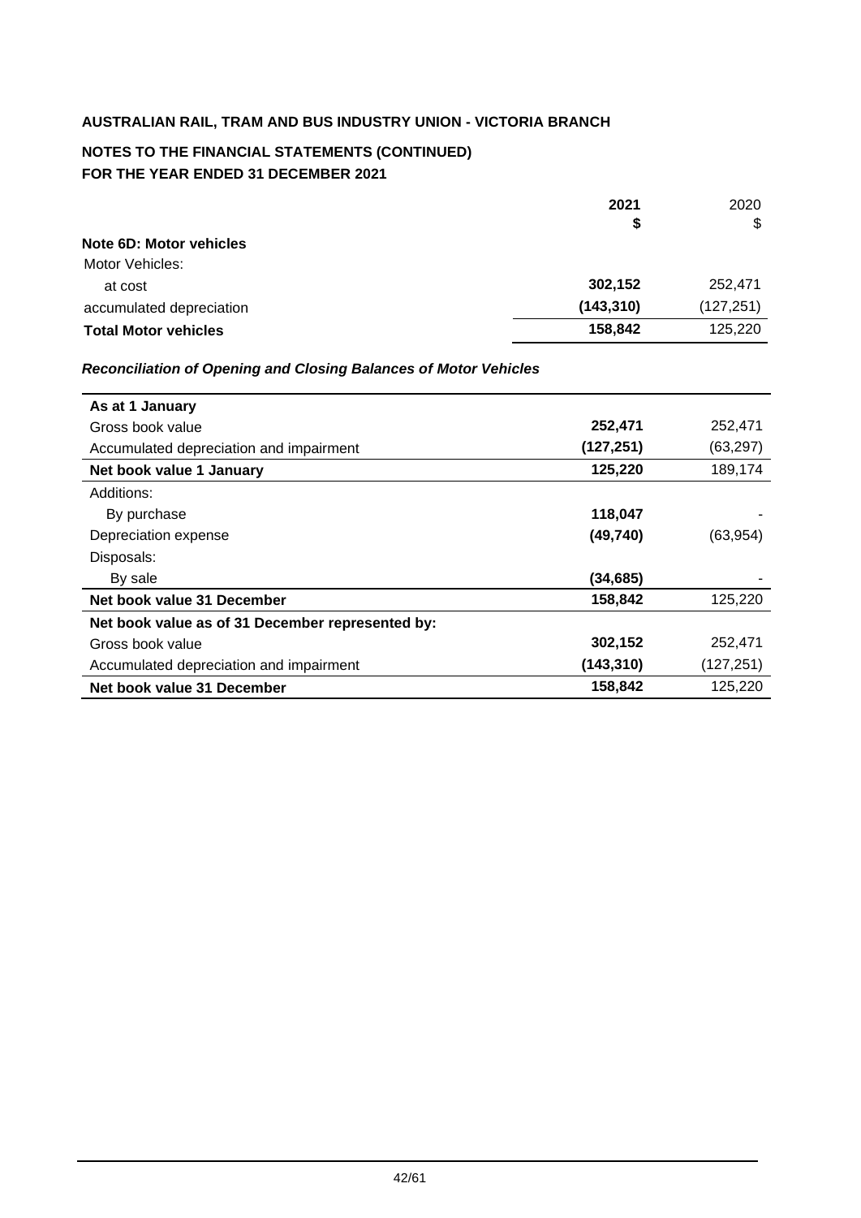**AUSTRALIAN RAIL, TRAM AND BUS INDUSTRY UNION - VICTORIA BRANCH**

**NOTES TO THE FINANCIAL STATEMENTS (CONTINUED)**
**FOR THE YEAR ENDED 31 DECEMBER 2021**

| | 2021 | 2020 |
|---|---|---|
| | $ | $ |
| **Note 6D: Motor vehicles** | | |
| Motor Vehicles: | | |
| at cost | **302,152** | 252,471 |
| accumulated depreciation | **(143,310)** | (127,251) |
| **Total Motor vehicles** | **158,842** | 125,220 |

***Reconciliation of Opening and Closing Balances of Motor Vehicles***

| | 2021 | 2020 |
|---|---|---|
| **As at 1 January** | | |
| Gross book value | **252,471** | 252,471 |
| Accumulated depreciation and impairment | **(127,251)** | (63,297) |
| **Net book value 1 January** | **125,220** | 189,174 |
| Additions: | | |
| By purchase | **118,047** | - |
| Depreciation expense | **(49,740)** | (63,954) |
| Disposals: | | |
| By sale | **(34,685)** | - |
| **Net book value 31 December** | **158,842** | 125,220 |
| **Net book value as of 31 December represented by:** | | |
| Gross book value | **302,152** | 252,471 |
| Accumulated depreciation and impairment | **(143,310)** | (127,251) |
| **Net book value 31 December** | **158,842** | 125,220 |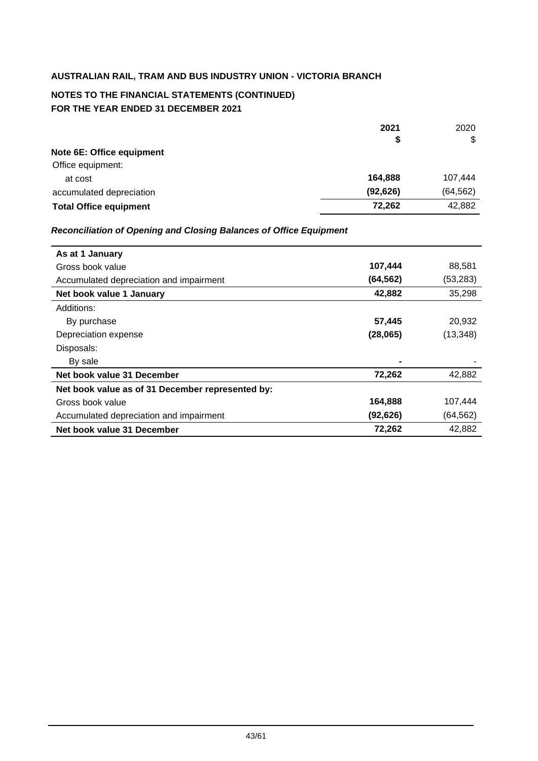**AUSTRALIAN RAIL, TRAM AND BUS INDUSTRY UNION - VICTORIA BRANCH**

**NOTES TO THE FINANCIAL STATEMENTS (CONTINUED)**
**FOR THE YEAR ENDED 31 DECEMBER 2021**

| | **2021** | 2020 |
|---|---|---|
| | **$** | $ |
| **Note 6E: Office equipment** | | |
| Office equipment: | | |
| at cost | **164,888** | 107,444 |
| accumulated depreciation | **(92,626)** | (64,562) |
| **Total Office equipment** | **72,262** | 42,882 |

***Reconciliation of Opening and Closing Balances of Office Equipment***

| | | |
|---|---|---|
| **As at 1 January** | | |
| Gross book value | **107,444** | 88,581 |
| Accumulated depreciation and impairment | **(64,562)** | (53,283) |
| **Net book value 1 January** | **42,882** | 35,298 |
| Additions: | | |
| By purchase | **57,445** | 20,932 |
| Depreciation expense | **(28,065)** | (13,348) |
| Disposals: | | |
| By sale | **-** | - |
| **Net book value 31 December** | **72,262** | 42,882 |
| **Net book value as of 31 December represented by:** | | |
| Gross book value | **164,888** | 107,444 |
| Accumulated depreciation and impairment | **(92,626)** | (64,562) |
| **Net book value 31 December** | **72,262** | 42,882 |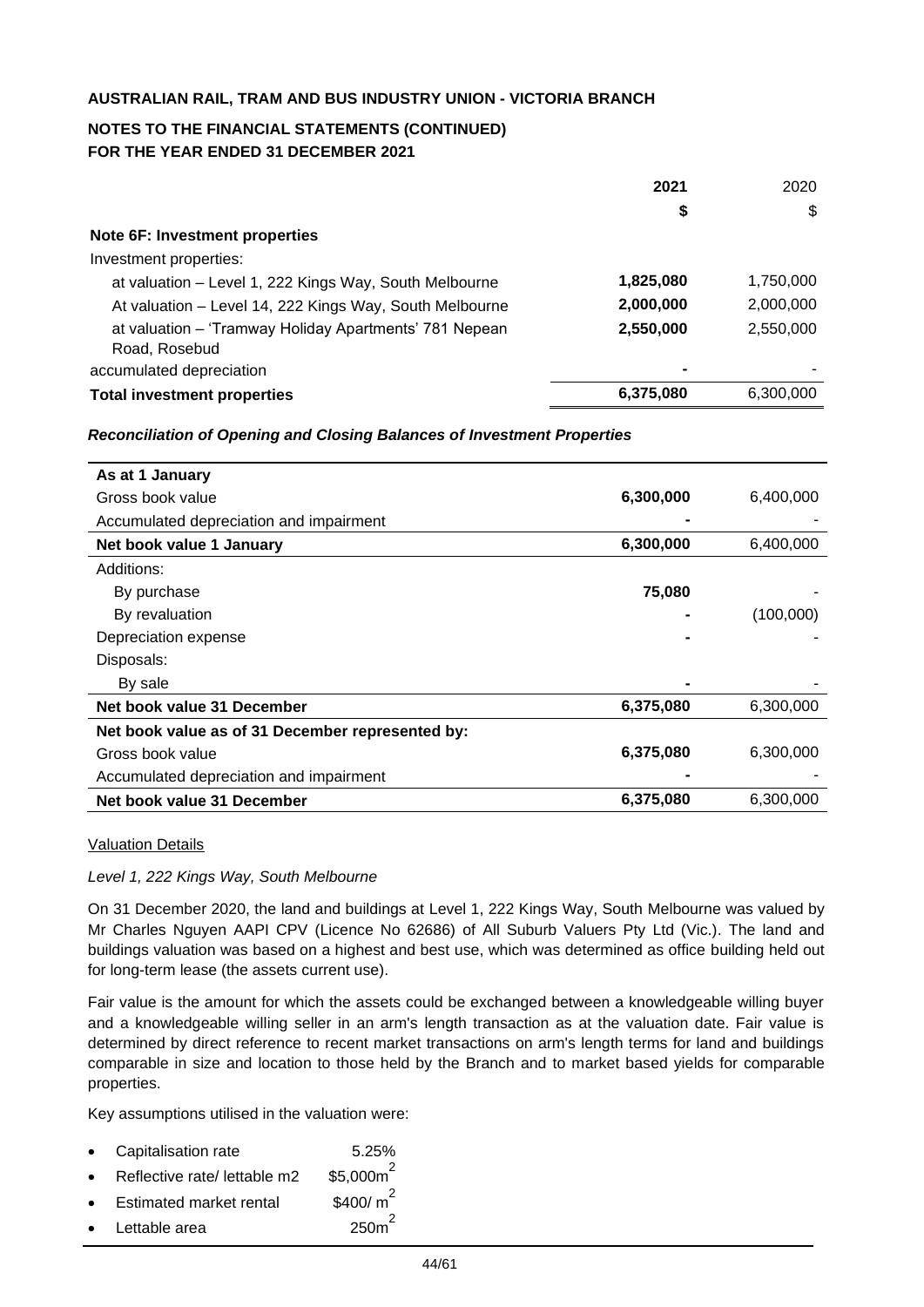**AUSTRALIAN RAIL, TRAM AND BUS INDUSTRY UNION - VICTORIA BRANCH**

**NOTES TO THE FINANCIAL STATEMENTS (CONTINUED)**
**FOR THE YEAR ENDED 31 DECEMBER 2021**

| | **2021** | 2020 |
|---|---|---|
| | **$** | $ |
| **Note 6F: Investment properties** | | |
| Investment properties: | | |
| at valuation – Level 1, 222 Kings Way, South Melbourne | **1,825,080** | 1,750,000 |
| At valuation – Level 14, 222 Kings Way, South Melbourne | **2,000,000** | 2,000,000 |
| at valuation – 'Tramway Holiday Apartments' 781 Nepean Road, Rosebud | **2,550,000** | 2,550,000 |
| accumulated depreciation | **-** | - |
| **Total investment properties** | **6,375,080** | 6,300,000 |

***Reconciliation of Opening and Closing Balances of Investment Properties***

| | | |
|---|---|---|
| **As at 1 January** | | |
| Gross book value | **6,300,000** | 6,400,000 |
| Accumulated depreciation and impairment | **-** | - |
| **Net book value 1 January** | **6,300,000** | 6,400,000 |
| Additions: | | |
| By purchase | **75,080** | - |
| By revaluation | **-** | (100,000) |
| Depreciation expense | **-** | - |
| Disposals: | | |
| By sale | **-** | - |
| **Net book value 31 December** | **6,375,080** | 6,300,000 |
| **Net book value as of 31 December represented by:** | | |
| Gross book value | **6,375,080** | 6,300,000 |
| Accumulated depreciation and impairment | **-** | - |
| **Net book value 31 December** | **6,375,080** | 6,300,000 |

Valuation Details

*Level 1, 222 Kings Way, South Melbourne*

On 31 December 2020, the land and buildings at Level 1, 222 Kings Way, South Melbourne was valued by Mr Charles Nguyen AAPI CPV (Licence No 62686) of All Suburb Valuers Pty Ltd (Vic.). The land and buildings valuation was based on a highest and best use, which was determined as office building held out for long-term lease (the assets current use).

Fair value is the amount for which the assets could be exchanged between a knowledgeable willing buyer and a knowledgeable willing seller in an arm's length transaction as at the valuation date. Fair value is determined by direct reference to recent market transactions on arm's length terms for land and buildings comparable in size and location to those held by the Branch and to market based yields for comparable properties.

Key assumptions utilised in the valuation were:

- Capitalisation rate 5.25%
- Reflective rate/ lettable m2 $\$5,000m^2$
- Estimated market rental $\$400/m^2$
- Lettable area $250m^2$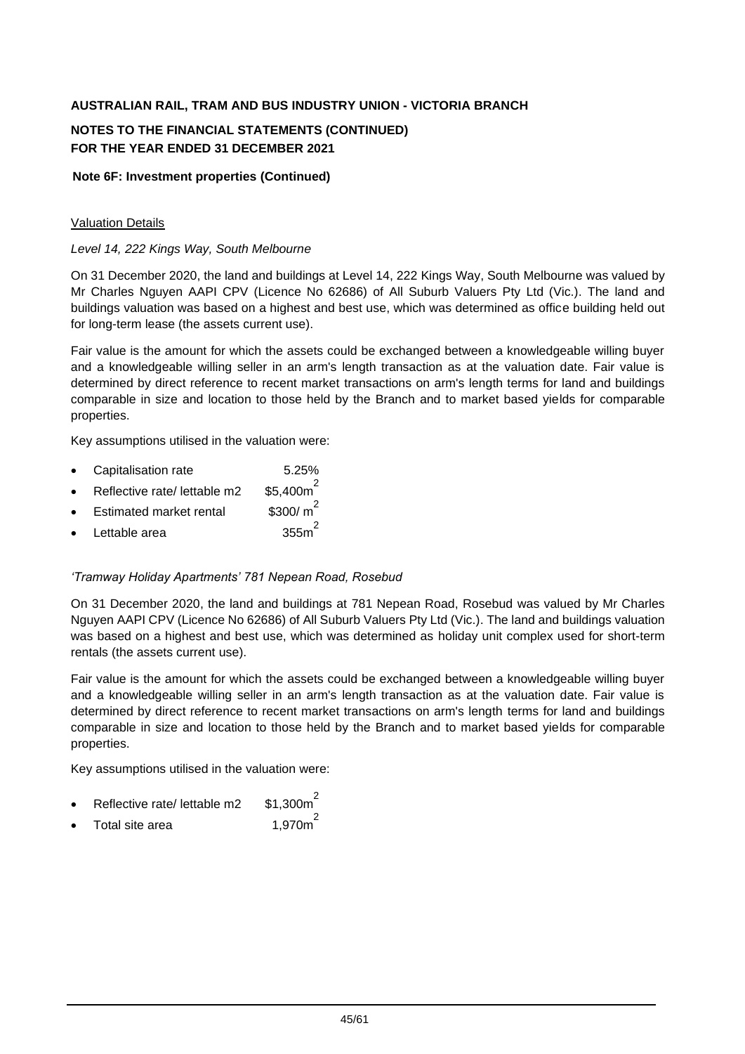**AUSTRALIAN RAIL, TRAM AND BUS INDUSTRY UNION - VICTORIA BRANCH**

**NOTES TO THE FINANCIAL STATEMENTS (CONTINUED)**
**FOR THE YEAR ENDED 31 DECEMBER 2021**

**Note 6F: Investment properties (Continued)**

Valuation Details

*Level 14, 222 Kings Way, South Melbourne*

On 31 December 2020, the land and buildings at Level 14, 222 Kings Way, South Melbourne was valued by Mr Charles Nguyen AAPI CPV (Licence No 62686) of All Suburb Valuers Pty Ltd (Vic.). The land and buildings valuation was based on a highest and best use, which was determined as office building held out for long-term lease (the assets current use).

Fair value is the amount for which the assets could be exchanged between a knowledgeable willing buyer and a knowledgeable willing seller in an arm's length transaction as at the valuation date. Fair value is determined by direct reference to recent market transactions on arm's length terms for land and buildings comparable in size and location to those held by the Branch and to market based yields for comparable properties.

Key assumptions utilised in the valuation were:

- Capitalisation rate 5.25%
- Reflective rate/ lettable m2 $5,400m^2$
- Estimated market rental $300/ m^2$
- Lettable area $355m^2$

*'Tramway Holiday Apartments' 781 Nepean Road, Rosebud*

On 31 December 2020, the land and buildings at 781 Nepean Road, Rosebud was valued by Mr Charles Nguyen AAPI CPV (Licence No 62686) of All Suburb Valuers Pty Ltd (Vic.). The land and buildings valuation was based on a highest and best use, which was determined as holiday unit complex used for short-term rentals (the assets current use).

Fair value is the amount for which the assets could be exchanged between a knowledgeable willing buyer and a knowledgeable willing seller in an arm's length transaction as at the valuation date. Fair value is determined by direct reference to recent market transactions on arm's length terms for land and buildings comparable in size and location to those held by the Branch and to market based yields for comparable properties.

Key assumptions utilised in the valuation were:

- Reflective rate/ lettable m2 $1,300m^2$
- Total site area $1,970m^2$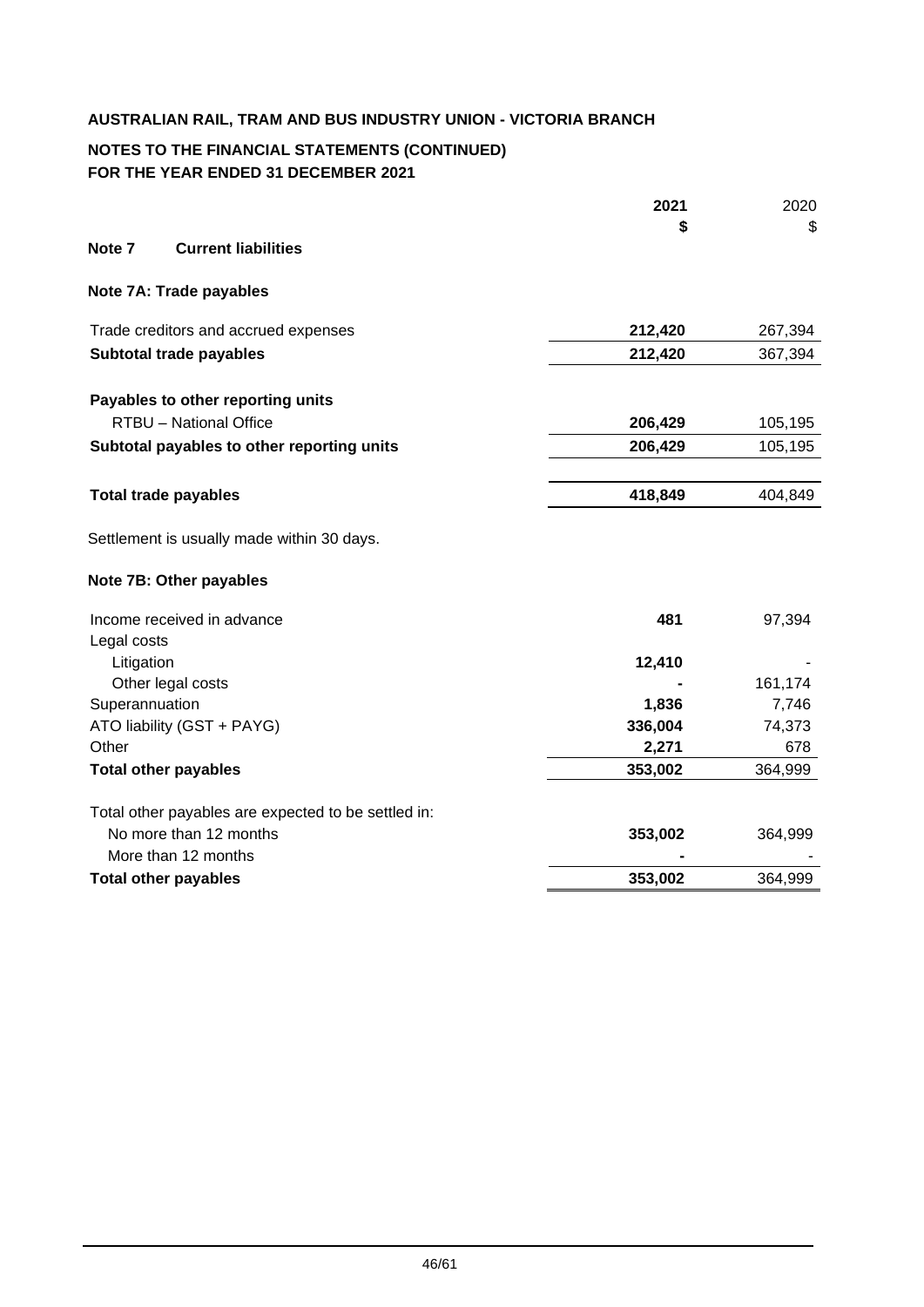**AUSTRALIAN RAIL, TRAM AND BUS INDUSTRY UNION - VICTORIA BRANCH**

**NOTES TO THE FINANCIAL STATEMENTS (CONTINUED)**
**FOR THE YEAR ENDED 31 DECEMBER 2021**

| | **2021** | 2020 |
|---|---|---|
| | **$** | $ |
| **Note 7 Current liabilities** | | |
| **Note 7A: Trade payables** | | |
| Trade creditors and accrued expenses | **212,420** | 267,394 |
| **Subtotal trade payables** | **212,420** | 367,394 |
| **Payables to other reporting units** | | |
| RTBU – National Office | **206,429** | 105,195 |
| **Subtotal payables to other reporting units** | **206,429** | 105,195 |
| **Total trade payables** | **418,849** | 404,849 |

Settlement is usually made within 30 days.

| | **2021** | 2020 |
|---|---|---|
| **Note 7B: Other payables** | | |
| Income received in advance | **481** | 97,394 |
| Legal costs | | |
| Litigation | **12,410** | - |
| Other legal costs | **-** | 161,174 |
| Superannuation | **1,836** | 7,746 |
| ATO liability (GST + PAYG) | **336,004** | 74,373 |
| Other | **2,271** | 678 |
| **Total other payables** | **353,002** | 364,999 |
| Total other payables are expected to be settled in: | | |
| No more than 12 months | **353,002** | 364,999 |
| More than 12 months | **-** | - |
| **Total other payables** | **353,002** | 364,999 |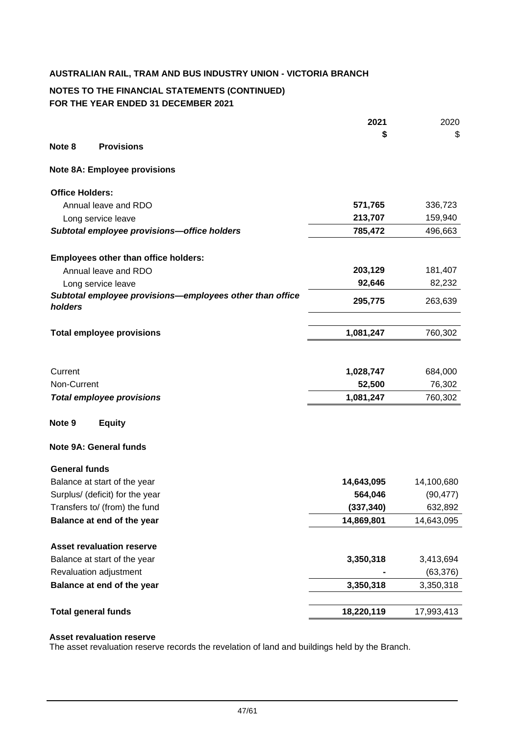**AUSTRALIAN RAIL, TRAM AND BUS INDUSTRY UNION - VICTORIA BRANCH**

**NOTES TO THE FINANCIAL STATEMENTS (CONTINUED)**
**FOR THE YEAR ENDED 31 DECEMBER 2021**

| | 2021 | 2020 |
|---|---|---|
| | $ | $ |
| **Note 8 Provisions** | | |
| **Note 8A: Employee provisions** | | |
| **Office Holders:** | | |
| Annual leave and RDO | **571,765** | 336,723 |
| Long service leave | **213,707** | 159,940 |
| ***Subtotal employee provisions—office holders*** | **785,472** | 496,663 |
| **Employees other than office holders:** | | |
| Annual leave and RDO | **203,129** | 181,407 |
| Long service leave | **92,646** | 82,232 |
| ***Subtotal employee provisions—employees other than office holders*** | **295,775** | 263,639 |
| **Total employee provisions** | **1,081,247** | 760,302 |
| Current | **1,028,747** | 684,000 |
| Non-Current | **52,500** | 76,302 |
| ***Total employee provisions*** | **1,081,247** | 760,302 |

**Note 9 Equity**

**Note 9A: General funds**

| | 2021 | 2020 |
|---|---|---|
| **General funds** | | |
| Balance at start of the year | **14,643,095** | 14,100,680 |
| Surplus/ (deficit) for the year | **564,046** | (90,477) |
| Transfers to/ (from) the fund | **(337,340)** | 632,892 |
| **Balance at end of the year** | **14,869,801** | 14,643,095 |
| **Asset revaluation reserve** | | |
| Balance at start of the year | **3,350,318** | 3,413,694 |
| Revaluation adjustment | **-** | (63,376) |
| **Balance at end of the year** | **3,350,318** | 3,350,318 |
| **Total general funds** | **18,220,119** | 17,993,413 |

**Asset revaluation reserve**

The asset revaluation reserve records the revelation of land and buildings held by the Branch.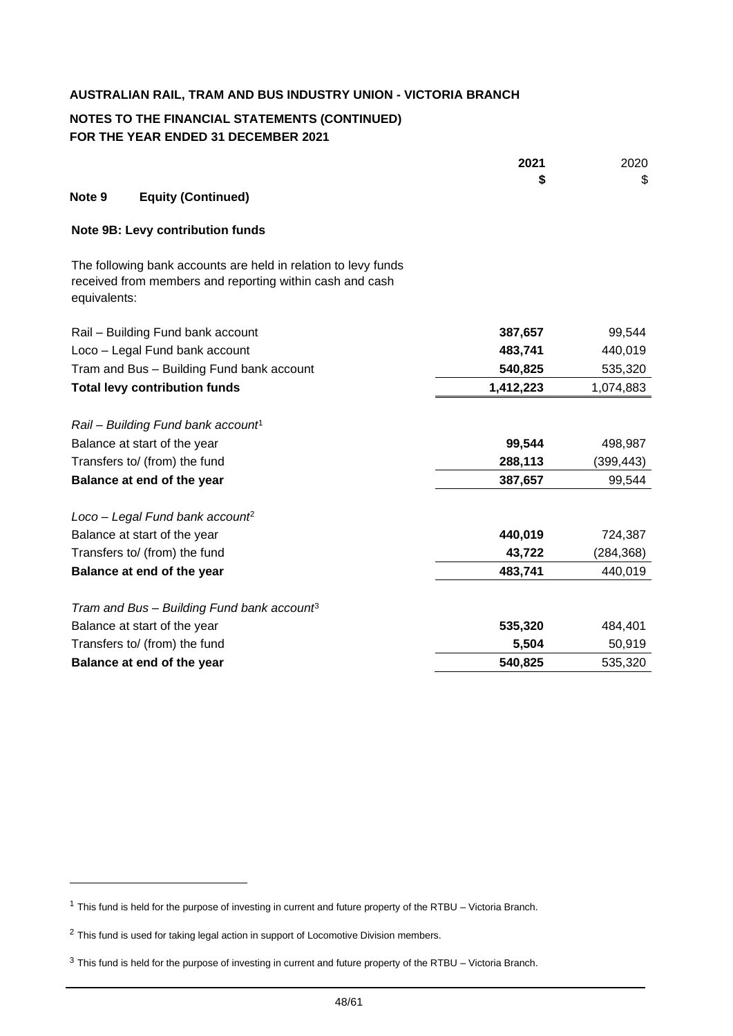**AUSTRALIAN RAIL, TRAM AND BUS INDUSTRY UNION - VICTORIA BRANCH**

**NOTES TO THE FINANCIAL STATEMENTS (CONTINUED)**
**FOR THE YEAR ENDED 31 DECEMBER 2021**

| | 2021 $ | 2020 $ |
|---|---|---|
| **Note 9 Equity (Continued)** | | |
| **Note 9B: Levy contribution funds** | | |
| The following bank accounts are held in relation to levy funds received from members and reporting within cash and cash equivalents: | | |
| Rail – Building Fund bank account | **387,657** | 99,544 |
| Loco – Legal Fund bank account | **483,741** | 440,019 |
| Tram and Bus – Building Fund bank account | **540,825** | 535,320 |
| **Total levy contribution funds** | **1,412,223** | 1,074,883 |
| *Rail – Building Fund bank account*[1] | | |
| Balance at start of the year | **99,544** | 498,987 |
| Transfers to/ (from) the fund | **288,113** | (399,443) |
| **Balance at end of the year** | **387,657** | 99,544 |
| *Loco – Legal Fund bank account*[2] | | |
| Balance at start of the year | **440,019** | 724,387 |
| Transfers to/ (from) the fund | **43,722** | (284,368) |
| **Balance at end of the year** | **483,741** | 440,019 |
| *Tram and Bus – Building Fund bank account*[3] | | |
| Balance at start of the year | **535,320** | 484,401 |
| Transfers to/ (from) the fund | **5,504** | 50,919 |
| **Balance at end of the year** | **540,825** | 535,320 |

[1] This fund is held for the purpose of investing in current and future property of the RTBU – Victoria Branch.

[2] This fund is used for taking legal action in support of Locomotive Division members.

[3] This fund is held for the purpose of investing in current and future property of the RTBU – Victoria Branch.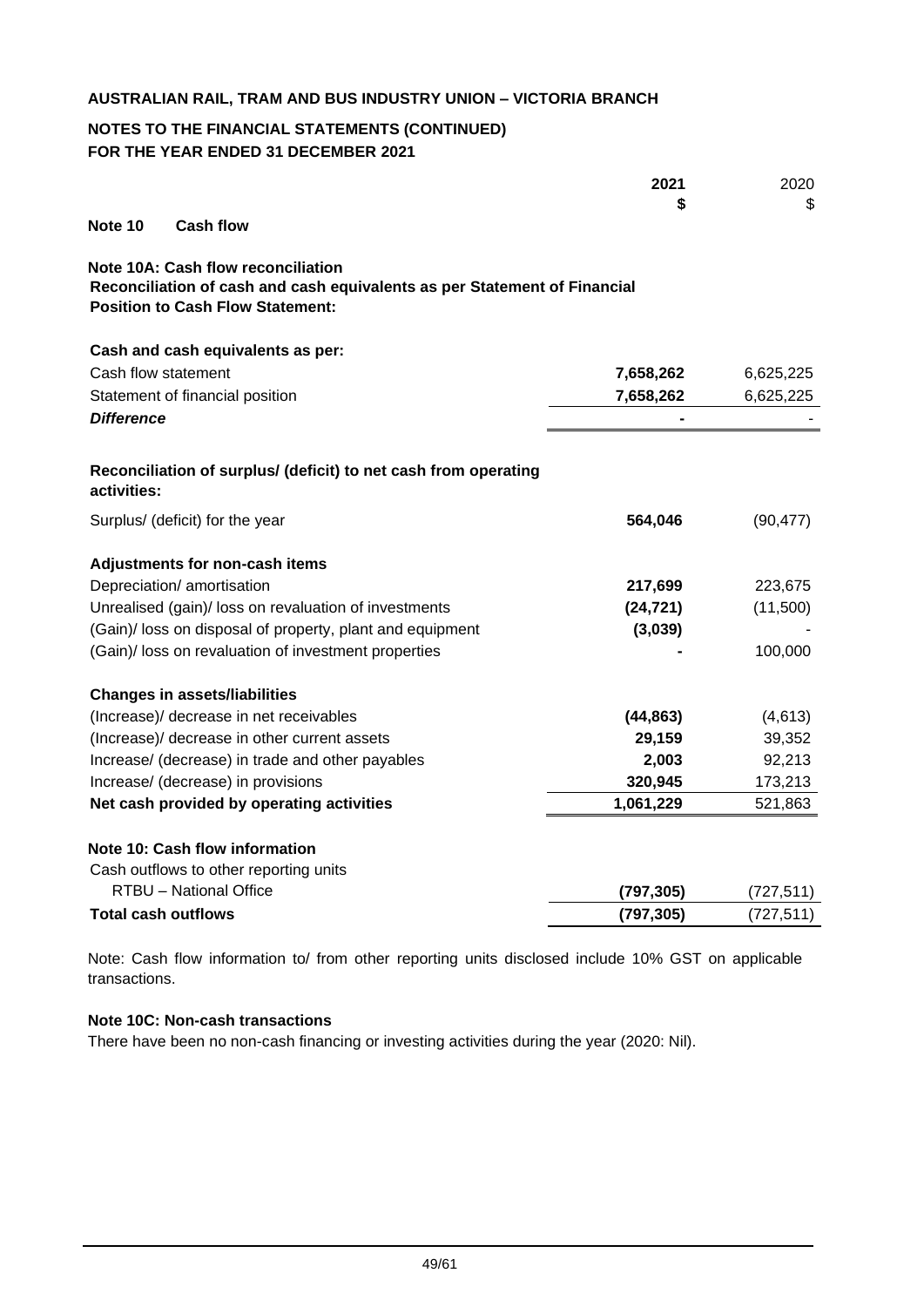AUSTRALIAN RAIL, TRAM AND BUS INDUSTRY UNION – VICTORIA BRANCH

**NOTES TO THE FINANCIAL STATEMENTS (CONTINUED)**
**FOR THE YEAR ENDED 31 DECEMBER 2021**

| | 2021 $ | 2020 $ |
|---|---|---|
| **Note 10 Cash flow** | | |
| **Note 10A: Cash flow reconciliation** | | |
| **Reconciliation of cash and cash equivalents as per Statement of Financial Position to Cash Flow Statement:** | | |
| **Cash and cash equivalents as per:** | | |
| Cash flow statement | **7,658,262** | 6,625,225 |
| Statement of financial position | **7,658,262** | 6,625,225 |
| ***Difference*** | **-** | - |
| **Reconciliation of surplus/ (deficit) to net cash from operating activities:** | | |
| Surplus/ (deficit) for the year | **564,046** | (90,477) |
| **Adjustments for non-cash items** | | |
| Depreciation/ amortisation | **217,699** | 223,675 |
| Unrealised (gain)/ loss on revaluation of investments | **(24,721)** | (11,500) |
| (Gain)/ loss on disposal of property, plant and equipment | **(3,039)** | - |
| (Gain)/ loss on revaluation of investment properties | **-** | 100,000 |
| **Changes in assets/liabilities** | | |
| (Increase)/ decrease in net receivables | **(44,863)** | (4,613) |
| (Increase)/ decrease in other current assets | **29,159** | 39,352 |
| Increase/ (decrease) in trade and other payables | **2,003** | 92,213 |
| Increase/ (decrease) in provisions | **320,945** | 173,213 |
| **Net cash provided by operating activities** | **1,061,229** | 521,863 |
| **Note 10: Cash flow information** | | |
| Cash outflows to other reporting units | | |
| RTBU – National Office | **(797,305)** | (727,511) |
| **Total cash outflows** | **(797,305)** | (727,511) |

Note: Cash flow information to/ from other reporting units disclosed include 10% GST on applicable transactions.

**Note 10C: Non-cash transactions**

There have been no non-cash financing or investing activities during the year (2020: Nil).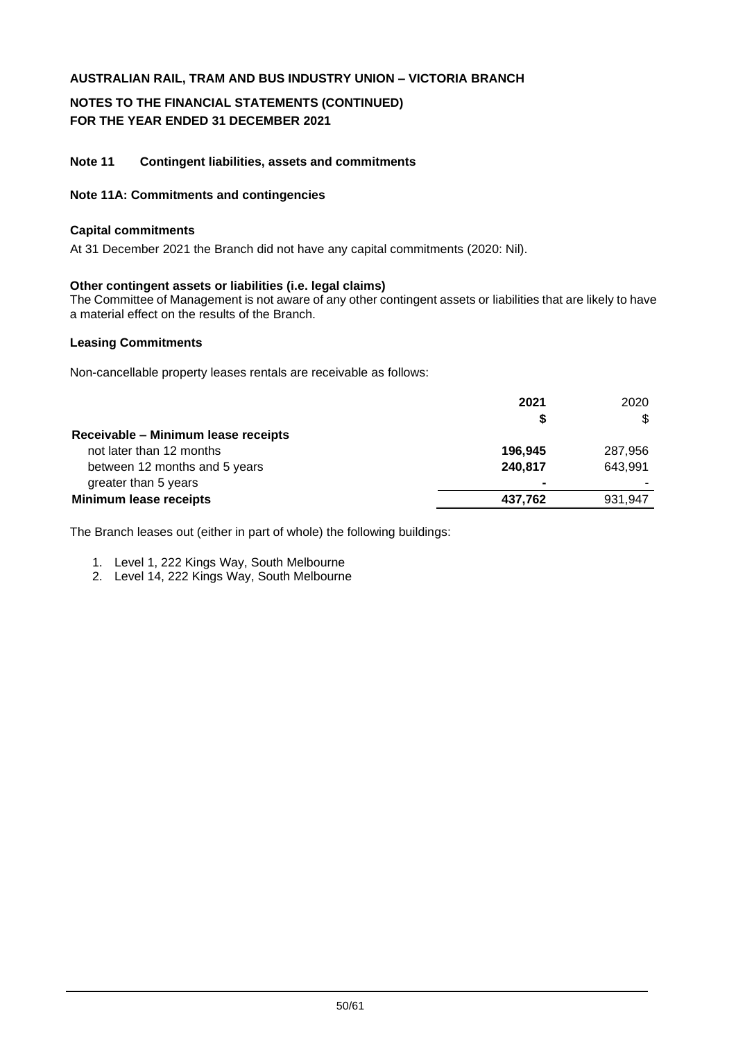**AUSTRALIAN RAIL, TRAM AND BUS INDUSTRY UNION – VICTORIA BRANCH**

**NOTES TO THE FINANCIAL STATEMENTS (CONTINUED)**
**FOR THE YEAR ENDED 31 DECEMBER 2021**

## Note 11 Contingent liabilities, assets and commitments

### Note 11A: Commitments and contingencies

**Capital commitments**

At 31 December 2021 the Branch did not have any capital commitments (2020: Nil).

**Other contingent assets or liabilities (i.e. legal claims)**

The Committee of Management is not aware of any other contingent assets or liabilities that are likely to have a material effect on the results of the Branch.

**Leasing Commitments**

Non-cancellable property leases rentals are receivable as follows:

| | **2021** | 2020 |
|---|---|---|
| | **$** | $ |
| **Receivable – Minimum lease receipts** | | |
| not later than 12 months | **196,945** | 287,956 |
| between 12 months and 5 years | **240,817** | 643,991 |
| greater than 5 years | **-** | - |
| **Minimum lease receipts** | **437,762** | 931,947 |

The Branch leases out (either in part of whole) the following buildings:

1. Level 1, 222 Kings Way, South Melbourne
2. Level 14, 222 Kings Way, South Melbourne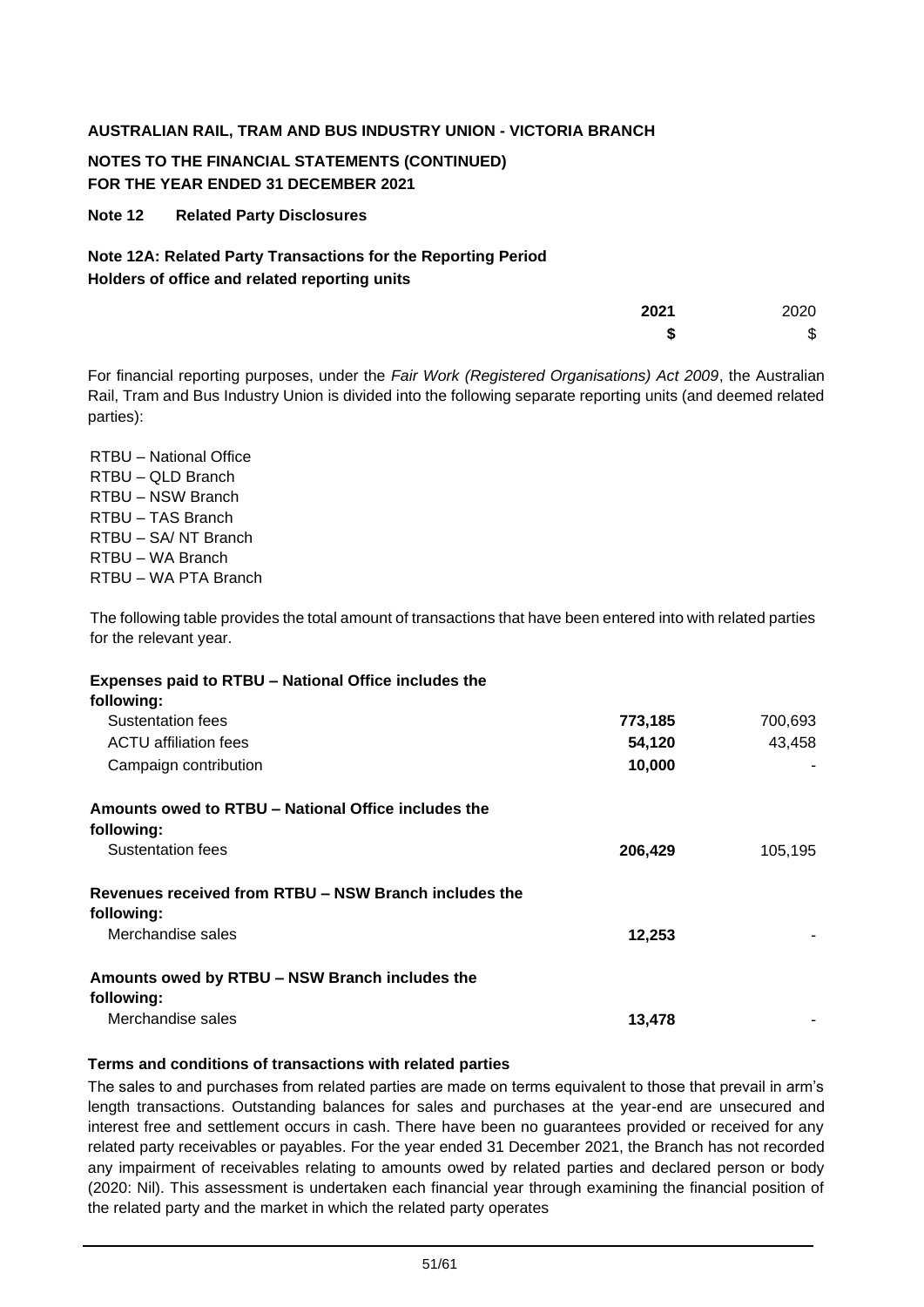**AUSTRALIAN RAIL, TRAM AND BUS INDUSTRY UNION - VICTORIA BRANCH**

**NOTES TO THE FINANCIAL STATEMENTS (CONTINUED)**
**FOR THE YEAR ENDED 31 DECEMBER 2021**

**Note 12 Related Party Disclosures**

**Note 12A: Related Party Transactions for the Reporting Period**
**Holders of office and related reporting units**

For financial reporting purposes, under the *Fair Work (Registered Organisations) Act 2009*, the Australian Rail, Tram and Bus Industry Union is divided into the following separate reporting units (and deemed related parties):

RTBU – National Office
RTBU – QLD Branch
RTBU – NSW Branch
RTBU – TAS Branch
RTBU – SA/ NT Branch
RTBU – WA Branch
RTBU – WA PTA Branch

The following table provides the total amount of transactions that have been entered into with related parties for the relevant year.

| | **2021** | 2020 |
|---|---|---|
| | **$** | $ |
| **Expenses paid to RTBU – National Office includes the following:** | | |
| Sustentation fees | **773,185** | 700,693 |
| ACTU affiliation fees | **54,120** | 43,458 |
| Campaign contribution | **10,000** | - |
| **Amounts owed to RTBU – National Office includes the following:** | | |
| Sustentation fees | **206,429** | 105,195 |
| **Revenues received from RTBU – NSW Branch includes the following:** | | |
| Merchandise sales | **12,253** | - |
| **Amounts owed by RTBU – NSW Branch includes the following:** | | |
| Merchandise sales | **13,478** | - |

**Terms and conditions of transactions with related parties**

The sales to and purchases from related parties are made on terms equivalent to those that prevail in arm's length transactions. Outstanding balances for sales and purchases at the year-end are unsecured and interest free and settlement occurs in cash. There have been no guarantees provided or received for any related party receivables or payables. For the year ended 31 December 2021, the Branch has not recorded any impairment of receivables relating to amounts owed by related parties and declared person or body (2020: Nil). This assessment is undertaken each financial year through examining the financial position of the related party and the market in which the related party operates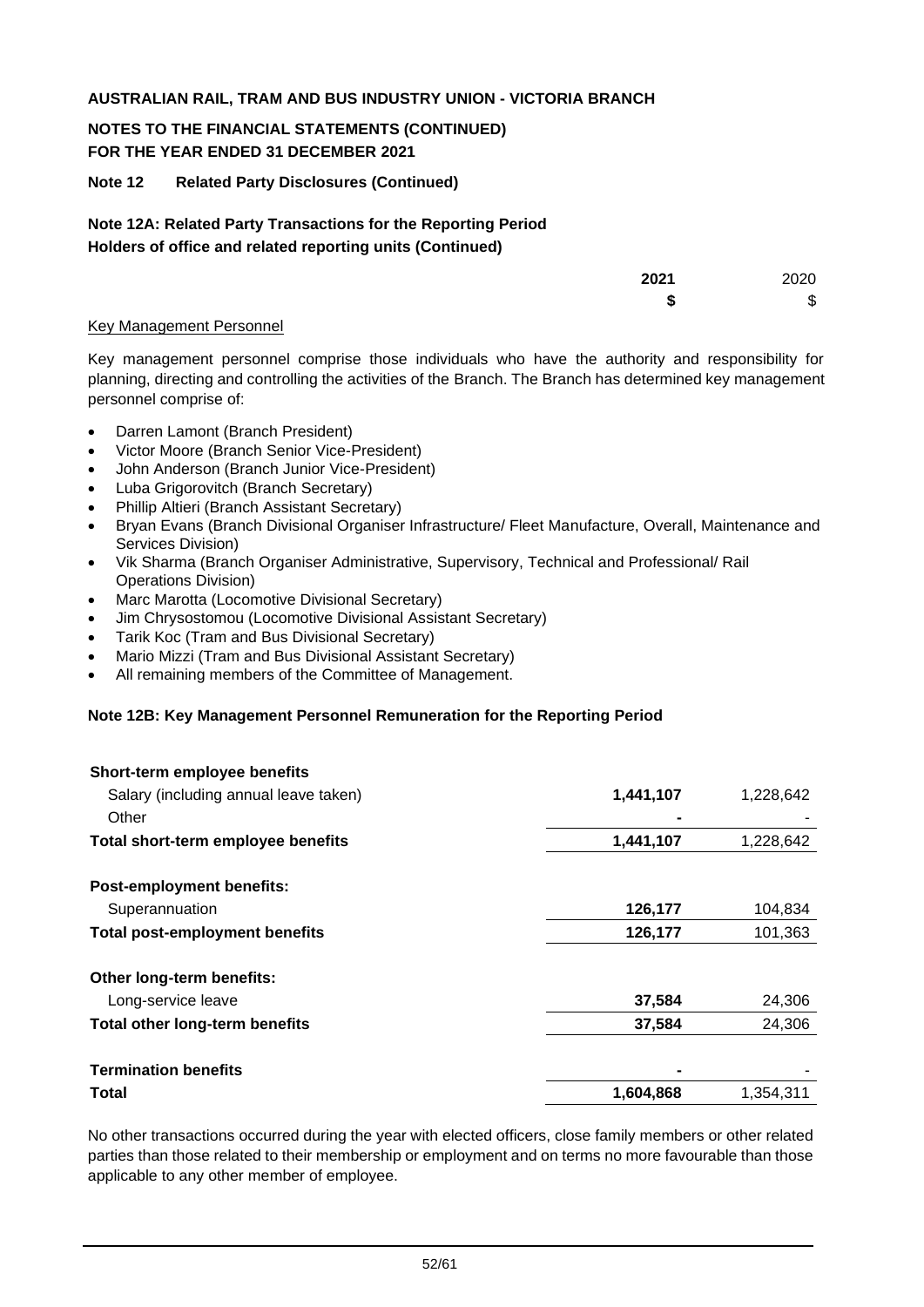**AUSTRALIAN RAIL, TRAM AND BUS INDUSTRY UNION - VICTORIA BRANCH**

**NOTES TO THE FINANCIAL STATEMENTS (CONTINUED)**
**FOR THE YEAR ENDED 31 DECEMBER 2021**

**Note 12 Related Party Disclosures (Continued)**

**Note 12A: Related Party Transactions for the Reporting Period**
**Holders of office and related reporting units (Continued)**

| | **2021** | 2020 |
|---|---|---|
| | **$** | $ |

Key Management Personnel

Key management personnel comprise those individuals who have the authority and responsibility for planning, directing and controlling the activities of the Branch. The Branch has determined key management personnel comprise of:

- Darren Lamont (Branch President)
- Victor Moore (Branch Senior Vice-President)
- John Anderson (Branch Junior Vice-President)
- Luba Grigorovitch (Branch Secretary)
- Phillip Altieri (Branch Assistant Secretary)
- Bryan Evans (Branch Divisional Organiser Infrastructure/ Fleet Manufacture, Overall, Maintenance and Services Division)
- Vik Sharma (Branch Organiser Administrative, Supervisory, Technical and Professional/ Rail Operations Division)
- Marc Marotta (Locomotive Divisional Secretary)
- Jim Chrysostomou (Locomotive Divisional Assistant Secretary)
- Tarik Koc (Tram and Bus Divisional Secretary)
- Mario Mizzi (Tram and Bus Divisional Assistant Secretary)
- All remaining members of the Committee of Management.

**Note 12B: Key Management Personnel Remuneration for the Reporting Period**

| | **2021** | 2020 |
|---|---|---|
| **Short-term employee benefits** | | |
| Salary (including annual leave taken) | **1,441,107** | 1,228,642 |
| Other | **-** | - |
| **Total short-term employee benefits** | **1,441,107** | 1,228,642 |
| **Post-employment benefits:** | | |
| Superannuation | **126,177** | 104,834 |
| **Total post-employment benefits** | **126,177** | 101,363 |
| **Other long-term benefits:** | | |
| Long-service leave | **37,584** | 24,306 |
| **Total other long-term benefits** | **37,584** | 24,306 |
| **Termination benefits** | **-** | - |
| **Total** | **1,604,868** | 1,354,311 |

No other transactions occurred during the year with elected officers, close family members or other related parties than those related to their membership or employment and on terms no more favourable than those applicable to any other member of employee.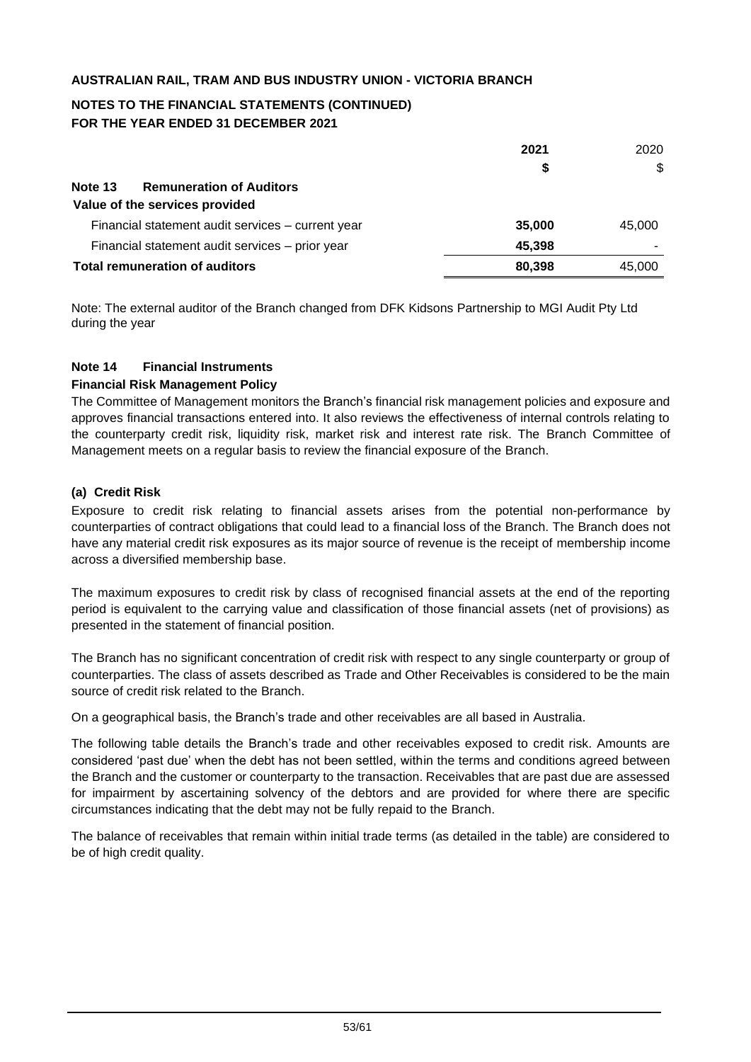**AUSTRALIAN RAIL, TRAM AND BUS INDUSTRY UNION - VICTORIA BRANCH**

**NOTES TO THE FINANCIAL STATEMENTS (CONTINUED)**
**FOR THE YEAR ENDED 31 DECEMBER 2021**

| | 2021 | 2020 |
|---|---|---|
| | $ | $ |
| **Note 13 Remuneration of Auditors** | | |
| **Value of the services provided** | | |
| Financial statement audit services – current year | 35,000 | 45,000 |
| Financial statement audit services – prior year | 45,398 | - |
| **Total remuneration of auditors** | **80,398** | 45,000 |

Note: The external auditor of the Branch changed from DFK Kidsons Partnership to MGI Audit Pty Ltd during the year

### Note 14 Financial Instruments

**Financial Risk Management Policy**

The Committee of Management monitors the Branch's financial risk management policies and exposure and approves financial transactions entered into. It also reviews the effectiveness of internal controls relating to the counterparty credit risk, liquidity risk, market risk and interest rate risk. The Branch Committee of Management meets on a regular basis to review the financial exposure of the Branch.

**(a) Credit Risk**

Exposure to credit risk relating to financial assets arises from the potential non-performance by counterparties of contract obligations that could lead to a financial loss of the Branch. The Branch does not have any material credit risk exposures as its major source of revenue is the receipt of membership income across a diversified membership base.

The maximum exposures to credit risk by class of recognised financial assets at the end of the reporting period is equivalent to the carrying value and classification of those financial assets (net of provisions) as presented in the statement of financial position.

The Branch has no significant concentration of credit risk with respect to any single counterparty or group of counterparties. The class of assets described as Trade and Other Receivables is considered to be the main source of credit risk related to the Branch.

On a geographical basis, the Branch's trade and other receivables are all based in Australia.

The following table details the Branch's trade and other receivables exposed to credit risk. Amounts are considered 'past due' when the debt has not been settled, within the terms and conditions agreed between the Branch and the customer or counterparty to the transaction. Receivables that are past due are assessed for impairment by ascertaining solvency of the debtors and are provided for where there are specific circumstances indicating that the debt may not be fully repaid to the Branch.

The balance of receivables that remain within initial trade terms (as detailed in the table) are considered to be of high credit quality.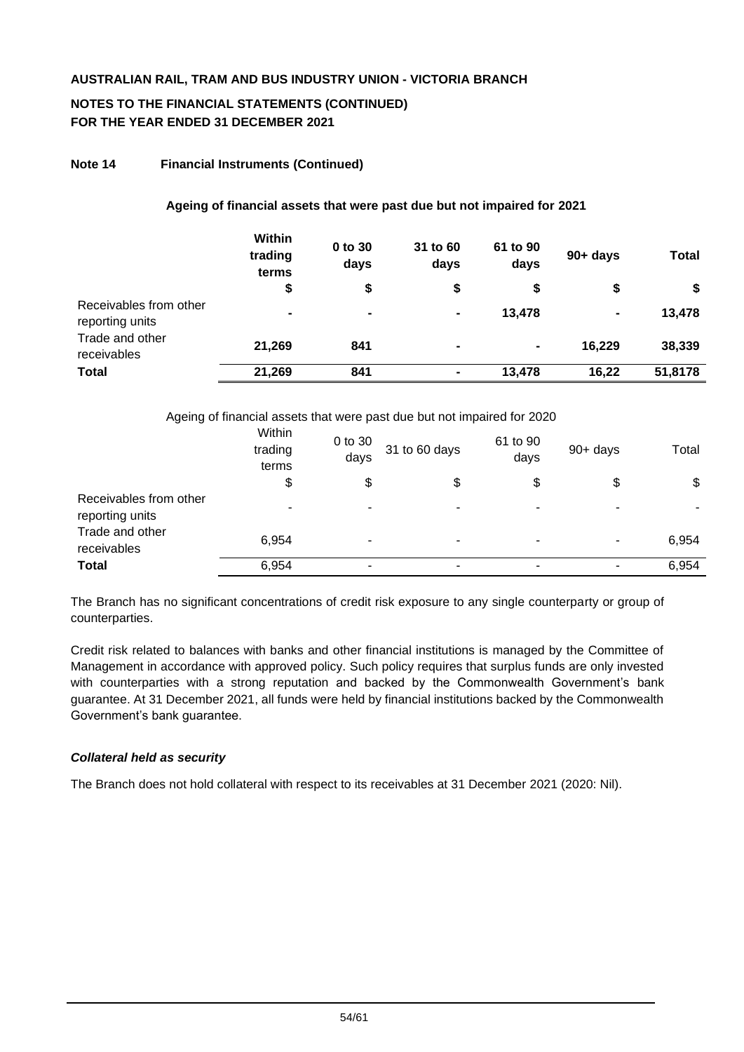**AUSTRALIAN RAIL, TRAM AND BUS INDUSTRY UNION - VICTORIA BRANCH**

**NOTES TO THE FINANCIAL STATEMENTS (CONTINUED)**
**FOR THE YEAR ENDED 31 DECEMBER 2021**

**Note 14 Financial Instruments (Continued)**

**Ageing of financial assets that were past due but not impaired for 2021**

| | Within trading terms | 0 to 30 days | 31 to 60 days | 61 to 90 days | 90+ days | Total |
|---|---|---|---|---|---|---|
| | $ | $ | $ | $ | $ | $ |
| Receivables from other reporting units | - | - | - | 13,478 | - | 13,478 |
| Trade and other receivables | 21,269 | 841 | - | - | 16,229 | 38,339 |
| **Total** | **21,269** | **841** | **-** | **13,478** | **16,22** | **51,8178** |

Ageing of financial assets that were past due but not impaired for 2020

| | Within trading terms | 0 to 30 days | 31 to 60 days | 61 to 90 days | 90+ days | Total |
|---|---|---|---|---|---|---|
| | $ | $ | $ | $ | $ | $ |
| Receivables from other reporting units | - | - | - | - | - | - |
| Trade and other receivables | 6,954 | - | - | - | - | 6,954 |
| **Total** | 6,954 | - | - | - | - | 6,954 |

The Branch has no significant concentrations of credit risk exposure to any single counterparty or group of counterparties.

Credit risk related to balances with banks and other financial institutions is managed by the Committee of Management in accordance with approved policy. Such policy requires that surplus funds are only invested with counterparties with a strong reputation and backed by the Commonwealth Government's bank guarantee. At 31 December 2021, all funds were held by financial institutions backed by the Commonwealth Government's bank guarantee.

***Collateral held as security***

The Branch does not hold collateral with respect to its receivables at 31 December 2021 (2020: Nil).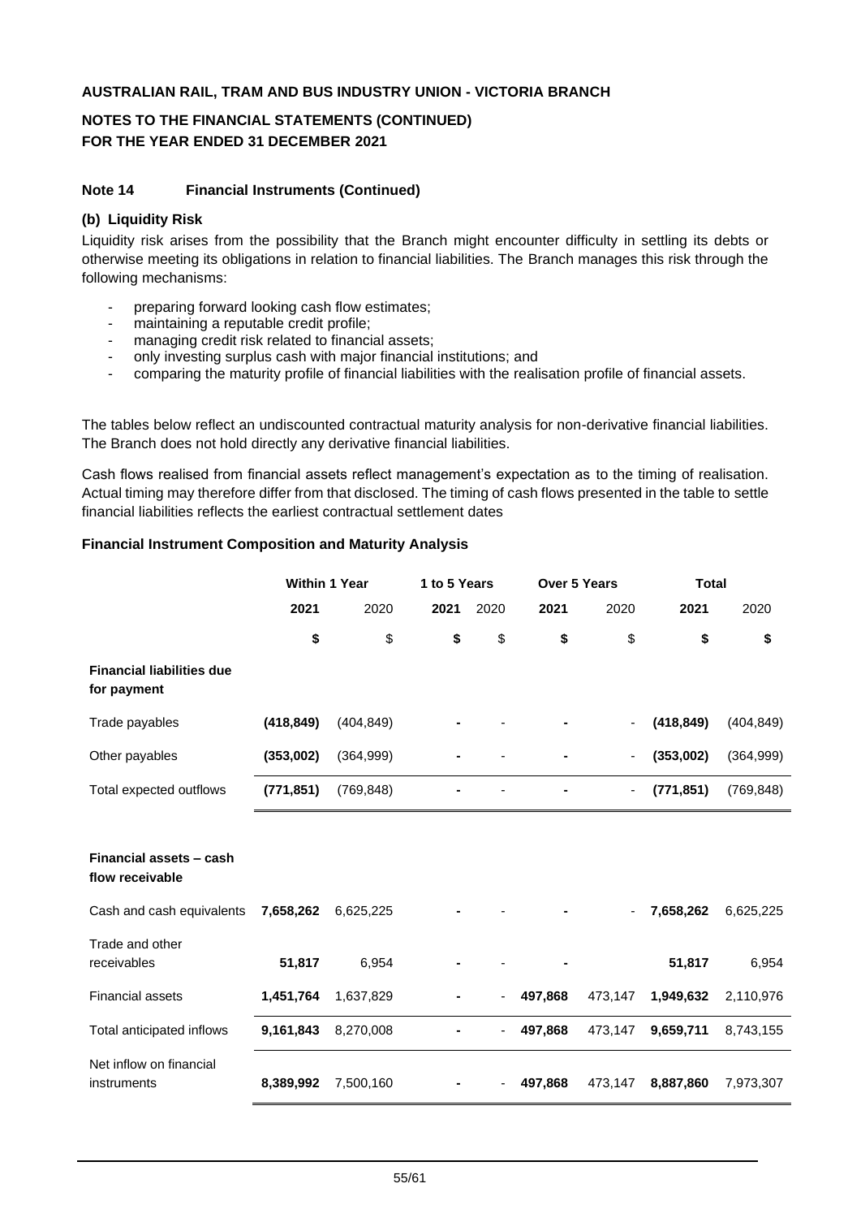**AUSTRALIAN RAIL, TRAM AND BUS INDUSTRY UNION - VICTORIA BRANCH**

**NOTES TO THE FINANCIAL STATEMENTS (CONTINUED)**
**FOR THE YEAR ENDED 31 DECEMBER 2021**

**Note 14 Financial Instruments (Continued)**

**(b) Liquidity Risk**

Liquidity risk arises from the possibility that the Branch might encounter difficulty in settling its debts or otherwise meeting its obligations in relation to financial liabilities. The Branch manages this risk through the following mechanisms:

- preparing forward looking cash flow estimates;
- maintaining a reputable credit profile;
- managing credit risk related to financial assets;
- only investing surplus cash with major financial institutions; and
- comparing the maturity profile of financial liabilities with the realisation profile of financial assets.

The tables below reflect an undiscounted contractual maturity analysis for non-derivative financial liabilities. The Branch does not hold directly any derivative financial liabilities.

Cash flows realised from financial assets reflect management's expectation as to the timing of realisation. Actual timing may therefore differ from that disclosed. The timing of cash flows presented in the table to settle financial liabilities reflects the earliest contractual settlement dates

**Financial Instrument Composition and Maturity Analysis**

| | Within 1 Year | | 1 to 5 Years | | Over 5 Years | | Total | |
|---|---|---|---|---|---|---|---|---|
| | **2021** | 2020 | **2021** | 2020 | **2021** | 2020 | **2021** | 2020 |
| | **$** | $ | **$** | $ | **$** | $ | **$** | **$** |
| **Financial liabilities due for payment** | | | | | | | | |
| Trade payables | **(418,849)** | (404,849) | **-** | - | **-** | - | **(418,849)** | (404,849) |
| Other payables | **(353,002)** | (364,999) | **-** | - | **-** | - | **(353,002)** | (364,999) |
| Total expected outflows | **(771,851)** | (769,848) | **-** | - | **-** | - | **(771,851)** | (769,848) |
| **Financial assets – cash flow receivable** | | | | | | | | |
| Cash and cash equivalents | **7,658,262** | 6,625,225 | **-** | - | **-** | - | **7,658,262** | 6,625,225 |
| Trade and other receivables | **51,817** | 6,954 | **-** | - | **-** | | **51,817** | 6,954 |
| Financial assets | **1,451,764** | 1,637,829 | **-** | - | **497,868** | 473,147 | **1,949,632** | 2,110,976 |
| Total anticipated inflows | **9,161,843** | 8,270,008 | **-** | - | **497,868** | 473,147 | **9,659,711** | 8,743,155 |
| Net inflow on financial instruments | **8,389,992** | 7,500,160 | **-** | - | **497,868** | 473,147 | **8,887,860** | 7,973,307 |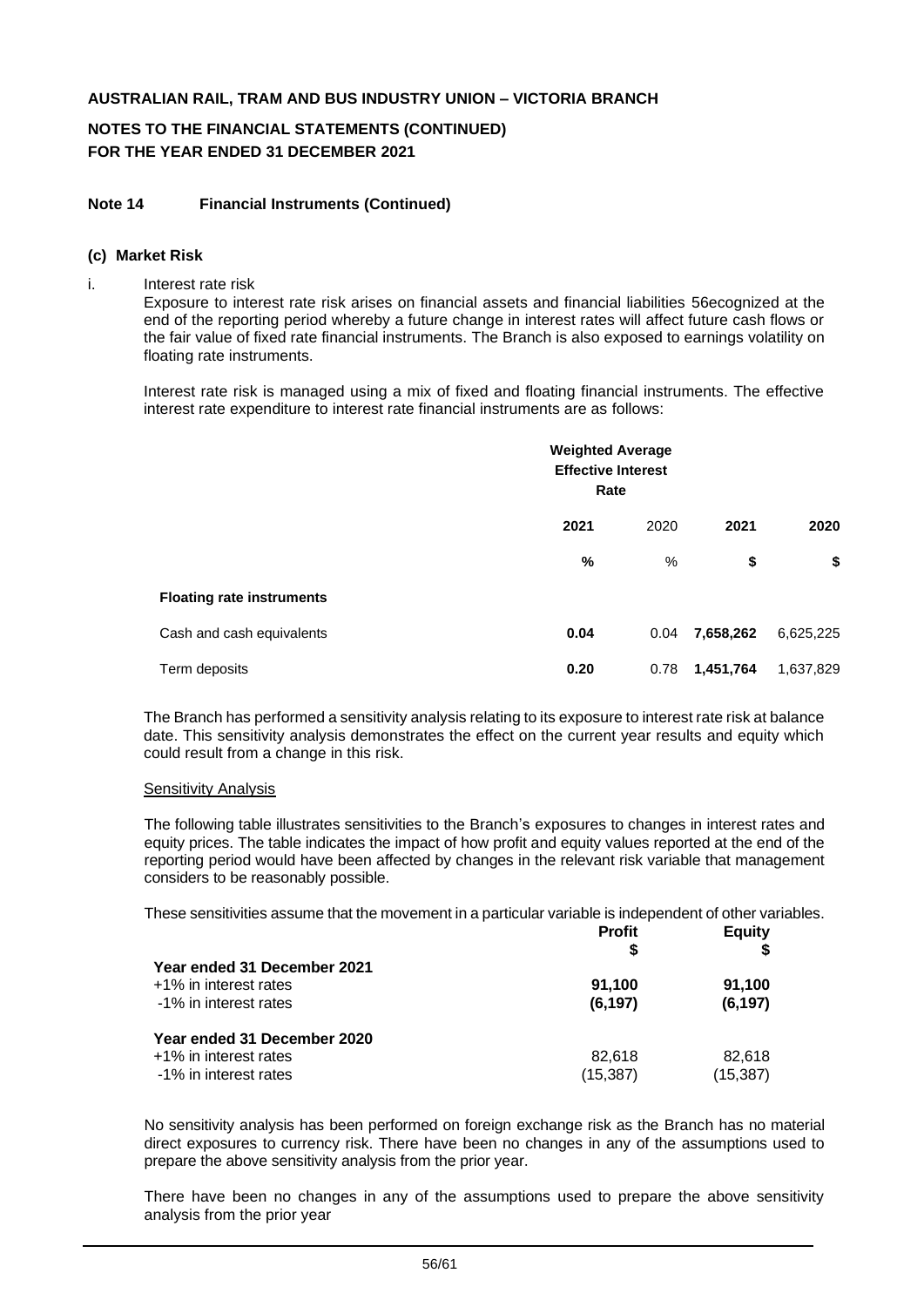**AUSTRALIAN RAIL, TRAM AND BUS INDUSTRY UNION – VICTORIA BRANCH**

**NOTES TO THE FINANCIAL STATEMENTS (CONTINUED)**
**FOR THE YEAR ENDED 31 DECEMBER 2021**

**Note 14 Financial Instruments (Continued)**

**(c) Market Risk**

i. Interest rate risk

Exposure to interest rate risk arises on financial assets and financial liabilities 56ecognized at the end of the reporting period whereby a future change in interest rates will affect future cash flows or the fair value of fixed rate financial instruments. The Branch is also exposed to earnings volatility on floating rate instruments.

Interest rate risk is managed using a mix of fixed and floating financial instruments. The effective interest rate expenditure to interest rate financial instruments are as follows:

| | Weighted Average Effective Interest Rate | | | |
|---|---|---|---|---|
| | **2021** | 2020 | **2021** | **2020** |
| | **%** | % | **\$** | **\$** |
| **Floating rate instruments** | | | | |
| Cash and cash equivalents | **0.04** | 0.04 | **7,658,262** | 6,625,225 |
| Term deposits | **0.20** | 0.78 | **1,451,764** | 1,637,829 |

The Branch has performed a sensitivity analysis relating to its exposure to interest rate risk at balance date. This sensitivity analysis demonstrates the effect on the current year results and equity which could result from a change in this risk.

Sensitivity Analysis

The following table illustrates sensitivities to the Branch's exposures to changes in interest rates and equity prices. The table indicates the impact of how profit and equity values reported at the end of the reporting period would have been affected by changes in the relevant risk variable that management considers to be reasonably possible.

These sensitivities assume that the movement in a particular variable is independent of other variables.

| | Profit | Equity |
|---|---|---|
| | \$ | \$ |
| **Year ended 31 December 2021** | | |
| +1% in interest rates | **91,100** | **91,100** |
| -1% in interest rates | **(6,197)** | **(6,197)** |
| **Year ended 31 December 2020** | | |
| +1% in interest rates | 82,618 | 82,618 |
| -1% in interest rates | (15,387) | (15,387) |

No sensitivity analysis has been performed on foreign exchange risk as the Branch has no material direct exposures to currency risk. There have been no changes in any of the assumptions used to prepare the above sensitivity analysis from the prior year.

There have been no changes in any of the assumptions used to prepare the above sensitivity analysis from the prior year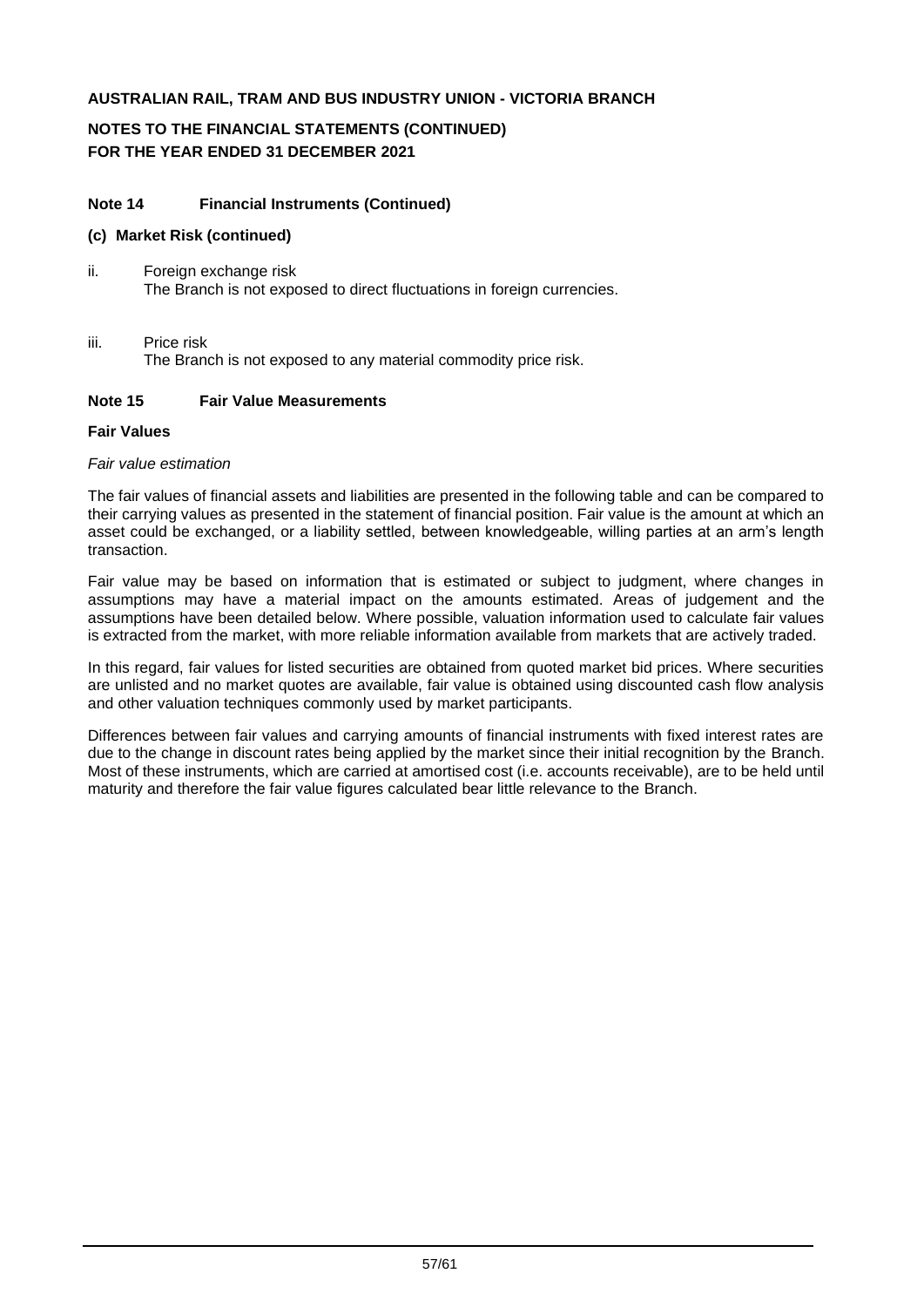**AUSTRALIAN RAIL, TRAM AND BUS INDUSTRY UNION - VICTORIA BRANCH**

**NOTES TO THE FINANCIAL STATEMENTS (CONTINUED)**
**FOR THE YEAR ENDED 31 DECEMBER 2021**

### Note 14 Financial Instruments (Continued)

**(c) Market Risk (continued)**

ii. Foreign exchange risk
The Branch is not exposed to direct fluctuations in foreign currencies.

iii. Price risk
The Branch is not exposed to any material commodity price risk.

### Note 15 Fair Value Measurements

**Fair Values**

*Fair value estimation*

The fair values of financial assets and liabilities are presented in the following table and can be compared to their carrying values as presented in the statement of financial position. Fair value is the amount at which an asset could be exchanged, or a liability settled, between knowledgeable, willing parties at an arm's length transaction.

Fair value may be based on information that is estimated or subject to judgment, where changes in assumptions may have a material impact on the amounts estimated. Areas of judgement and the assumptions have been detailed below. Where possible, valuation information used to calculate fair values is extracted from the market, with more reliable information available from markets that are actively traded.

In this regard, fair values for listed securities are obtained from quoted market bid prices. Where securities are unlisted and no market quotes are available, fair value is obtained using discounted cash flow analysis and other valuation techniques commonly used by market participants.

Differences between fair values and carrying amounts of financial instruments with fixed interest rates are due to the change in discount rates being applied by the market since their initial recognition by the Branch. Most of these instruments, which are carried at amortised cost (i.e. accounts receivable), are to be held until maturity and therefore the fair value figures calculated bear little relevance to the Branch.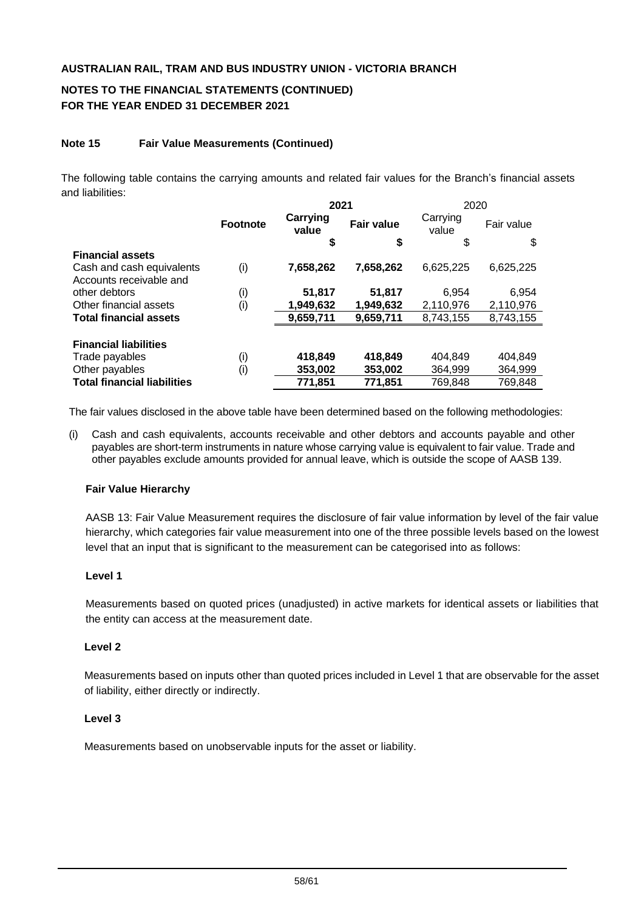**AUSTRALIAN RAIL, TRAM AND BUS INDUSTRY UNION - VICTORIA BRANCH**

**NOTES TO THE FINANCIAL STATEMENTS (CONTINUED)**
**FOR THE YEAR ENDED 31 DECEMBER 2021**

**Note 15 Fair Value Measurements (Continued)**

The following table contains the carrying amounts and related fair values for the Branch's financial assets and liabilities:

| | Footnote | 2021 Carrying value | 2021 Fair value | 2020 Carrying value | 2020 Fair value |
|---|---|---|---|---|---|
| | | **$** | **$** | $ | $ |
| **Financial assets** | | | | | |
| Cash and cash equivalents | (i) | **7,658,262** | **7,658,262** | 6,625,225 | 6,625,225 |
| Accounts receivable and other debtors | (i) | **51,817** | **51,817** | 6,954 | 6,954 |
| Other financial assets | (i) | **1,949,632** | **1,949,632** | 2,110,976 | 2,110,976 |
| **Total financial assets** | | **9,659,711** | **9,659,711** | 8,743,155 | 8,743,155 |
| **Financial liabilities** | | | | | |
| Trade payables | (i) | **418,849** | **418,849** | 404,849 | 404,849 |
| Other payables | (i) | **353,002** | **353,002** | 364,999 | 364,999 |
| **Total financial liabilities** | | **771,851** | **771,851** | 769,848 | 769,848 |

The fair values disclosed in the above table have been determined based on the following methodologies:

(i) Cash and cash equivalents, accounts receivable and other debtors and accounts payable and other payables are short-term instruments in nature whose carrying value is equivalent to fair value. Trade and other payables exclude amounts provided for annual leave, which is outside the scope of AASB 139.

**Fair Value Hierarchy**

AASB 13: Fair Value Measurement requires the disclosure of fair value information by level of the fair value hierarchy, which categories fair value measurement into one of the three possible levels based on the lowest level that an input that is significant to the measurement can be categorised into as follows:

**Level 1**

Measurements based on quoted prices (unadjusted) in active markets for identical assets or liabilities that the entity can access at the measurement date.

**Level 2**

Measurements based on inputs other than quoted prices included in Level 1 that are observable for the asset of liability, either directly or indirectly.

**Level 3**

Measurements based on unobservable inputs for the asset or liability.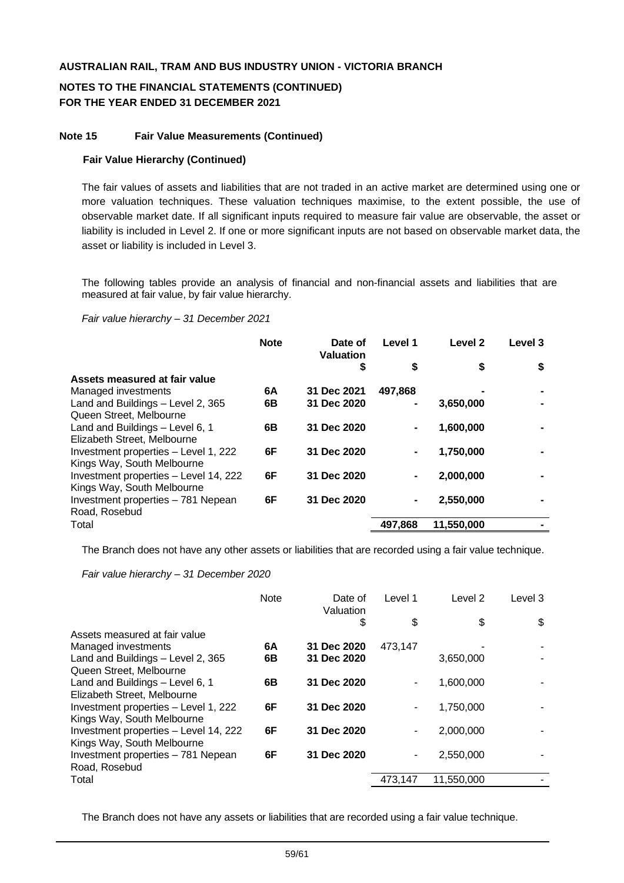**AUSTRALIAN RAIL, TRAM AND BUS INDUSTRY UNION - VICTORIA BRANCH**

**NOTES TO THE FINANCIAL STATEMENTS (CONTINUED)**
**FOR THE YEAR ENDED 31 DECEMBER 2021**

**Note 15 Fair Value Measurements (Continued)**

**Fair Value Hierarchy (Continued)**

The fair values of assets and liabilities that are not traded in an active market are determined using one or more valuation techniques. These valuation techniques maximise, to the extent possible, the use of observable market date. If all significant inputs required to measure fair value are observable, the asset or liability is included in Level 2. If one or more significant inputs are not based on observable market data, the asset or liability is included in Level 3.

The following tables provide an analysis of financial and non-financial assets and liabilities that are measured at fair value, by fair value hierarchy.

*Fair value hierarchy – 31 December 2021*

| | Note | Date of Valuation | Level 1 | Level 2 | Level 3 |
|---|---|---|---|---|---|
| | | $ | $ | $ | $ |
| **Assets measured at fair value** | | | | | |
| Managed investments | 6A | 31 Dec 2021 | 497,868 | - | - |
| Land and Buildings – Level 2, 365 Queen Street, Melbourne | 6B | 31 Dec 2020 | - | 3,650,000 | - |
| Land and Buildings – Level 6, 1 Elizabeth Street, Melbourne | 6B | 31 Dec 2020 | - | 1,600,000 | - |
| Investment properties – Level 1, 222 Kings Way, South Melbourne | 6F | 31 Dec 2020 | - | 1,750,000 | - |
| Investment properties – Level 14, 222 Kings Way, South Melbourne | 6F | 31 Dec 2020 | - | 2,000,000 | - |
| Investment properties – 781 Nepean Road, Rosebud | 6F | 31 Dec 2020 | - | 2,550,000 | - |
| Total | | | 497,868 | 11,550,000 | - |

The Branch does not have any other assets or liabilities that are recorded using a fair value technique.

*Fair value hierarchy – 31 December 2020*

| | Note | Date of Valuation | Level 1 | Level 2 | Level 3 |
|---|---|---|---|---|---|
| | | $ | $ | $ | $ |
| Assets measured at fair value | | | | | |
| Managed investments | 6A | 31 Dec 2020 | 473,147 | - | - |
| Land and Buildings – Level 2, 365 Queen Street, Melbourne | 6B | 31 Dec 2020 | | 3,650,000 | - |
| Land and Buildings – Level 6, 1 Elizabeth Street, Melbourne | 6B | 31 Dec 2020 | - | 1,600,000 | - |
| Investment properties – Level 1, 222 Kings Way, South Melbourne | 6F | 31 Dec 2020 | - | 1,750,000 | - |
| Investment properties – Level 14, 222 Kings Way, South Melbourne | 6F | 31 Dec 2020 | - | 2,000,000 | - |
| Investment properties – 781 Nepean Road, Rosebud | 6F | 31 Dec 2020 | - | 2,550,000 | - |
| Total | | | 473,147 | 11,550,000 | - |

The Branch does not have any assets or liabilities that are recorded using a fair value technique.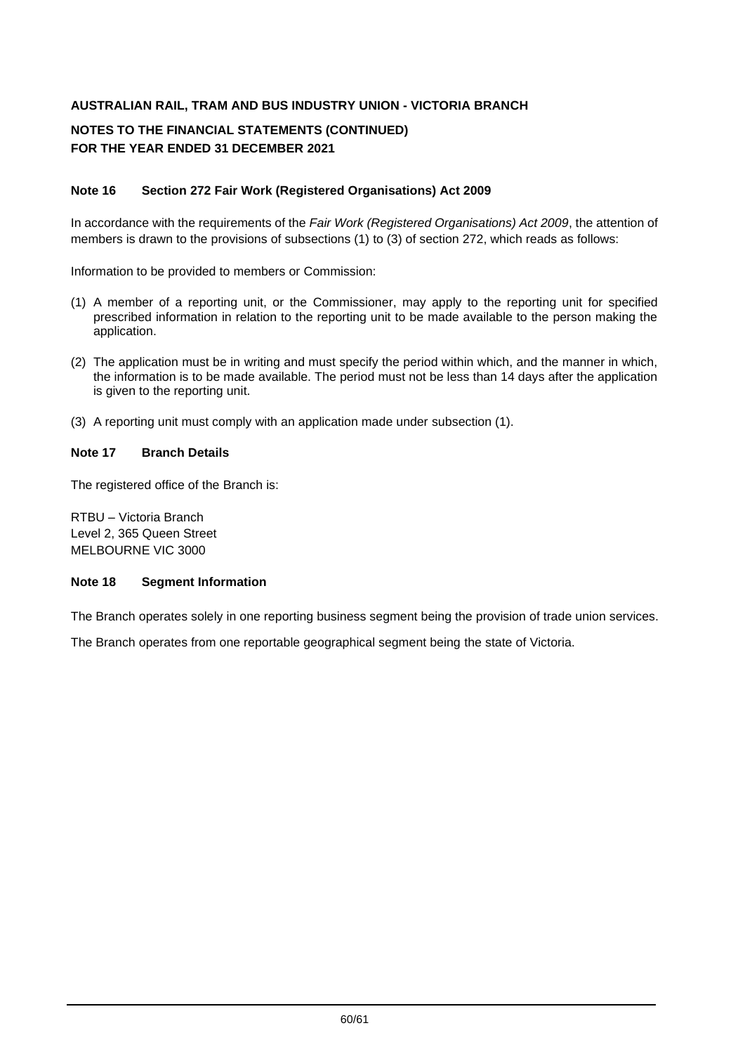**AUSTRALIAN RAIL, TRAM AND BUS INDUSTRY UNION - VICTORIA BRANCH**

**NOTES TO THE FINANCIAL STATEMENTS (CONTINUED)**
**FOR THE YEAR ENDED 31 DECEMBER 2021**

### Note 16 Section 272 Fair Work (Registered Organisations) Act 2009

In accordance with the requirements of the *Fair Work (Registered Organisations) Act 2009*, the attention of members is drawn to the provisions of subsections (1) to (3) of section 272, which reads as follows:

Information to be provided to members or Commission:

(1) A member of a reporting unit, or the Commissioner, may apply to the reporting unit for specified prescribed information in relation to the reporting unit to be made available to the person making the application.

(2) The application must be in writing and must specify the period within which, and the manner in which, the information is to be made available. The period must not be less than 14 days after the application is given to the reporting unit.

(3) A reporting unit must comply with an application made under subsection (1).

### Note 17 Branch Details

The registered office of the Branch is:

RTBU – Victoria Branch
Level 2, 365 Queen Street
MELBOURNE VIC 3000

### Note 18 Segment Information

The Branch operates solely in one reporting business segment being the provision of trade union services.

The Branch operates from one reportable geographical segment being the state of Victoria.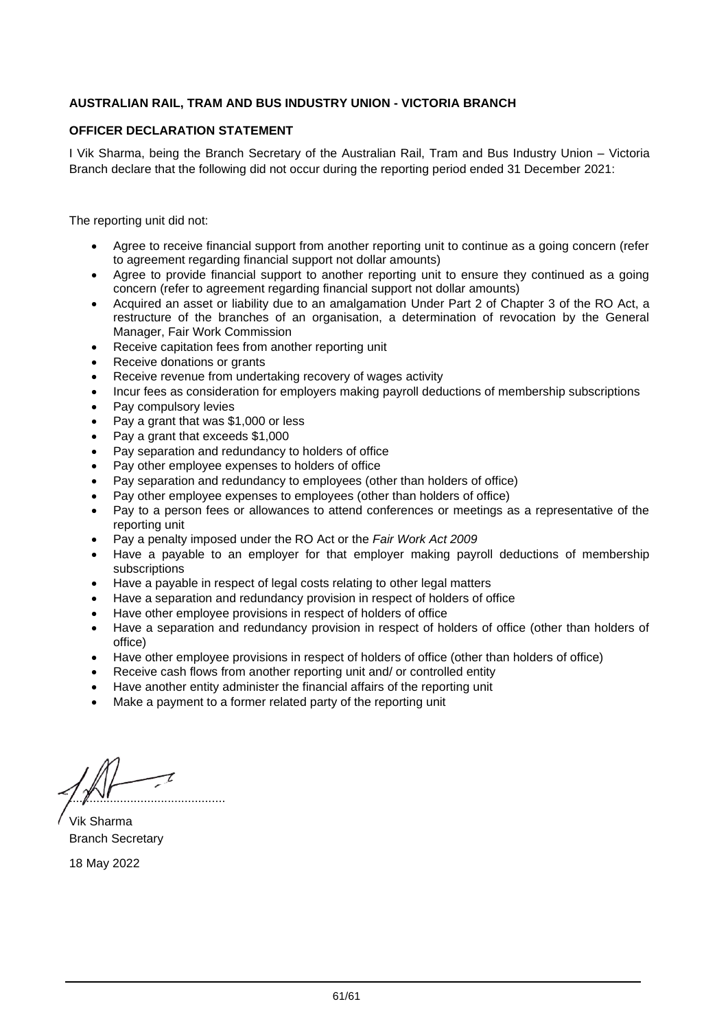**AUSTRALIAN RAIL, TRAM AND BUS INDUSTRY UNION - VICTORIA BRANCH**

**OFFICER DECLARATION STATEMENT**

I Vik Sharma, being the Branch Secretary of the Australian Rail, Tram and Bus Industry Union – Victoria Branch declare that the following did not occur during the reporting period ended 31 December 2021:

The reporting unit did not:

- Agree to receive financial support from another reporting unit to continue as a going concern (refer to agreement regarding financial support not dollar amounts)
- Agree to provide financial support to another reporting unit to ensure they continued as a going concern (refer to agreement regarding financial support not dollar amounts)
- Acquired an asset or liability due to an amalgamation Under Part 2 of Chapter 3 of the RO Act, a restructure of the branches of an organisation, a determination of revocation by the General Manager, Fair Work Commission
- Receive capitation fees from another reporting unit
- Receive donations or grants
- Receive revenue from undertaking recovery of wages activity
- Incur fees as consideration for employers making payroll deductions of membership subscriptions
- Pay compulsory levies
- Pay a grant that was $1,000 or less
- Pay a grant that exceeds $1,000
- Pay separation and redundancy to holders of office
- Pay other employee expenses to holders of office
- Pay separation and redundancy to employees (other than holders of office)
- Pay other employee expenses to employees (other than holders of office)
- Pay to a person fees or allowances to attend conferences or meetings as a representative of the reporting unit
- Pay a penalty imposed under the RO Act or the *Fair Work Act 2009*
- Have a payable to an employer for that employer making payroll deductions of membership subscriptions
- Have a payable in respect of legal costs relating to other legal matters
- Have a separation and redundancy provision in respect of holders of office
- Have other employee provisions in respect of holders of office
- Have a separation and redundancy provision in respect of holders of office (other than holders of office)
- Have other employee provisions in respect of holders of office (other than holders of office)
- Receive cash flows from another reporting unit and/ or controlled entity
- Have another entity administer the financial affairs of the reporting unit
- Make a payment to a former related party of the reporting unit

...............................................

Vik Sharma
Branch Secretary

18 May 2022